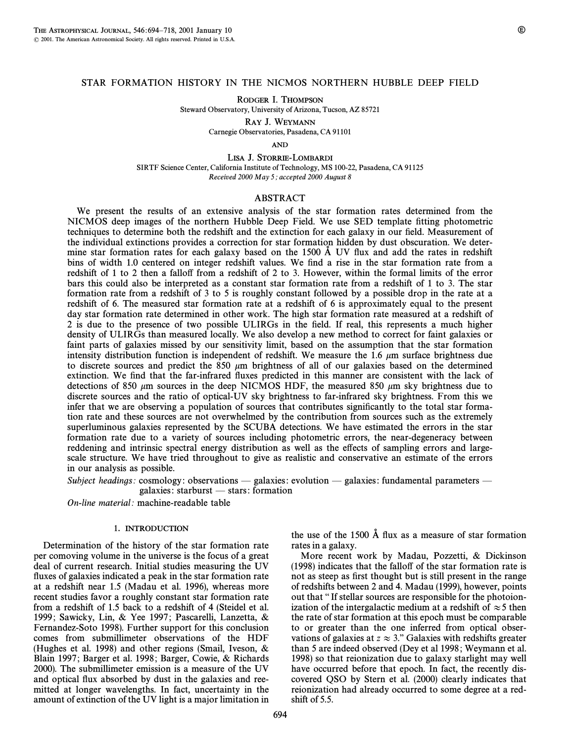# STAR FORMATION HISTORY IN THE NICMOS NORTHERN HUBBLE DEEP FIELD

Rodger I. Thompson
Steward Observatory, University of Arizona, Tucson, AZ 85721

Ray J. Weymann
Carnegie Observatories, Pasadena, CA 91101

and

Lisa J. Storrie-Lombardi
SIRTF Science Center, California Institute of Technology, MS 100-22, Pasadena, CA 91125

*Received 2000 May 5; accepted 2000 August 8*

## ABSTRACT

We present the results of an extensive analysis of the star formation rates determined from the NICMOS deep images of the northern Hubble Deep Field. We use SED template fitting photometric techniques to determine both the redshift and the extinction for each galaxy in our field. Measurement of the individual extinctions provides a correction for star formation hidden by dust obscuration. We determine star formation rates for each galaxy based on the 1500 Å UV flux and add the rates in redshift bins of width 1.0 centered on integer redshift values. We find a rise in the star formation rate from a redshift of 1 to 2 then a falloff from a redshift of 2 to 3. However, within the formal limits of the error bars this could also be interpreted as a constant star formation rate from a redshift of 1 to 3. The star formation rate from a redshift of 3 to 5 is roughly constant followed by a possible drop in the rate at a redshift of 6. The measured star formation rate at a redshift of 6 is approximately equal to the present day star formation rate determined in other work. The high star formation rate measured at a redshift of 2 is due to the presence of two possible ULIRGs in the field. If real, this represents a much higher density of ULIRGs than measured locally. We also develop a new method to correct for faint galaxies or faint parts of galaxies missed by our sensitivity limit, based on the assumption that the star formation intensity distribution function is independent of redshift. We measure the 1.6 μm surface brightness due to discrete sources and predict the 850 μm brightness of all of our galaxies based on the determined extinction. We find that the far-infrared fluxes predicted in this manner are consistent with the lack of detections of 850 μm sources in the deep NICMOS HDF, the measured 850 μm sky brightness due to discrete sources and the ratio of optical-UV sky brightness to far-infrared sky brightness. From this we infer that we are observing a population of sources that contributes significantly to the total star formation rate and these sources are not overwhelmed by the contribution from sources such as the extremely superluminous galaxies represented by the SCUBA detections. We have estimated the errors in the star formation rate due to a variety of sources including photometric errors, the near-degeneracy between reddening and intrinsic spectral energy distribution as well as the effects of sampling errors and large-scale structure. We have tried throughout to give as realistic and conservative an estimate of the errors in our analysis as possible.

*Subject headings:* cosmology: observations — galaxies: evolution — galaxies: fundamental parameters — galaxies: starburst — stars: formation

*On-line material:* machine-readable table

## 1. INTRODUCTION

Determination of the history of the star formation rate per comoving volume in the universe is the focus of a great deal of current research. Initial studies measuring the UV fluxes of galaxies indicated a peak in the star formation rate at a redshift near 1.5 (Madau et al. 1996), whereas more recent studies favor a roughly constant star formation rate from a redshift of 1.5 back to a redshift of 4 (Steidel et al. 1999; Sawicky, Lin, & Yee 1997; Pascarelli, Lanzetta, & Fernandez-Soto 1998). Further support for this conclusion comes from submillimeter observations of the HDF (Hughes et al. 1998) and other regions (Smail, Iveson, & Blain 1997; Barger et al. 1998; Barger, Cowie, & Richards 2000). The submillimeter emission is a measure of the UV and optical flux absorbed by dust in the galaxies and reemitted at longer wavelengths. In fact, uncertainty in the amount of extinction of the UV light is a major limitation in the use of the 1500 Å flux as a measure of star formation rates in a galaxy.

More recent work by Madau, Pozzetti, & Dickinson (1998) indicates that the falloff of the star formation rate is not as steep as first thought but is still present in the range of redshifts between 2 and 4. Madau (1999), however, points out that "If stellar sources are responsible for the photoionization of the intergalactic medium at a redshift of $\approx 5$ then the rate of star formation at this epoch must be comparable to or greater than the one inferred from optical observations of galaxies at $z \approx 3$." Galaxies with redshifts greater than 5 are indeed observed (Dey et al 1998; Weymann et al. 1998) so that reionization due to galaxy starlight may well have occurred before that epoch. In fact, the recently discovered QSO by Stern et al. (2000) clearly indicates that reionization had already occurred to some degree at a redshift of 5.5.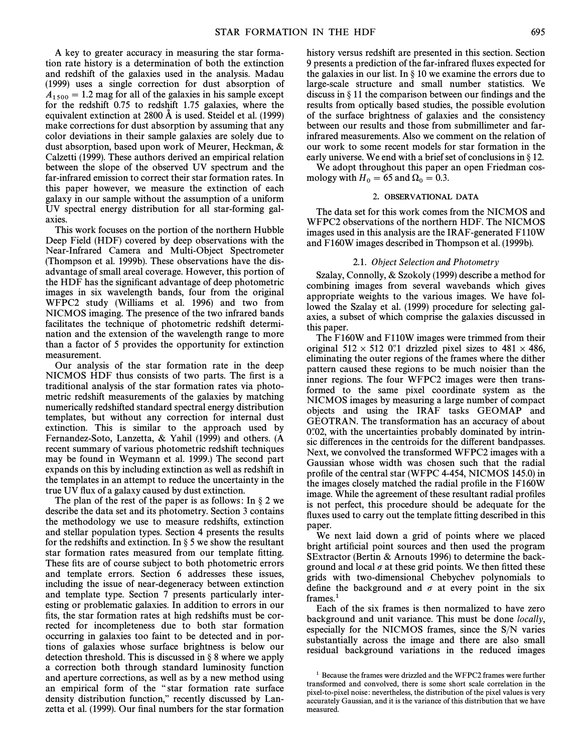A key to greater accuracy in measuring the star formation rate history is a determination of both the extinction and redshift of the galaxies used in the analysis. Madau (1999) uses a single correction for dust absorption of $A_{1500} = 1.2$ mag for all of the galaxies in his sample except for the redshift 0.75 to redshift 1.75 galaxies, where the equivalent extinction at 2800 Å is used. Steidel et al. (1999) make corrections for dust absorption by assuming that any color deviations in their sample galaxies are solely due to dust absorption, based upon work of Meurer, Heckman, & Calzetti (1999). These authors derived an empirical relation between the slope of the observed UV spectrum and the far-infrared emission to correct their star formation rates. In this paper however, we measure the extinction of each galaxy in our sample without the assumption of a uniform UV spectral energy distribution for all star-forming galaxies.

This work focuses on the portion of the northern Hubble Deep Field (HDF) covered by deep observations with the Near-Infrared Camera and Multi-Object Spectrometer (Thompson et al. 1999b). These observations have the disadvantage of small areal coverage. However, this portion of the HDF has the significant advantage of deep photometric images in six wavelength bands, four from the original WFPC2 study (Williams et al. 1996) and two from NICMOS imaging. The presence of the two infrared bands facilitates the technique of photometric redshift determination and the extension of the wavelength range to more than a factor of 5 provides the opportunity for extinction measurement.

Our analysis of the star formation rate in the deep NICMOS HDF thus consists of two parts. The first is a traditional analysis of the star formation rates via photometric redshift measurements of the galaxies by matching numerically redshifted standard spectral energy distribution templates, but without any correction for internal dust extinction. This is similar to the approach used by Fernandez-Soto, Lanzetta, & Yahil (1999) and others. (A recent summary of various photometric redshift techniques may be found in Weymann et al. 1999.) The second part expands on this by including extinction as well as redshift in the templates in an attempt to reduce the uncertainty in the true UV flux of a galaxy caused by dust extinction.

The plan of the rest of the paper is as follows: In § 2 we describe the data set and its photometry. Section 3 contains the methodology we use to measure redshifts, extinction and stellar population types. Section 4 presents the results for the redshifts and extinction. In § 5 we show the resultant star formation rates measured from our template fitting. These fits are of course subject to both photometric errors and template errors. Section 6 addresses these issues, including the issue of near-degeneracy between extinction and template type. Section 7 presents particularly interesting or problematic galaxies. In addition to errors in our fits, the star formation rates at high redshifts must be corrected for incompleteness due to both star formation occurring in galaxies too faint to be detected and in portions of galaxies whose surface brightness is below our detection threshold. This is discussed in § 8 where we apply a correction both through standard luminosity function and aperture corrections, as well as by a new method using an empirical form of the "star formation rate surface density distribution function," recently discussed by Lanzetta et al. (1999). Our final numbers for the star formation history versus redshift are presented in this section. Section 9 presents a prediction of the far-infrared fluxes expected for the galaxies in our list. In § 10 we examine the errors due to large-scale structure and small number statistics. We discuss in § 11 the comparison between our findings and the results from optically based studies, the possible evolution of the surface brightness of galaxies and the consistency between our results and those from submillimeter and far-infrared measurements. Also we comment on the relation of our work to some recent models for star formation in the early universe. We end with a brief set of conclusions in § 12.

We adopt throughout this paper an open Friedman cosmology with $H_0 = 65$ and $\Omega_0 = 0.3$.

## 2. OBSERVATIONAL DATA

The data set for this work comes from the NICMOS and WFPC2 observations of the northern HDF. The NICMOS images used in this analysis are the IRAF-generated F110W and F160W images described in Thompson et al. (1999b).

### 2.1. *Object Selection and Photometry*

Szalay, Connolly, & Szokoly (1999) describe a method for combining images from several wavebands which gives appropriate weights to the various images. We have followed the Szalay et al. (1999) procedure for selecting galaxies, a subset of which comprise the galaxies discussed in this paper.

The F160W and F110W images were trimmed from their original 512 × 512 0″.1 drizzled pixel sizes to 481 × 486, eliminating the outer regions of the frames where the dither pattern caused these regions to be much noisier than the inner regions. The four WFPC2 images were then transformed to the same pixel coordinate system as the NICMOS images by measuring a large number of compact objects and using the IRAF tasks GEOMAP and GEOTRAN. The transformation has an accuracy of about 0″.02, with the uncertainties probably dominated by intrinsic differences in the centroids for the different bandpasses. Next, we convolved the transformed WFPC2 images with a Gaussian whose width was chosen such that the radial profile of the central star (WFPC 4-454, NICMOS 145.0) in the images closely matched the radial profile in the F160W image. While the agreement of these resultant radial profiles is not perfect, this procedure should be adequate for the fluxes used to carry out the template fitting described in this paper.

We next laid down a grid of points where we placed bright artificial point sources and then used the program SExtractor (Bertin & Arnouts 1996) to determine the background and local $\sigma$ at these grid points. We then fitted these grids with two-dimensional Chebychev polynomials to define the background and $\sigma$ at every point in the six frames.[1]

Each of the six frames is then normalized to have zero background and unit variance. This must be done *locally*, especially for the NICMOS frames, since the S/N varies substantially across the image and there are also small residual background variations in the reduced images

[1] Because the frames were drizzled and the WFPC2 frames were further transformed and convolved, there is some short scale correlation in the pixel-to-pixel noise: nevertheless, the distribution of the pixel values is very accurately Gaussian, and it is the variance of this distribution that we have measured.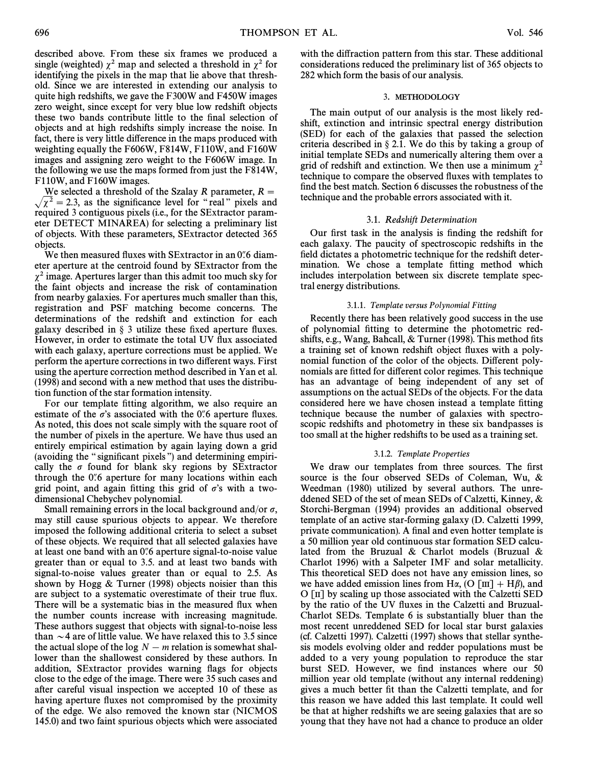described above. From these six frames we produced a single (weighted) $\chi^2$ map and selected a threshold in $\chi^2$ for identifying the pixels in the map that lie above that threshold. Since we are interested in extending our analysis to quite high redshifts, we gave the F300W and F450W images zero weight, since except for very blue low redshift objects these two bands contribute little to the final selection of objects and at high redshifts simply increase the noise. In fact, there is very little difference in the maps produced with weighting equally the F606W, F814W, F110W, and F160W images and assigning zero weight to the F606W image. In the following we use the maps formed from just the F814W, F110W, and F160W images.

We selected a threshold of the Szalay $R$ parameter, $R = \sqrt{\chi^2} = 2.3$, as the significance level for "real" pixels and required 3 contiguous pixels (i.e., for the SExtractor parameter DETECT MINAREA) for selecting a preliminary list of objects. With these parameters, SExtractor detected 365 objects.

We then measured fluxes with SExtractor in an 0".6 diameter aperture at the centroid found by SExtractor from the $\chi^2$ image. Apertures larger than this admit too much sky for the faint objects and increase the risk of contamination from nearby galaxies. For apertures much smaller than this, registration and PSF matching become concerns. The determinations of the redshift and extinction for each galaxy described in § 3 utilize these fixed aperture fluxes. However, in order to estimate the total UV flux associated with each galaxy, aperture corrections must be applied. We perform the aperture corrections in two different ways. First using the aperture correction method described in Yan et al. (1998) and second with a new method that uses the distribution function of the star formation intensity.

For our template fitting algorithm, we also require an estimate of the $\sigma$'s associated with the 0".6 aperture fluxes. As noted, this does not scale simply with the square root of the number of pixels in the aperture. We have thus used an entirely empirical estimation by again laying down a grid (avoiding the "significant pixels") and determining empirically the $\sigma$ found for blank sky regions by SExtractor through the 0".6 aperture for many locations within each grid point, and again fitting this grid of $\sigma$'s with a two-dimensional Chebychev polynomial.

Small remaining errors in the local background and/or $\sigma$, may still cause spurious objects to appear. We therefore imposed the following additional criteria to select a subset of these objects. We required that all selected galaxies have at least one band with an 0".6 aperture signal-to-noise value greater than or equal to 3.5. and at least two bands with signal-to-noise values greater than or equal to 2.5. As shown by Hogg & Turner (1998) objects noisier than this are subject to a systematic overestimate of their true flux. There will be a systematic bias in the measured flux when the number counts increase with increasing magnitude. These authors suggest that objects with signal-to-noise less than $\sim 4$ are of little value. We have relaxed this to 3.5 since the actual slope of the $\log N - m$ relation is somewhat shallower than the shallowest considered by these authors. In addition, SExtractor provides warning flags for objects close to the edge of the image. There were 35 such cases and after careful visual inspection we accepted 10 of these as having aperture fluxes not compromised by the proximity of the edge. We also removed the known star (NICMOS 145.0) and two faint spurious objects which were associated with the diffraction pattern from this star. These additional considerations reduced the preliminary list of 365 objects to 282 which form the basis of our analysis.

## 3. METHODOLOGY

The main output of our analysis is the most likely redshift, extinction and intrinsic spectral energy distribution (SED) for each of the galaxies that passed the selection criteria described in § 2.1. We do this by taking a group of initial template SEDs and numerically altering them over a grid of redshift and extinction. We then use a minimum $\chi^2$ technique to compare the observed fluxes with templates to find the best match. Section 6 discusses the robustness of the technique and the probable errors associated with it.

### 3.1. *Redshift Determination*

Our first task in the analysis is finding the redshift for each galaxy. The paucity of spectroscopic redshifts in the field dictates a photometric technique for the redshift determination. We chose a template fitting method which includes interpolation between six discrete template spectral energy distributions.

#### 3.1.1. *Template versus Polynomial Fitting*

Recently there has been relatively good success in the use of polynomial fitting to determine the photometric redshifts, e.g., Wang, Bahcall, & Turner (1998). This method fits a training set of known redshift object fluxes with a polynomial function of the color of the objects. Different polynomials are fitted for different color regimes. This technique has an advantage of being independent of any set of assumptions on the actual SEDs of the objects. For the data considered here we have chosen instead a template fitting technique because the number of galaxies with spectroscopic redshifts and photometry in these six bandpasses is too small at the higher redshifts to be used as a training set.

#### 3.1.2. *Template Properties*

We draw our templates from three sources. The first source is the four observed SEDs of Coleman, Wu, & Weedman (1980) utilized by several authors. The unreddened SED of the set of mean SEDs of Calzetti, Kinney, & Storchi-Bergman (1994) provides an additional observed template of an active star-forming galaxy (D. Calzetti 1999, private communication). A final and even hotter template is a 50 million year old continuous star formation SED calculated from the Bruzual & Charlot models (Bruzual & Charlot 1996) with a Salpeter IMF and solar metallicity. This theoretical SED does not have any emission lines, so we have added emission lines from H$\alpha$, (O [III] + H$\beta$), and O [II] by scaling up those associated with the Calzetti SED by the ratio of the UV fluxes in the Calzetti and Bruzual-Charlot SEDs. Template 6 is substantially bluer than the most recent unreddened SED for local star burst galaxies (cf. Calzetti 1997). Calzetti (1997) shows that stellar synthesis models evolving older and redder populations must be added to a very young population to reproduce the star burst SED. However, we find instances where our 50 million year old template (without any internal reddening) gives a much better fit than the Calzetti template, and for this reason we have added this last template. It could well be that at higher redshifts we are seeing galaxies that are so young that they have not had a chance to produce an older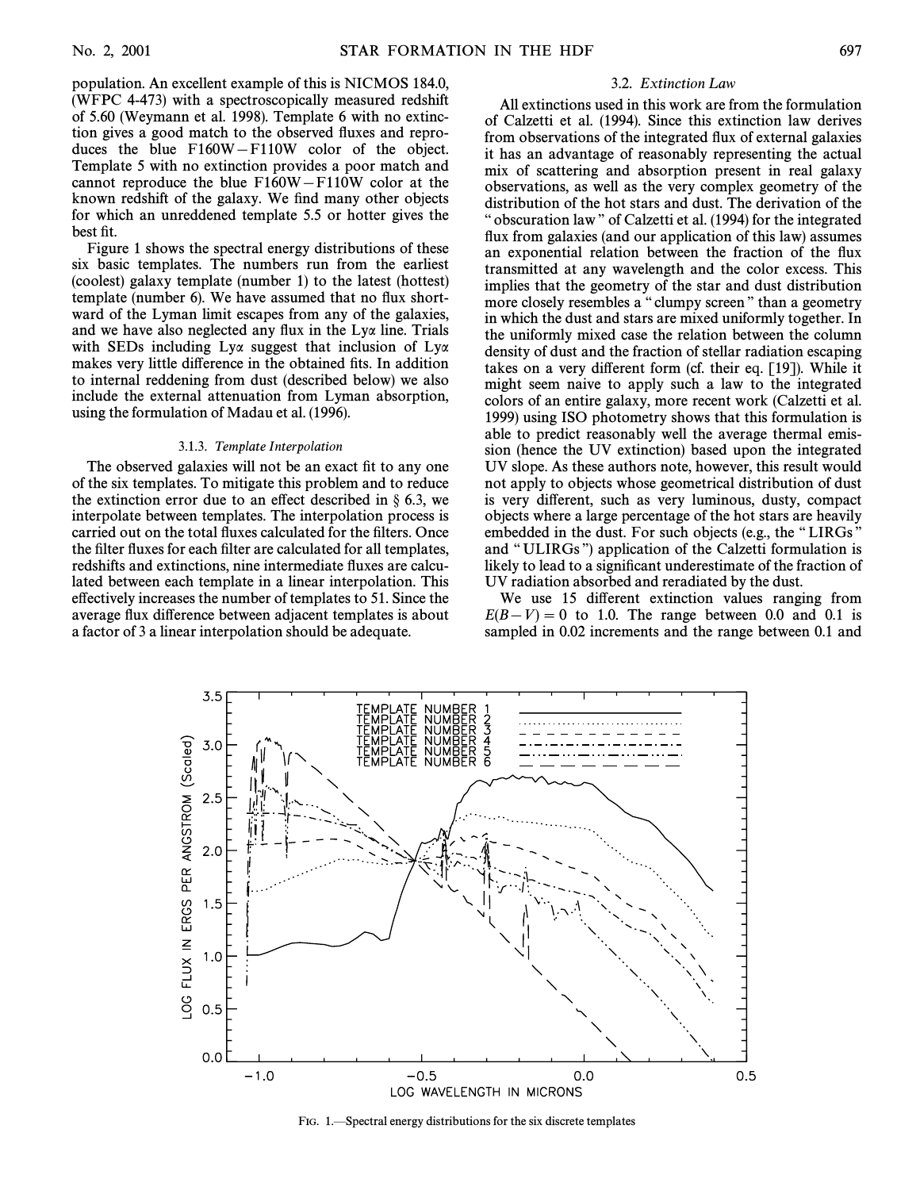population. An excellent example of this is NICMOS 184.0, (WFPC 4-473) with a spectroscopically measured redshift of 5.60 (Weymann et al. 1998). Template 6 with no extinction gives a good match to the observed fluxes and reproduces the blue F160W−F110W color of the object. Template 5 with no extinction provides a poor match and cannot reproduce the blue F160W−F110W color at the known redshift of the galaxy. We find many other objects for which an unreddened template 5.5 or hotter gives the best fit.

Figure 1 shows the spectral energy distributions of these six basic templates. The numbers run from the earliest (coolest) galaxy template (number 1) to the latest (hottest) template (number 6). We have assumed that no flux shortward of the Lyman limit escapes from any of the galaxies, and we have also neglected any flux in the Lyα line. Trials with SEDs including Lyα suggest that inclusion of Lyα makes very little difference in the obtained fits. In addition to internal reddening from dust (described below) we also include the external attenuation from Lyman absorption, using the formulation of Madau et al. (1996).

#### 3.1.3. *Template Interpolation*

The observed galaxies will not be an exact fit to any one of the six templates. To mitigate this problem and to reduce the extinction error due to an effect described in § 6.3, we interpolate between templates. The interpolation process is carried out on the total fluxes calculated for the filters. Once the filter fluxes for each filter are calculated for all templates, redshifts and extinctions, nine intermediate fluxes are calculated between each template in a linear interpolation. This effectively increases the number of templates to 51. Since the average flux difference between adjacent templates is about a factor of 3 a linear interpolation should be adequate.

### 3.2. *Extinction Law*

All extinctions used in this work are from the formulation of Calzetti et al. (1994). Since this extinction law derives from observations of the integrated flux of external galaxies it has an advantage of reasonably representing the actual mix of scattering and absorption present in real galaxy observations, as well as the very complex geometry of the distribution of the hot stars and dust. The derivation of the "obscuration law" of Calzetti et al. (1994) for the integrated flux from galaxies (and our application of this law) assumes an exponential relation between the fraction of the flux transmitted at any wavelength and the color excess. This implies that the geometry of the star and dust distribution more closely resembles a "clumpy screen" than a geometry in which the dust and stars are mixed uniformly together. In the uniformly mixed case the relation between the column density of dust and the fraction of stellar radiation escaping takes on a very different form (cf. their eq. [19]). While it might seem naive to apply such a law to the integrated colors of an entire galaxy, more recent work (Calzetti et al. 1999) using ISO photometry shows that this formulation is able to predict reasonably well the average thermal emission (hence the UV extinction) based upon the integrated UV slope. As these authors note, however, this result would not apply to objects whose geometrical distribution of dust is very different, such as very luminous, dusty, compact objects where a large percentage of the hot stars are heavily embedded in the dust. For such objects (e.g., the "LIRGs" and "ULIRGs") application of the Calzetti formulation is likely to lead to a significant underestimate of the fraction of UV radiation absorbed and reradiated by the dust.

We use 15 different extinction values ranging from $E(B-V) = 0$ to 1.0. The range between 0.0 and 0.1 is sampled in 0.02 increments and the range between 0.1 and

FIG. 1.—Spectral energy distributions for the six discrete templates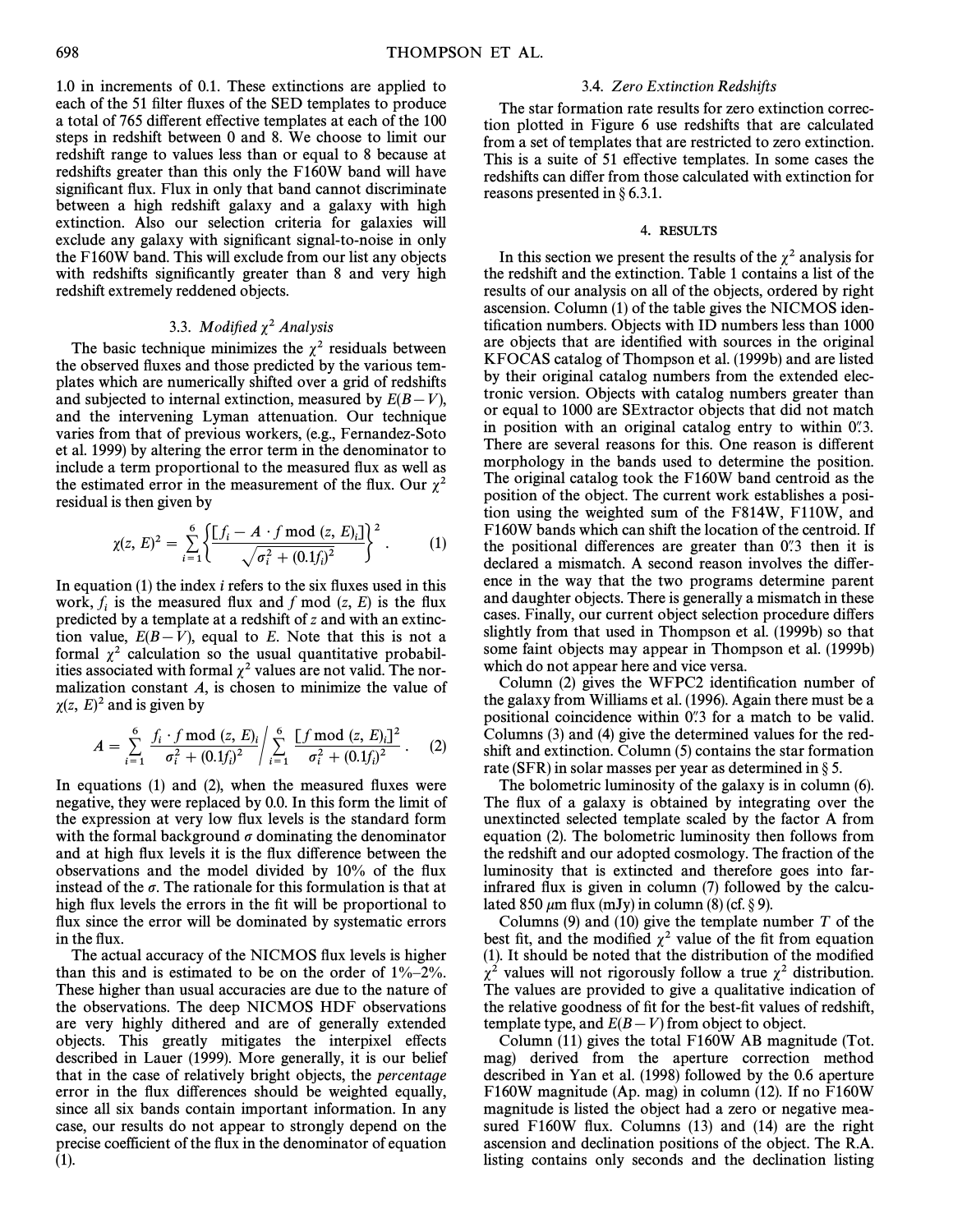1.0 in increments of 0.1. These extinctions are applied to each of the 51 filter fluxes of the SED templates to produce a total of 765 different effective templates at each of the 100 steps in redshift between 0 and 8. We choose to limit our redshift range to values less than or equal to 8 because at redshifts greater than this only the F160W band will have significant flux. Flux in only that band cannot discriminate between a high redshift galaxy and a galaxy with high extinction. Also our selection criteria for galaxies will exclude any galaxy with significant signal-to-noise in only the F160W band. This will exclude from our list any objects with redshifts significantly greater than 8 and very high redshift extremely reddened objects.

### 3.3. *Modified $\chi^2$ Analysis*

The basic technique minimizes the $\chi^2$ residuals between the observed fluxes and those predicted by the various templates which are numerically shifted over a grid of redshifts and subjected to internal extinction, measured by $E(B-V)$, and the intervening Lyman attenuation. Our technique varies from that of previous workers, (e.g., Fernandez-Soto et al. 1999) by altering the error term in the denominator to include a term proportional to the measured flux as well as the estimated error in the measurement of the flux. Our $\chi^2$ residual is then given by

$$\chi(z, E)^2 = \sum_{i=1}^{6} \left\{ \frac{[f_i - A \cdot f\,\mathrm{mod}\,(z, E)_i]}{\sqrt{\sigma_i^2 + (0.1 f_i)^2}} \right\}^2 . \quad (1)$$

In equation (1) the index $i$ refers to the six fluxes used in this work, $f_i$ is the measured flux and $f$ mod $(z, E)$ is the flux predicted by a template at a redshift of $z$ and with an extinction value, $E(B-V)$, equal to $E$. Note that this is not a formal $\chi^2$ calculation so the usual quantitative probabilities associated with formal $\chi^2$ values are not valid. The normalization constant $A$, is chosen to minimize the value of $\chi(z, E)^2$ and is given by

$$A = \sum_{i=1}^{6} \frac{f_i \cdot f\,\mathrm{mod}\,(z, E)_i}{\sigma_i^2 + (0.1 f_i)^2} \Bigg/ \sum_{i=1}^{6} \frac{[f\,\mathrm{mod}\,(z, E)_i]^2}{\sigma_i^2 + (0.1 f_i)^2} . \quad (2)$$

In equations (1) and (2), when the measured fluxes were negative, they were replaced by 0.0. In this form the limit of the expression at very low flux levels is the standard form with the formal background $\sigma$ dominating the denominator and at high flux levels it is the flux difference between the observations and the model divided by 10% of the flux instead of the $\sigma$. The rationale for this formulation is that at high flux levels the errors in the fit will be proportional to flux since the error will be dominated by systematic errors in the flux.

The actual accuracy of the NICMOS flux levels is higher than this and is estimated to be on the order of 1%–2%. These higher than usual accuracies are due to the nature of the observations. The deep NICMOS HDF observations are very highly dithered and are of generally extended objects. This greatly mitigates the interpixel effects described in Lauer (1999). More generally, it is our belief that in the case of relatively bright objects, the *percentage* error in the flux differences should be weighted equally, since all six bands contain important information. In any case, our results do not appear to strongly depend on the precise coefficient of the flux in the denominator of equation (1).

### 3.4. *Zero Extinction Redshifts*

The star formation rate results for zero extinction correction plotted in Figure 6 use redshifts that are calculated from a set of templates that are restricted to zero extinction. This is a suite of 51 effective templates. In some cases the redshifts can differ from those calculated with extinction for reasons presented in § 6.3.1.

## 4. RESULTS

In this section we present the results of the $\chi^2$ analysis for the redshift and the extinction. Table 1 contains a list of the results of our analysis on all of the objects, ordered by right ascension. Column (1) of the table gives the NICMOS identification numbers. Objects with ID numbers less than 1000 are objects that are identified with sources in the original KFOCAS catalog of Thompson et al. (1999b) and are listed by their original catalog numbers from the extended electronic version. Objects with catalog numbers greater than or equal to 1000 are SExtractor objects that did not match in position with an original catalog entry to within 0″.3. There are several reasons for this. One reason is different morphology in the bands used to determine the position. The original catalog took the F160W band centroid as the position of the object. The current work establishes a position using the weighted sum of the F814W, F110W, and F160W bands which can shift the location of the centroid. If the positional differences are greater than 0″.3 then it is declared a mismatch. A second reason involves the difference in the way that the two programs determine parent and daughter objects. There is generally a mismatch in these cases. Finally, our current object selection procedure differs slightly from that used in Thompson et al. (1999b) so that some faint objects may appear in Thompson et al. (1999b) which do not appear here and vice versa.

Column (2) gives the WFPC2 identification number of the galaxy from Williams et al. (1996). Again there must be a positional coincidence within 0″.3 for a match to be valid. Columns (3) and (4) give the determined values for the redshift and extinction. Column (5) contains the star formation rate (SFR) in solar masses per year as determined in § 5.

The bolometric luminosity of the galaxy is in column (6). The flux of a galaxy is obtained by integrating over the unextincted selected template scaled by the factor A from equation (2). The bolometric luminosity then follows from the redshift and our adopted cosmology. The fraction of the luminosity that is extincted and therefore goes into far-infrared flux is given in column (7) followed by the calculated 850 $\mu$m flux (mJy) in column (8) (cf. § 9).

Columns (9) and (10) give the template number $T$ of the best fit, and the modified $\chi^2$ value of the fit from equation (1). It should be noted that the distribution of the modified $\chi^2$ values will not rigorously follow a true $\chi^2$ distribution. The values are provided to give a qualitative indication of the relative goodness of fit for the best-fit values of redshift, template type, and $E(B-V)$ from object to object.

Column (11) gives the total F160W AB magnitude (Tot. mag) derived from the aperture correction method described in Yan et al. (1998) followed by the 0.6 aperture F160W magnitude (Ap. mag) in column (12). If no F160W magnitude is listed the object had a zero or negative measured F160W flux. Columns (13) and (14) are the right ascension and declination positions of the object. The R.A. listing contains only seconds and the declination listing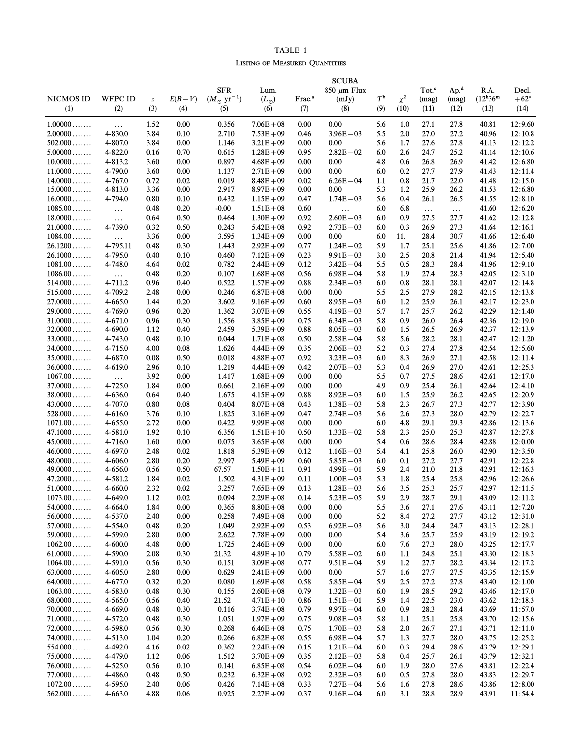TABLE 1

Listing of Measured Quantities

| NICMOS ID (1) | WFPC ID (2) | $z$ (3) | $E(B-V)$ (4) | SFR ($M_{\odot}$ yr$^{-1}$) (5) | Lum. ($L_{\odot}$) (6) | Frac.[a] (7) | SCUBA 850 $\mu$m Flux (mJy) (8) | $T$[b] (9) | $\chi^2$ (10) | Tot.[c] (mag) (11) | Ap.[d] (mag) (12) | R.A. ($12^h36^m$) (13) | Decl. $+62°$ (14) |
|---|---|---|---|---|---|---|---|---|---|---|---|---|---|
| 1.00000 | ... | 1.52 | 0.00 | 0.356 | 7.06E+08 | 0.00 | 0.00 | 5.6 | 1.0 | 27.1 | 27.8 | 40.81 | 12:9.60 |
| 2.00000 | 4-830.0 | 3.84 | 0.10 | 2.710 | 7.53E+09 | 0.46 | 3.96E−03 | 5.5 | 2.0 | 27.0 | 27.2 | 40.96 | 12:10.8 |
| 502.000 | 4-807.0 | 3.84 | 0.00 | 1.146 | 3.21E+09 | 0.00 | 0.00 | 5.6 | 1.7 | 27.6 | 27.8 | 41.13 | 12:12.2 |
| 5.00000 | 4-822.0 | 0.16 | 0.70 | 0.615 | 1.28E+09 | 0.95 | 2.82E−02 | 6.0 | 2.6 | 24.7 | 25.2 | 41.14 | 12:10.6 |
| 10.0000 | 4-813.2 | 3.60 | 0.00 | 0.897 | 4.68E+09 | 0.00 | 0.00 | 4.8 | 0.6 | 26.8 | 26.9 | 41.42 | 12:6.80 |
| 11.0000 | 4-790.0 | 3.60 | 0.00 | 1.137 | 2.71E+09 | 0.00 | 0.00 | 6.0 | 0.2 | 27.7 | 27.9 | 41.43 | 12:11.4 |
| 14.0000 | 4-767.0 | 0.72 | 0.02 | 0.019 | 8.48E+09 | 0.02 | 6.26E−04 | 1.1 | 0.8 | 21.7 | 22.0 | 41.48 | 12:15.0 |
| 15.0000 | 4-813.0 | 3.36 | 0.00 | 2.917 | 8.97E+09 | 0.00 | 0.00 | 5.3 | 1.2 | 25.9 | 26.2 | 41.53 | 12:6.80 |
| 16.0000 | 4-794.0 | 0.80 | 0.10 | 0.432 | 1.15E+09 | 0.47 | 1.74E−03 | 5.6 | 0.4 | 26.1 | 26.5 | 41.55 | 12:8.10 |
| 1085.00 | ... | 0.48 | 0.20 | -0.00 | 1.51E+08 | 0.60 | ... | 6.0 | 6.8 | ... | ... | 41.60 | 12:6.20 |
| 18.0000 | ... | 0.64 | 0.50 | 0.464 | 1.30E+09 | 0.92 | 2.60E−03 | 6.0 | 0.9 | 27.5 | 27.7 | 41.62 | 12:12.8 |
| 21.0000 | 4-739.0 | 0.32 | 0.50 | 0.243 | 5.42E+08 | 0.92 | 2.73E−03 | 6.0 | 0.3 | 26.9 | 27.3 | 41.64 | 12:16.1 |
| 1084.00 | ... | 3.36 | 0.00 | 3.595 | 1.34E+09 | 0.00 | 0.00 | 6.0 | 11. | 28.4 | 30.7 | 41.66 | 12:6.40 |
| 26.1200 | 4-795.11 | 0.48 | 0.30 | 1.443 | 2.92E+09 | 0.77 | 1.24E−02 | 5.9 | 1.7 | 25.1 | 25.6 | 41.86 | 12:7.00 |
| 26.1000 | 4-795.0 | 0.40 | 0.10 | 0.460 | 7.12E+09 | 0.23 | 9.91E−03 | 3.0 | 2.5 | 20.8 | 21.4 | 41.94 | 12:5.40 |
| 1081.00 | 4-748.0 | 4.64 | 0.02 | 0.782 | 2.44E+09 | 0.12 | 3.42E−04 | 5.5 | 0.5 | 28.3 | 28.4 | 41.96 | 12:9.10 |
| 1086.00 | ... | 0.48 | 0.20 | 0.107 | 1.68E+08 | 0.56 | 6.98E−04 | 5.8 | 1.9 | 27.4 | 28.3 | 42.05 | 12:3.10 |
| 514.000 | 4-711.2 | 0.96 | 0.40 | 0.522 | 1.57E+09 | 0.88 | 2.34E−03 | 6.0 | 0.8 | 28.1 | 28.1 | 42.07 | 12:14.8 |
| 515.000 | 4-709.2 | 2.48 | 0.00 | 0.246 | 6.87E+08 | 0.00 | 0.00 | 5.5 | 2.5 | 27.9 | 28.2 | 42.15 | 12:13.8 |
| 27.0000 | 4-665.0 | 1.44 | 0.20 | 3.602 | 9.16E+09 | 0.60 | 8.95E−03 | 6.0 | 1.2 | 25.9 | 26.1 | 42.17 | 12:23.0 |
| 29.0000 | 4-769.0 | 0.96 | 0.20 | 1.362 | 3.07E+09 | 0.55 | 4.19E−03 | 5.7 | 1.7 | 25.7 | 26.2 | 42.29 | 12:1.40 |
| 31.0000 | 4-671.0 | 0.96 | 0.30 | 1.556 | 3.85E+09 | 0.75 | 6.34E−03 | 5.8 | 0.9 | 26.0 | 26.4 | 42.36 | 12:19.0 |
| 32.0000 | 4-690.0 | 1.12 | 0.40 | 2.459 | 5.39E+09 | 0.88 | 8.05E−03 | 6.0 | 1.5 | 26.5 | 26.9 | 42.37 | 12:13.9 |
| 33.0000 | 4-743.0 | 0.48 | 0.10 | 0.044 | 1.71E+08 | 0.50 | 2.58E−04 | 5.8 | 5.6 | 28.2 | 28.1 | 42.47 | 12:1.20 |
| 34.0000 | 4-715.0 | 4.00 | 0.08 | 1.626 | 4.44E+09 | 0.35 | 2.06E−03 | 5.2 | 0.3 | 27.4 | 27.8 | 42.54 | 12:5.60 |
| 35.0000 | 4-687.0 | 0.08 | 0.50 | 0.018 | 4.88E+07 | 0.92 | 3.23E−03 | 6.0 | 8.3 | 26.9 | 27.1 | 42.58 | 12:11.4 |
| 36.0000 | 4-619.0 | 2.96 | 0.10 | 1.219 | 4.44E+09 | 0.42 | 2.07E−03 | 5.3 | 0.4 | 26.9 | 27.0 | 42.61 | 12:25.3 |
| 1067.00 | ... | 3.92 | 0.00 | 1.417 | 1.68E+09 | 0.00 | 0.00 | 5.5 | 0.7 | 27.5 | 28.6 | 42.61 | 12:17.0 |
| 37.0000 | 4-725.0 | 1.84 | 0.00 | 0.661 | 2.16E+09 | 0.00 | 0.00 | 4.9 | 0.9 | 25.4 | 26.1 | 42.64 | 12:4.10 |
| 38.0000 | 4-636.0 | 0.64 | 0.40 | 1.675 | 4.15E+09 | 0.88 | 8.92E−03 | 6.0 | 1.5 | 25.9 | 26.2 | 42.65 | 12:20.9 |
| 43.0000 | 4-707.0 | 0.80 | 0.08 | 0.404 | 8.07E+08 | 0.43 | 1.38E−03 | 5.8 | 2.3 | 26.7 | 27.3 | 42.77 | 12:3.90 |
| 528.000 | 4-616.0 | 3.76 | 0.10 | 1.825 | 3.16E+09 | 0.47 | 2.74E−03 | 5.6 | 2.6 | 27.3 | 28.0 | 42.79 | 12:22.7 |
| 1071.00 | 4-655.0 | 2.72 | 0.00 | 0.422 | 9.99E+08 | 0.00 | 0.00 | 6.0 | 4.8 | 29.1 | 29.3 | 42.86 | 12:13.6 |
| 47.1000 | 4-581.0 | 1.92 | 0.10 | 6.356 | 1.51E+10 | 0.50 | 1.33E−02 | 5.8 | 2.3 | 25.0 | 25.3 | 42.87 | 12:27.8 |
| 45.0000 | 4-716.0 | 1.60 | 0.00 | 0.075 | 3.65E+08 | 0.00 | 0.00 | 5.4 | 0.6 | 28.6 | 28.4 | 42.88 | 12:0.00 |
| 46.0000 | 4-697.0 | 2.48 | 0.02 | 1.818 | 5.39E+09 | 0.12 | 1.16E−03 | 5.4 | 4.1 | 25.8 | 26.0 | 42.90 | 12:3.50 |
| 48.0000 | 4-606.0 | 2.80 | 0.20 | 2.997 | 5.49E+09 | 0.60 | 5.85E−03 | 6.0 | 0.1 | 27.2 | 27.7 | 42.91 | 12:22.8 |
| 49.0000 | 4-656.0 | 0.56 | 0.50 | 67.57 | 1.50E+11 | 0.91 | 4.99E−01 | 5.9 | 2.4 | 21.0 | 21.8 | 42.91 | 12:16.3 |
| 47.2000 | 4-581.2 | 1.84 | 0.02 | 1.502 | 4.31E+09 | 0.11 | 1.00E−03 | 5.3 | 1.8 | 25.4 | 25.8 | 42.96 | 12:26.6 |
| 51.0000 | 4-660.0 | 2.32 | 0.02 | 3.257 | 7.65E+09 | 0.13 | 1.28E−03 | 5.6 | 3.5 | 25.3 | 25.7 | 42.97 | 12:11.5 |
| 1073.00 | 4-649.0 | 1.12 | 0.02 | 0.094 | 2.29E+08 | 0.14 | 5.23E−05 | 5.9 | 2.9 | 28.7 | 29.1 | 43.09 | 12:11.2 |
| 54.0000 | 4-664.0 | 1.84 | 0.00 | 0.365 | 8.80E+08 | 0.00 | 0.00 | 5.5 | 3.6 | 27.1 | 27.6 | 43.11 | 12:7.20 |
| 56.0000 | 4-537.0 | 2.40 | 0.00 | 0.258 | 7.49E+08 | 0.00 | 0.00 | 5.2 | 8.4 | 27.2 | 27.7 | 43.12 | 12:31.0 |
| 57.0000 | 4-554.0 | 0.48 | 0.20 | 1.049 | 2.92E+09 | 0.53 | 6.92E−03 | 5.6 | 3.0 | 24.4 | 24.7 | 43.13 | 12:28.1 |
| 59.0000 | 4-599.0 | 2.80 | 0.00 | 2.622 | 7.78E+09 | 0.00 | 0.00 | 5.4 | 3.6 | 25.7 | 25.9 | 43.19 | 12:19.2 |
| 1062.00 | 4-600.0 | 4.48 | 0.00 | 1.725 | 2.46E+09 | 0.00 | 0.00 | 6.0 | 7.6 | 27.3 | 28.0 | 43.25 | 12:17.7 |
| 61.0000 | 4-590.0 | 2.08 | 0.30 | 21.32 | 4.89E+10 | 0.79 | 5.58E−02 | 6.0 | 1.1 | 24.8 | 25.1 | 43.30 | 12:18.3 |
| 1064.00 | 4-591.0 | 0.56 | 0.30 | 0.151 | 3.09E+08 | 0.77 | 9.51E−04 | 5.9 | 1.2 | 27.7 | 28.2 | 43.34 | 12:17.2 |
| 63.0000 | 4-605.0 | 2.80 | 0.00 | 0.629 | 2.41E+09 | 0.00 | 0.00 | 5.7 | 1.6 | 27.7 | 27.5 | 43.35 | 12:15.9 |
| 64.0000 | 4-677.0 | 0.32 | 0.20 | 0.080 | 1.69E+08 | 0.58 | 5.85E−04 | 5.9 | 2.5 | 27.2 | 27.8 | 43.40 | 12:1.00 |
| 1063.00 | 4-583.0 | 0.48 | 0.30 | 0.155 | 2.60E+08 | 0.79 | 1.32E−03 | 6.0 | 1.9 | 28.5 | 29.2 | 43.46 | 12:17.0 |
| 68.0000 | 4-565.0 | 0.56 | 0.40 | 21.52 | 4.71E+10 | 0.86 | 1.51E−01 | 5.9 | 1.4 | 22.5 | 23.0 | 43.62 | 12:18.3 |
| 70.0000 | 4-669.0 | 0.48 | 0.30 | 0.116 | 3.74E+08 | 0.79 | 9.97E−04 | 6.0 | 0.9 | 28.3 | 28.4 | 43.69 | 11:57.0 |
| 71.0000 | 4-572.0 | 0.48 | 0.30 | 1.051 | 1.97E+09 | 0.75 | 9.08E−03 | 5.8 | 1.1 | 25.1 | 25.8 | 43.70 | 12:15.6 |
| 72.0000 | 4-598.0 | 0.56 | 0.30 | 0.268 | 6.46E+08 | 0.75 | 1.70E−03 | 5.8 | 2.0 | 26.7 | 27.1 | 43.71 | 12:11.0 |
| 74.0000 | 4-513.0 | 1.04 | 0.20 | 0.266 | 6.82E+08 | 0.55 | 6.98E−04 | 5.7 | 1.3 | 27.7 | 28.0 | 43.75 | 12:25.2 |
| 554.000 | 4-492.0 | 4.16 | 0.02 | 0.362 | 2.24E+09 | 0.15 | 1.21E−04 | 6.0 | 0.3 | 29.4 | 28.6 | 43.79 | 12:29.1 |
| 75.0000 | 4-479.0 | 1.12 | 0.06 | 1.512 | 3.70E+09 | 0.35 | 2.12E−03 | 5.8 | 0.4 | 25.7 | 26.1 | 43.79 | 12:32.1 |
| 76.0000 | 4-525.0 | 0.56 | 0.10 | 0.141 | 6.85E+08 | 0.54 | 6.02E−04 | 6.0 | 1.9 | 28.0 | 27.6 | 43.81 | 12:22.4 |
| 77.0000 | 4-486.0 | 0.48 | 0.50 | 0.232 | 6.32E+08 | 0.92 | 2.32E−03 | 6.0 | 0.5 | 27.8 | 28.0 | 43.83 | 12:29.7 |
| 1072.00 | 4-595.0 | 2.40 | 0.06 | 0.426 | 7.14E+08 | 0.33 | 7.27E−04 | 5.6 | 1.6 | 27.8 | 28.6 | 43.86 | 12:8.00 |
| 562.000 | 4-663.0 | 4.88 | 0.06 | 0.925 | 2.27E+09 | 0.37 | 9.16E−04 | 6.0 | 3.1 | 28.8 | 28.9 | 43.91 | 11:54.4 |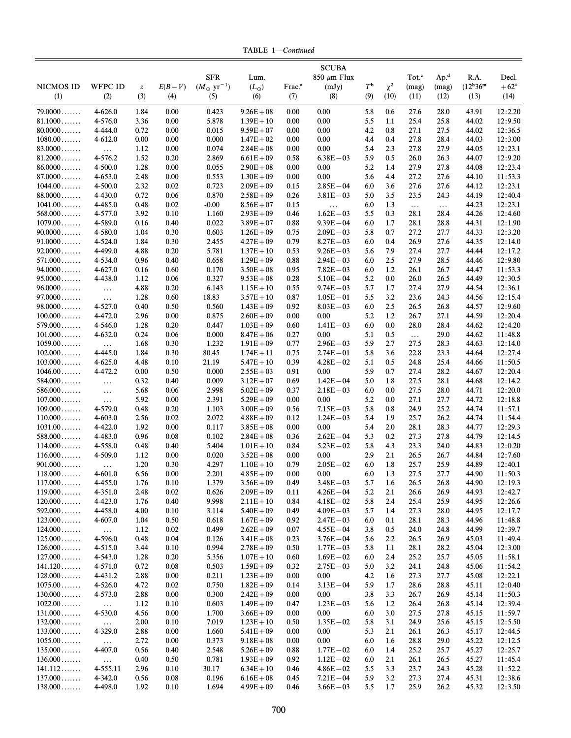TABLE 1—*Continued*

| NICMOS ID (1) | WFPC ID (2) | $z$ (3) | $E(B-V)$ (4) | SFR ($M_\odot$ yr$^{-1}$) (5) | Lum. ($L_\odot$) (6) | Frac.[a] (7) | SCUBA 850 $\mu$m Flux (mJy) (8) | $T$[b] (9) | $\chi^2$ (10) | Tot.[c] (mag) (11) | Ap.[d] (mag) (12) | R.A. (12$^h$36$^m$) (13) | Decl. +62° (14) |
|---|---|---|---|---|---|---|---|---|---|---|---|---|---|
| 79.0000....... | 4-626.0 | 1.84 | 0.00 | 0.423 | 9.26E+08 | 0.00 | 0.00 | 5.8 | 0.6 | 27.6 | 28.0 | 43.91 | 12:2.20 |
| 81.1000....... | 4-576.0 | 3.36 | 0.00 | 5.878 | 1.39E+10 | 0.00 | 0.00 | 5.5 | 1.1 | 25.4 | 25.8 | 44.02 | 12:9.50 |
| 80.0000....... | 4-444.0 | 0.72 | 0.00 | 0.015 | 9.59E+07 | 0.00 | 0.00 | 4.2 | 0.8 | 27.1 | 27.5 | 44.02 | 12:36.5 |
| 1080.00....... | 4-612.0 | 0.00 | 0.00 | 0.000 | 1.47E+02 | 0.00 | 0.00 | 4.4 | 0.4 | 27.8 | 28.4 | 44.03 | 12:3.00 |
| 83.0000....... | ... | 1.12 | 0.00 | 0.074 | 2.84E+08 | 0.00 | 0.00 | 5.4 | 2.3 | 27.8 | 27.9 | 44.05 | 12:23.1 |
| 81.2000....... | 4-576.2 | 1.52 | 0.20 | 2.869 | 6.61E+09 | 0.58 | 6.38E−03 | 5.9 | 0.5 | 26.0 | 26.3 | 44.07 | 12:9.20 |
| 86.0000....... | 4-500.0 | 1.28 | 0.00 | 0.055 | 2.90E+08 | 0.00 | 0.00 | 5.2 | 1.4 | 27.9 | 27.8 | 44.08 | 12:23.4 |
| 87.0000....... | 4-653.0 | 2.48 | 0.00 | 0.553 | 1.30E+09 | 0.00 | 0.00 | 5.6 | 4.4 | 27.2 | 27.6 | 44.10 | 11:53.3 |
| 1044.00....... | 4-500.0 | 2.32 | 0.02 | 0.723 | 2.09E+09 | 0.15 | 2.85E−04 | 6.0 | 3.6 | 27.6 | 27.6 | 44.12 | 12:23.1 |
| 88.0000....... | 4-430.0 | 0.72 | 0.06 | 0.870 | 2.58E+09 | 0.26 | 3.81E−03 | 5.0 | 3.5 | 23.5 | 24.3 | 44.19 | 12:40.4 |
| 1041.00....... | 4-485.0 | 0.48 | 0.02 | -0.00 | 8.56E+07 | 0.15 | ... | 6.0 | 1.3 | ... | ... | 44.23 | 12:23.1 |
| 568.000....... | 4-577.0 | 3.92 | 0.10 | 1.160 | 2.93E+09 | 0.46 | 1.62E−03 | 5.5 | 0.3 | 28.1 | 28.4 | 44.26 | 12:4.60 |
| 1079.00....... | 4-589.0 | 0.16 | 0.40 | 0.022 | 3.89E+07 | 0.88 | 9.39E−04 | 6.0 | 1.7 | 28.1 | 28.8 | 44.31 | 12:1.90 |
| 90.0000....... | 4-580.0 | 1.04 | 0.30 | 0.603 | 1.26E+09 | 0.75 | 2.09E−03 | 5.8 | 0.7 | 27.2 | 27.7 | 44.33 | 12:3.20 |
| 91.0000....... | 4-524.0 | 1.84 | 0.30 | 2.455 | 4.27E+09 | 0.79 | 8.27E−03 | 6.0 | 0.4 | 26.9 | 27.6 | 44.35 | 12:14.0 |
| 92.0000....... | 4-499.0 | 4.88 | 0.20 | 5.781 | 1.37E+10 | 0.53 | 9.26E−03 | 5.6 | 7.9 | 27.4 | 27.7 | 44.44 | 12:17.2 |
| 571.000....... | 4-534.0 | 0.96 | 0.40 | 0.658 | 1.29E+09 | 0.88 | 2.94E−03 | 6.0 | 2.5 | 27.9 | 28.5 | 44.46 | 12:9.80 |
| 94.0000....... | 4-627.0 | 0.16 | 0.60 | 0.170 | 3.50E+08 | 0.95 | 7.82E−03 | 6.0 | 1.2 | 26.1 | 26.7 | 44.47 | 11:53.3 |
| 95.0000....... | 4-438.0 | 1.12 | 0.06 | 0.327 | 9.53E+08 | 0.28 | 5.10E−04 | 5.2 | 0.0 | 26.0 | 26.5 | 44.49 | 12:30.5 |
| 96.0000....... | ... | 4.88 | 0.20 | 6.143 | 1.15E+10 | 0.55 | 9.74E−03 | 5.7 | 1.7 | 27.4 | 27.9 | 44.54 | 12:36.1 |
| 97.0000....... | ... | 1.28 | 0.60 | 18.83 | 3.57E+10 | 0.87 | 1.05E−01 | 5.5 | 3.2 | 23.6 | 24.3 | 44.56 | 12:15.4 |
| 98.0000....... | 4-527.0 | 0.40 | 0.50 | 0.560 | 1.43E+09 | 0.92 | 8.03E−03 | 6.0 | 2.5 | 26.5 | 26.8 | 44.57 | 12:9.60 |
| 100.000....... | 4-472.0 | 2.96 | 0.00 | 0.875 | 2.60E+09 | 0.00 | 0.00 | 5.2 | 1.2 | 26.7 | 27.1 | 44.59 | 12:20.4 |
| 579.000....... | 4-546.0 | 1.28 | 0.20 | 0.447 | 1.03E+09 | 0.60 | 1.41E−03 | 6.0 | 0.0 | 28.0 | 28.4 | 44.62 | 12:4.20 |
| 101.000....... | 4-632.0 | 0.24 | 0.06 | 0.000 | 8.47E+06 | 0.27 | 0.00 | 5.1 | 0.5 | ... | 29.0 | 44.62 | 11:48.8 |
| 1059.00....... | ... | 1.68 | 0.30 | 1.232 | 1.91E+09 | 0.77 | 2.96E−03 | 5.9 | 2.7 | 27.5 | 28.3 | 44.63 | 12:14.0 |
| 102.000....... | 4-445.0 | 1.84 | 0.30 | 80.45 | 1.74E+11 | 0.75 | 2.74E−01 | 5.8 | 3.6 | 22.8 | 23.3 | 44.64 | 12:27.4 |
| 103.000....... | 4-625.0 | 4.48 | 0.10 | 21.19 | 5.47E+10 | 0.39 | 4.28E−02 | 5.1 | 0.5 | 24.8 | 25.4 | 44.66 | 11:50.5 |
| 1046.00....... | 4-472.2 | 0.00 | 0.50 | 0.000 | 2.55E+03 | 0.91 | 0.00 | 5.9 | 0.7 | 27.4 | 28.2 | 44.67 | 12:20.4 |
| 584.000....... | ... | 0.32 | 0.40 | 0.009 | 3.12E+07 | 0.69 | 1.42E−04 | 5.0 | 1.8 | 27.5 | 28.1 | 44.68 | 12:14.2 |
| 586.000....... | ... | 5.68 | 0.06 | 2.998 | 5.02E+09 | 0.37 | 2.18E−03 | 6.0 | 0.0 | 27.5 | 28.0 | 44.71 | 12:20.0 |
| 107.000....... | ... | 5.92 | 0.00 | 2.391 | 5.29E+09 | 0.00 | 0.00 | 5.2 | 0.0 | 27.1 | 27.7 | 44.72 | 12:18.8 |
| 109.000....... | 4-579.0 | 0.48 | 0.20 | 1.103 | 3.00E+09 | 0.56 | 7.15E−03 | 5.8 | 0.8 | 24.9 | 25.2 | 44.74 | 11:57.1 |
| 110.000....... | 4-603.0 | 2.56 | 0.02 | 2.072 | 4.88E+09 | 0.12 | 1.24E−03 | 5.4 | 1.9 | 25.7 | 26.2 | 44.74 | 11:54.4 |
| 1031.00....... | 4-422.0 | 1.92 | 0.00 | 0.117 | 3.85E+08 | 0.00 | 0.00 | 5.4 | 2.0 | 28.1 | 28.3 | 44.77 | 12:29.3 |
| 588.000....... | 4-483.0 | 0.96 | 0.08 | 0.102 | 2.84E+08 | 0.36 | 2.62E−04 | 5.3 | 0.2 | 27.3 | 27.8 | 44.79 | 12:14.5 |
| 114.000....... | 4-558.0 | 0.48 | 0.40 | 5.404 | 1.01E+10 | 0.84 | 5.23E−02 | 5.8 | 4.3 | 23.3 | 24.0 | 44.83 | 12:0.20 |
| 116.000....... | 4-509.0 | 1.12 | 0.00 | 0.020 | 3.52E+08 | 0.00 | 0.00 | 2.9 | 2.1 | 26.5 | 26.7 | 44.84 | 12:7.60 |
| 901.000....... | ... | 1.20 | 0.30 | 4.297 | 1.10E+10 | 0.79 | 2.05E−02 | 6.0 | 1.8 | 25.7 | 25.9 | 44.89 | 12:40.1 |
| 118.000....... | 4-601.0 | 6.56 | 0.00 | 2.201 | 4.85E+09 | 0.00 | 0.00 | 6.0 | 1.3 | 27.5 | 27.7 | 44.90 | 11:50.3 |
| 117.000....... | 4-455.0 | 1.76 | 0.10 | 1.379 | 3.56E+09 | 0.49 | 3.48E−03 | 5.7 | 1.6 | 26.5 | 26.8 | 44.90 | 12:19.3 |
| 119.000....... | 4-351.0 | 2.48 | 0.02 | 0.626 | 2.09E+09 | 0.11 | 4.26E−04 | 5.2 | 2.1 | 26.6 | 26.9 | 44.93 | 12:42.7 |
| 120.000....... | 4-423.0 | 1.76 | 0.40 | 9.998 | 2.11E+10 | 0.84 | 4.18E−02 | 5.8 | 2.4 | 25.4 | 25.9 | 44.95 | 12:26.6 |
| 592.000....... | 4-458.0 | 4.00 | 0.10 | 3.114 | 5.40E+09 | 0.49 | 4.09E−03 | 5.7 | 1.4 | 27.3 | 28.0 | 44.95 | 12:17.7 |
| 123.000....... | 4-607.0 | 1.04 | 0.50 | 0.618 | 1.67E+09 | 0.92 | 2.47E−03 | 6.0 | 0.1 | 28.1 | 28.3 | 44.96 | 11:48.8 |
| 124.000....... | ... | 1.12 | 0.02 | 0.499 | 2.62E+09 | 0.07 | 4.55E−04 | 3.8 | 0.5 | 24.0 | 24.8 | 44.99 | 12:39.7 |
| 125.000....... | 4-596.0 | 0.48 | 0.04 | 0.126 | 3.41E+08 | 0.23 | 3.76E−04 | 5.6 | 2.2 | 26.5 | 26.9 | 45.03 | 11:49.4 |
| 126.000....... | 4-515.0 | 3.44 | 0.10 | 0.994 | 2.78E+09 | 0.50 | 1.77E−03 | 5.8 | 1.1 | 28.1 | 28.2 | 45.04 | 12:3.00 |
| 127.000....... | 4-543.0 | 1.28 | 0.20 | 5.356 | 1.07E+10 | 0.60 | 1.69E−02 | 6.0 | 2.4 | 25.2 | 25.7 | 45.05 | 11:58.1 |
| 141.120....... | 4-571.0 | 0.72 | 0.08 | 0.503 | 1.59E+09 | 0.32 | 2.75E−03 | 5.0 | 3.2 | 24.1 | 24.8 | 45.06 | 11:54.2 |
| 128.000....... | 4-431.2 | 2.88 | 0.00 | 0.211 | 1.23E+09 | 0.00 | 0.00 | 4.2 | 1.6 | 27.3 | 27.7 | 45.08 | 12:22.1 |
| 1075.00....... | 4-526.0 | 4.72 | 0.02 | 0.750 | 1.82E+09 | 0.14 | 3.13E−04 | 5.9 | 1.7 | 28.6 | 28.8 | 45.11 | 12:0.40 |
| 130.000....... | 4-573.0 | 2.88 | 0.00 | 0.300 | 2.42E+09 | 0.00 | 0.00 | 3.8 | 3.3 | 26.7 | 26.9 | 45.14 | 11:50.3 |
| 1022.00....... | ... | 1.12 | 0.10 | 0.603 | 1.49E+09 | 0.47 | 1.23E−03 | 5.6 | 1.2 | 26.4 | 26.8 | 45.14 | 12:39.4 |
| 131.000....... | 4-530.0 | 4.56 | 0.00 | 1.700 | 3.66E+09 | 0.00 | 0.00 | 6.0 | 3.0 | 27.5 | 27.8 | 45.15 | 11:59.7 |
| 132.000....... | ... | 2.00 | 0.10 | 7.019 | 1.23E+10 | 0.50 | 1.35E−02 | 5.8 | 3.1 | 24.9 | 25.6 | 45.15 | 12:5.50 |
| 133.000....... | 4-329.0 | 2.88 | 0.00 | 1.660 | 5.41E+09 | 0.00 | 0.00 | 5.3 | 2.1 | 26.1 | 26.3 | 45.17 | 12:44.5 |
| 1055.00....... | ... | 2.72 | 0.00 | 0.373 | 9.18E+08 | 0.00 | 0.00 | 6.0 | 1.6 | 28.8 | 29.0 | 45.22 | 12:12.5 |
| 135.000....... | 4-407.0 | 0.56 | 0.40 | 2.548 | 5.26E+09 | 0.88 | 1.77E−02 | 6.0 | 1.4 | 25.2 | 25.7 | 45.27 | 12:25.7 |
| 136.000....... | ... | 0.40 | 0.50 | 0.781 | 1.93E+09 | 0.92 | 1.12E−02 | 6.0 | 2.1 | 26.1 | 26.5 | 45.27 | 11:45.4 |
| 141.112....... | 4-555.11 | 2.96 | 0.10 | 30.17 | 6.34E+10 | 0.46 | 4.86E−02 | 5.5 | 3.3 | 23.7 | 24.3 | 45.28 | 11:52.2 |
| 137.000....... | 4-342.0 | 0.56 | 0.08 | 0.196 | 6.16E+08 | 0.45 | 7.21E−04 | 5.9 | 3.2 | 27.3 | 27.4 | 45.31 | 12:38.6 |
| 138.000....... | 4-498.0 | 1.92 | 0.10 | 1.694 | 4.99E+09 | 0.46 | 3.66E−03 | 5.5 | 1.7 | 25.9 | 26.2 | 45.32 | 12:3.50 |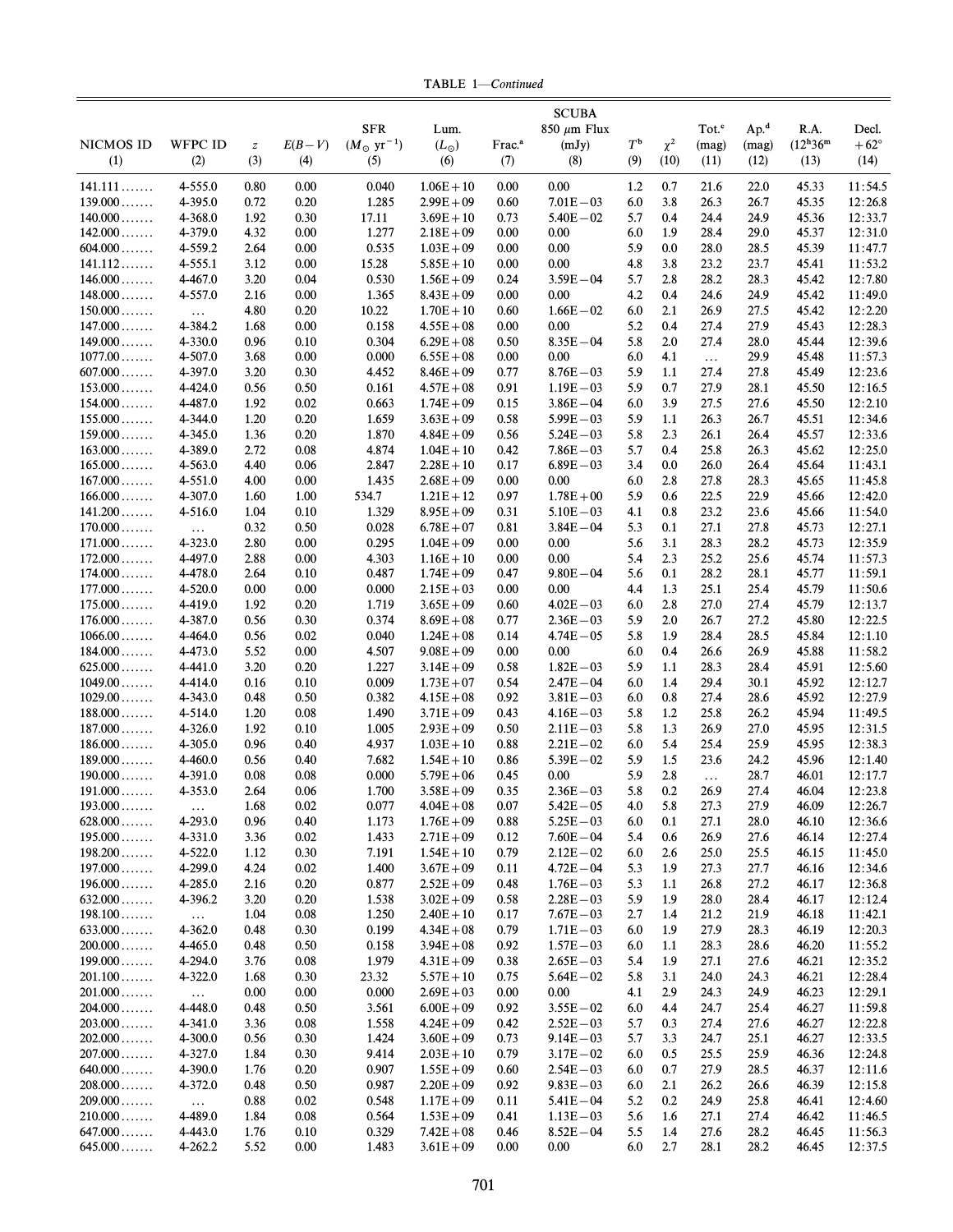TABLE 1—*Continued*

| NICMOS ID (1) | WFPC ID (2) | $z$ (3) | $E(B-V)$ (4) | SFR ($M_\odot$ yr$^{-1}$) (5) | Lum. ($L_\odot$) (6) | Frac.[a] (7) | SCUBA 850 $\mu$m Flux (mJy) (8) | $T$[b] (9) | $\chi^2$ (10) | Tot.[c] (mag) (11) | Ap.[d] (mag) (12) | R.A. ($12^h36^m$) (13) | Decl. $+62°$ (14) |
|---|---|---|---|---|---|---|---|---|---|---|---|---|---|
| 141.111 ....... | 4-555.0 | 0.80 | 0.00 | 0.040 | 1.06E+10 | 0.00 | 0.00 | 1.2 | 0.7 | 21.6 | 22.0 | 45.33 | 11:54.5 |
| 139.000 ....... | 4-395.0 | 0.72 | 0.20 | 1.285 | 2.99E+09 | 0.60 | 7.01E−03 | 6.0 | 3.8 | 26.3 | 26.7 | 45.35 | 12:26.8 |
| 140.000 ....... | 4-368.0 | 1.92 | 0.30 | 17.11 | 3.69E+10 | 0.73 | 5.40E−02 | 5.7 | 0.4 | 24.4 | 24.9 | 45.36 | 12:33.7 |
| 142.000 ....... | 4-379.0 | 4.32 | 0.00 | 1.277 | 2.18E+09 | 0.00 | 0.00 | 6.0 | 1.9 | 28.4 | 29.0 | 45.37 | 12:31.0 |
| 604.000 ....... | 4-559.2 | 2.64 | 0.00 | 0.535 | 1.03E+09 | 0.00 | 0.00 | 5.9 | 0.0 | 28.0 | 28.5 | 45.39 | 11:47.7 |
| 141.112 ....... | 4-555.1 | 3.12 | 0.00 | 15.28 | 5.85E+10 | 0.00 | 0.00 | 4.8 | 3.8 | 23.2 | 23.7 | 45.41 | 11:53.2 |
| 146.000 ....... | 4-467.0 | 3.20 | 0.04 | 0.530 | 1.56E+09 | 0.24 | 3.59E−04 | 5.7 | 2.8 | 28.2 | 28.3 | 45.42 | 12:7.80 |
| 148.000 ....... | 4-557.0 | 2.16 | 0.00 | 1.365 | 8.43E+09 | 0.00 | 0.00 | 4.2 | 0.4 | 24.6 | 24.9 | 45.42 | 11:49.0 |
| 150.000 ....... | ... | 4.80 | 0.20 | 10.22 | 1.70E+10 | 0.60 | 1.66E−02 | 6.0 | 2.1 | 26.9 | 27.5 | 45.42 | 12:2.20 |
| 147.000 ....... | 4-384.2 | 1.68 | 0.00 | 0.158 | 4.55E+08 | 0.00 | 0.00 | 5.2 | 0.4 | 27.4 | 27.9 | 45.43 | 12:28.3 |
| 149.000 ....... | 4-330.0 | 0.96 | 0.10 | 0.304 | 6.29E+08 | 0.50 | 8.35E−04 | 5.8 | 2.0 | 27.4 | 28.0 | 45.44 | 12:39.6 |
| 1077.00 ....... | 4-507.0 | 3.68 | 0.00 | 0.000 | 6.55E+08 | 0.00 | 0.00 | 6.0 | 4.1 | ... | 29.9 | 45.48 | 11:57.3 |
| 607.000 ....... | 4-397.0 | 3.20 | 0.30 | 4.452 | 8.46E+09 | 0.77 | 8.76E−03 | 5.9 | 1.1 | 27.4 | 27.8 | 45.49 | 12:23.6 |
| 153.000 ....... | 4-424.0 | 0.56 | 0.50 | 0.161 | 4.57E+08 | 0.91 | 1.19E−03 | 5.9 | 0.7 | 27.9 | 28.1 | 45.50 | 12:16.5 |
| 154.000 ....... | 4-487.0 | 1.92 | 0.02 | 0.663 | 1.74E+09 | 0.15 | 3.86E−04 | 6.0 | 3.9 | 27.5 | 27.6 | 45.50 | 12:2.10 |
| 155.000 ....... | 4-344.0 | 1.20 | 0.20 | 1.659 | 3.63E+09 | 0.58 | 5.99E−03 | 5.9 | 1.1 | 26.3 | 26.7 | 45.51 | 12:34.6 |
| 159.000 ....... | 4-345.0 | 1.36 | 0.20 | 1.870 | 4.84E+09 | 0.56 | 5.24E−03 | 5.8 | 2.3 | 26.1 | 26.4 | 45.57 | 12:33.6 |
| 163.000 ....... | 4-389.0 | 2.72 | 0.08 | 4.874 | 1.04E+10 | 0.42 | 7.86E−03 | 5.7 | 0.4 | 25.8 | 26.3 | 45.62 | 12:25.0 |
| 165.000 ....... | 4-563.0 | 4.40 | 0.06 | 2.847 | 2.28E+10 | 0.17 | 6.89E−03 | 3.4 | 0.0 | 26.0 | 26.4 | 45.64 | 11:43.1 |
| 167.000 ....... | 4-551.0 | 4.00 | 0.00 | 1.435 | 2.68E+09 | 0.00 | 0.00 | 6.0 | 2.8 | 27.8 | 28.3 | 45.65 | 11:45.8 |
| 166.000 ....... | 4-307.0 | 1.60 | 1.00 | 534.7 | 1.21E+12 | 0.97 | 1.78E+00 | 5.9 | 0.6 | 22.5 | 22.9 | 45.66 | 12:42.0 |
| 141.200 ....... | 4-516.0 | 1.04 | 0.10 | 1.329 | 8.95E+09 | 0.31 | 5.10E−03 | 4.1 | 0.8 | 23.2 | 23.6 | 45.66 | 11:54.0 |
| 170.000 ....... | ... | 0.32 | 0.50 | 0.028 | 6.78E+07 | 0.81 | 3.84E−04 | 5.3 | 0.1 | 27.1 | 27.8 | 45.73 | 12:27.1 |
| 171.000 ....... | 4-323.0 | 2.80 | 0.00 | 0.295 | 1.04E+09 | 0.00 | 0.00 | 5.6 | 3.1 | 28.3 | 28.2 | 45.73 | 12:35.9 |
| 172.000 ....... | 4-497.0 | 2.88 | 0.00 | 4.303 | 1.16E+10 | 0.00 | 0.00 | 5.4 | 2.3 | 25.2 | 25.6 | 45.74 | 11:57.3 |
| 174.000 ....... | 4-478.0 | 2.64 | 0.10 | 0.487 | 1.74E+09 | 0.47 | 9.80E−04 | 5.6 | 0.1 | 28.2 | 28.1 | 45.77 | 11:59.1 |
| 177.000 ....... | 4-520.0 | 0.00 | 0.00 | 0.000 | 2.15E+03 | 0.00 | 0.00 | 4.4 | 1.3 | 25.1 | 25.4 | 45.79 | 11:50.6 |
| 175.000 ....... | 4-419.0 | 1.92 | 0.20 | 1.719 | 3.65E+09 | 0.60 | 4.02E−03 | 6.0 | 2.8 | 27.0 | 27.4 | 45.79 | 12:13.7 |
| 176.000 ....... | 4-387.0 | 0.56 | 0.30 | 0.374 | 8.69E+08 | 0.77 | 2.36E−03 | 5.9 | 2.0 | 26.7 | 27.2 | 45.80 | 12:22.5 |
| 1066.00 ....... | 4-464.0 | 0.56 | 0.02 | 0.040 | 1.24E+08 | 0.14 | 4.74E−05 | 5.8 | 1.9 | 28.4 | 28.5 | 45.84 | 12:1.10 |
| 184.000 ....... | 4-473.0 | 5.52 | 0.00 | 4.507 | 9.08E+09 | 0.00 | 0.00 | 6.0 | 0.4 | 26.6 | 26.9 | 45.88 | 11:58.2 |
| 625.000 ....... | 4-441.0 | 3.20 | 0.20 | 1.227 | 3.14E+09 | 0.58 | 1.82E−03 | 5.9 | 1.1 | 28.3 | 28.4 | 45.91 | 12:5.60 |
| 1049.00 ....... | 4-414.0 | 0.16 | 0.10 | 0.009 | 1.73E+07 | 0.54 | 2.47E−04 | 6.0 | 1.4 | 29.4 | 30.1 | 45.92 | 12:12.7 |
| 1029.00 ....... | 4-343.0 | 0.48 | 0.50 | 0.382 | 4.15E+08 | 0.92 | 3.81E−03 | 6.0 | 0.8 | 27.4 | 28.6 | 45.92 | 12:27.9 |
| 188.000 ....... | 4-514.0 | 1.20 | 0.08 | 1.490 | 3.71E+09 | 0.43 | 4.16E−03 | 5.8 | 1.2 | 25.8 | 26.2 | 45.94 | 11:49.5 |
| 187.000 ....... | 4-326.0 | 1.92 | 0.10 | 1.005 | 2.93E+09 | 0.50 | 2.11E−03 | 5.8 | 1.3 | 26.9 | 27.0 | 45.95 | 12:31.5 |
| 186.000 ....... | 4-305.0 | 0.96 | 0.40 | 4.937 | 1.03E+10 | 0.88 | 2.21E−02 | 6.0 | 5.4 | 25.4 | 25.9 | 45.95 | 12:38.3 |
| 189.000 ....... | 4-460.0 | 0.56 | 0.40 | 7.682 | 1.54E+10 | 0.86 | 5.39E−02 | 5.9 | 1.5 | 23.6 | 24.2 | 45.96 | 12:1.40 |
| 190.000 ....... | 4-391.0 | 0.08 | 0.08 | 0.000 | 5.79E+06 | 0.45 | 0.00 | 5.9 | 2.8 | ... | 28.7 | 46.01 | 12:17.7 |
| 191.000 ....... | 4-353.0 | 2.64 | 0.06 | 1.700 | 3.58E+09 | 0.35 | 2.36E−03 | 5.8 | 0.2 | 26.9 | 27.4 | 46.04 | 12:23.8 |
| 193.000 ....... | ... | 1.68 | 0.02 | 0.077 | 4.04E+08 | 0.07 | 5.42E−05 | 4.0 | 5.8 | 27.3 | 27.9 | 46.09 | 12:26.7 |
| 628.000 ....... | 4-293.0 | 0.96 | 0.40 | 1.173 | 1.76E+09 | 0.88 | 5.25E−03 | 6.0 | 0.1 | 27.1 | 28.0 | 46.10 | 12:36.6 |
| 195.000 ....... | 4-331.0 | 3.36 | 0.02 | 1.433 | 2.71E+09 | 0.12 | 7.60E−04 | 5.4 | 0.6 | 26.9 | 27.6 | 46.14 | 12:27.4 |
| 198.200 ....... | 4-522.0 | 1.12 | 0.30 | 7.191 | 1.54E+10 | 0.79 | 2.12E−02 | 6.0 | 2.6 | 25.0 | 25.5 | 46.15 | 11:45.0 |
| 197.000 ....... | 4-299.0 | 4.24 | 0.02 | 1.400 | 3.67E+09 | 0.11 | 4.72E−04 | 5.3 | 1.9 | 27.3 | 27.7 | 46.16 | 12:34.6 |
| 196.000 ....... | 4-285.0 | 2.16 | 0.20 | 0.877 | 2.52E+09 | 0.48 | 1.76E−03 | 5.3 | 1.1 | 26.8 | 27.2 | 46.17 | 12:36.8 |
| 632.000 ....... | 4-396.2 | 3.20 | 0.20 | 1.538 | 3.02E+09 | 0.58 | 2.28E−03 | 5.9 | 1.9 | 28.0 | 28.4 | 46.17 | 12:12.4 |
| 198.100 ....... | ... | 1.04 | 0.08 | 1.250 | 2.40E+10 | 0.17 | 7.67E−03 | 2.7 | 1.4 | 21.2 | 21.9 | 46.18 | 11:42.1 |
| 633.000 ....... | 4-362.0 | 0.48 | 0.30 | 0.199 | 4.34E+08 | 0.79 | 1.71E−03 | 6.0 | 1.9 | 27.9 | 28.3 | 46.19 | 12:20.3 |
| 200.000 ....... | 4-465.0 | 0.48 | 0.50 | 0.158 | 3.94E+08 | 0.92 | 1.57E−03 | 6.0 | 1.1 | 28.3 | 28.6 | 46.20 | 11:55.2 |
| 199.000 ....... | 4-294.0 | 3.76 | 0.08 | 1.979 | 4.31E+09 | 0.38 | 2.65E−03 | 5.4 | 1.9 | 27.1 | 27.6 | 46.21 | 12:35.2 |
| 201.100 ....... | 4-322.0 | 1.68 | 0.30 | 23.32 | 5.57E+10 | 0.75 | 5.64E−02 | 5.8 | 3.1 | 24.0 | 24.3 | 46.21 | 12:28.4 |
| 201.000 ....... | ... | 0.00 | 0.00 | 0.000 | 2.69E+03 | 0.00 | 0.00 | 4.1 | 2.9 | 24.3 | 24.9 | 46.23 | 12:29.1 |
| 204.000 ....... | 4-448.0 | 0.48 | 0.50 | 3.561 | 6.00E+09 | 0.92 | 3.55E−02 | 6.0 | 4.4 | 24.7 | 25.4 | 46.27 | 11:59.8 |
| 203.000 ....... | 4-341.0 | 3.36 | 0.08 | 1.558 | 4.24E+09 | 0.42 | 2.52E−03 | 5.7 | 0.3 | 27.4 | 27.6 | 46.27 | 12:22.8 |
| 202.000 ....... | 4-300.0 | 0.56 | 0.30 | 1.424 | 3.60E+09 | 0.73 | 9.14E−03 | 5.7 | 3.3 | 24.7 | 25.1 | 46.27 | 12:33.5 |
| 207.000 ....... | 4-327.0 | 1.84 | 0.30 | 9.414 | 2.03E+10 | 0.79 | 3.17E−02 | 6.0 | 0.5 | 25.5 | 25.9 | 46.36 | 12:24.8 |
| 640.000 ....... | 4-390.0 | 1.76 | 0.20 | 0.907 | 1.55E+09 | 0.60 | 2.54E−03 | 6.0 | 0.7 | 27.9 | 28.5 | 46.37 | 12:11.6 |
| 208.000 ....... | 4-372.0 | 0.48 | 0.50 | 0.987 | 2.20E+09 | 0.92 | 9.83E−03 | 6.0 | 2.1 | 26.2 | 26.6 | 46.39 | 12:15.8 |
| 209.000 ....... | ... | 0.88 | 0.02 | 0.548 | 1.17E+09 | 0.11 | 5.41E−04 | 5.2 | 0.2 | 24.9 | 25.8 | 46.41 | 12:4.60 |
| 210.000 ....... | 4-489.0 | 1.84 | 0.08 | 0.564 | 1.53E+09 | 0.41 | 1.13E−03 | 5.6 | 1.6 | 27.1 | 27.4 | 46.42 | 11:46.5 |
| 647.000 ....... | 4-443.0 | 1.76 | 0.10 | 0.329 | 7.42E+08 | 0.46 | 8.52E−04 | 5.5 | 1.4 | 27.6 | 28.2 | 46.45 | 11:56.3 |
| 645.000 ....... | 4-262.2 | 5.52 | 0.00 | 1.483 | 3.61E+09 | 0.00 | 0.00 | 6.0 | 2.7 | 28.1 | 28.2 | 46.45 | 12:37.5 |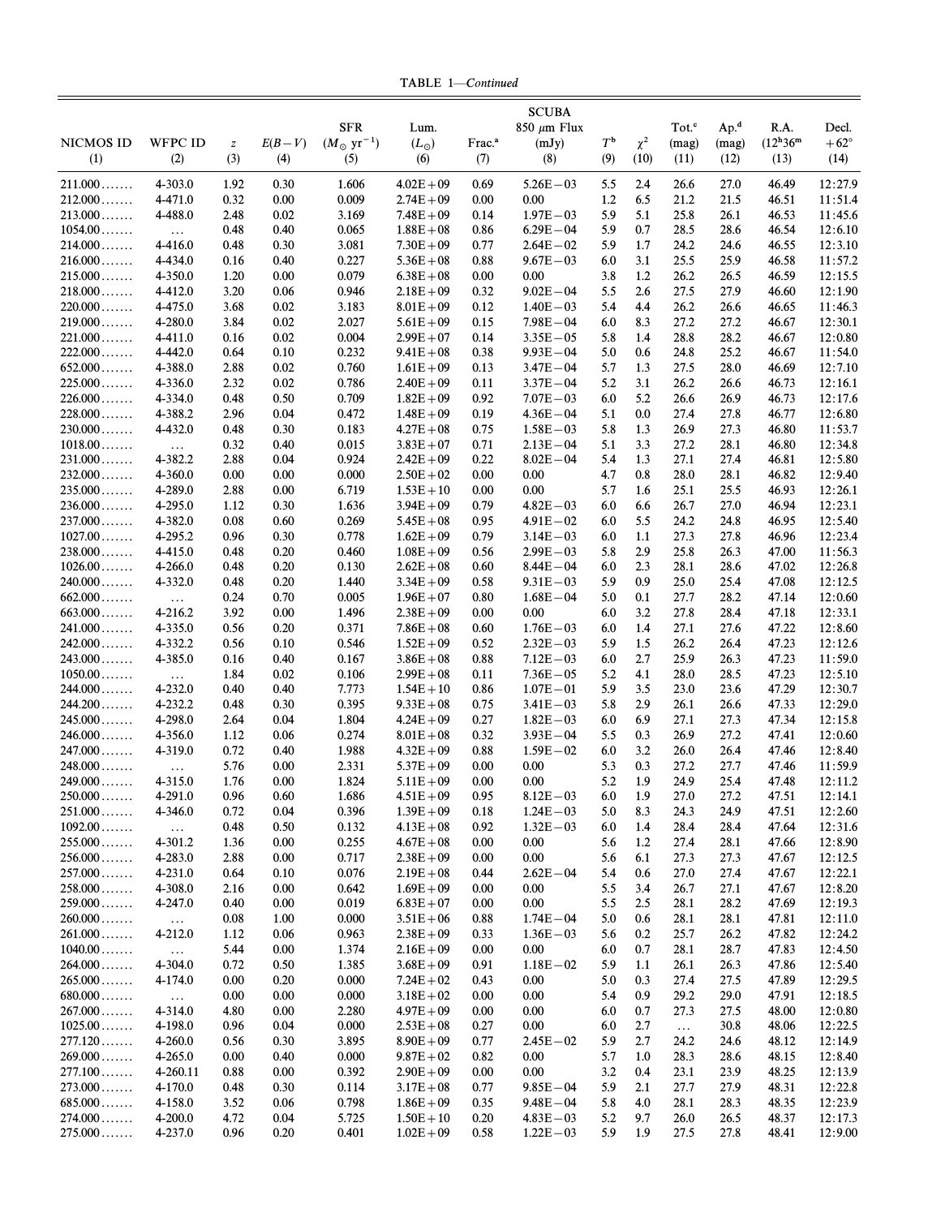TABLE 1—*Continued*

| NICMOS ID (1) | WFPC ID (2) | $z$ (3) | $E(B-V)$ (4) | SFR ($M_\odot$ yr$^{-1}$) (5) | Lum. ($L_\odot$) (6) | Frac.[a] (7) | SCUBA 850 $\mu$m Flux (mJy) (8) | $T$[b] (9) | $\chi^2$ (10) | Tot.[c] (mag) (11) | Ap.[d] (mag) (12) | R.A. (12$^h$36$^m$) (13) | Decl. +62° (14) |
|---|---|---|---|---|---|---|---|---|---|---|---|---|---|
| 211.000 | 4-303.0 | 1.92 | 0.30 | 1.606 | 4.02E+09 | 0.69 | 5.26E−03 | 5.5 | 2.4 | 26.6 | 27.0 | 46.49 | 12:27.9 |
| 212.000 | 4-471.0 | 0.32 | 0.00 | 0.009 | 2.74E+09 | 0.00 | 0.00 | 1.2 | 6.5 | 21.2 | 21.5 | 46.51 | 11:51.4 |
| 213.000 | 4-488.0 | 2.48 | 0.02 | 3.169 | 7.48E+09 | 0.14 | 1.97E−03 | 5.9 | 5.1 | 25.8 | 26.1 | 46.53 | 11:45.6 |
| 1054.00 | ... | 0.48 | 0.40 | 0.065 | 1.88E+08 | 0.86 | 6.29E−04 | 5.9 | 0.7 | 28.5 | 28.6 | 46.54 | 12:6.10 |
| 214.000 | 4-416.0 | 0.48 | 0.30 | 3.081 | 7.30E+09 | 0.77 | 2.64E−02 | 5.9 | 1.7 | 24.2 | 24.6 | 46.55 | 12:3.10 |
| 216.000 | 4-434.0 | 0.16 | 0.40 | 0.227 | 5.36E+08 | 0.88 | 9.67E−03 | 6.0 | 3.1 | 25.5 | 25.9 | 46.58 | 11:57.2 |
| 215.000 | 4-350.0 | 1.20 | 0.00 | 0.079 | 6.38E+08 | 0.00 | 0.00 | 3.8 | 1.2 | 26.2 | 26.5 | 46.59 | 12:15.5 |
| 218.000 | 4-412.0 | 3.20 | 0.06 | 0.946 | 2.18E+09 | 0.32 | 9.02E−04 | 5.5 | 2.6 | 27.5 | 27.9 | 46.60 | 12:1.90 |
| 220.000 | 4-475.0 | 3.68 | 0.02 | 3.183 | 8.01E+09 | 0.12 | 1.40E−03 | 5.4 | 4.4 | 26.2 | 26.6 | 46.65 | 11:46.3 |
| 219.000 | 4-280.0 | 3.84 | 0.02 | 2.027 | 5.61E+09 | 0.15 | 7.98E−04 | 6.0 | 8.3 | 27.2 | 27.2 | 46.67 | 12:30.1 |
| 221.000 | 4-411.0 | 0.16 | 0.02 | 0.004 | 2.99E+07 | 0.14 | 3.35E−05 | 5.8 | 1.4 | 28.8 | 28.2 | 46.67 | 12:0.80 |
| 222.000 | 4-442.0 | 0.64 | 0.10 | 0.232 | 9.41E+08 | 0.38 | 9.93E−04 | 5.0 | 0.6 | 24.8 | 25.2 | 46.67 | 11:54.0 |
| 652.000 | 4-388.0 | 2.88 | 0.02 | 0.760 | 1.61E+09 | 0.13 | 3.47E−04 | 5.7 | 1.3 | 27.5 | 28.0 | 46.69 | 12:7.10 |
| 225.000 | 4-336.0 | 2.32 | 0.02 | 0.786 | 2.40E+09 | 0.11 | 3.37E−04 | 5.2 | 3.1 | 26.2 | 26.6 | 46.73 | 12:16.1 |
| 226.000 | 4-334.0 | 0.48 | 0.50 | 0.709 | 1.82E+09 | 0.92 | 7.07E−03 | 6.0 | 5.2 | 26.6 | 26.9 | 46.73 | 12:17.6 |
| 228.000 | 4-388.2 | 2.96 | 0.04 | 0.472 | 1.48E+09 | 0.19 | 4.36E−04 | 5.1 | 0.0 | 27.4 | 27.8 | 46.77 | 12:6.80 |
| 230.000 | 4-432.0 | 0.48 | 0.30 | 0.183 | 4.27E+08 | 0.75 | 1.58E−03 | 5.8 | 1.3 | 26.9 | 27.3 | 46.80 | 11:53.7 |
| 1018.00 | ... | 0.32 | 0.40 | 0.015 | 3.83E+07 | 0.71 | 2.13E−04 | 5.1 | 3.3 | 27.2 | 28.1 | 46.80 | 12:34.8 |
| 231.000 | 4-382.2 | 2.88 | 0.04 | 0.924 | 2.42E+09 | 0.22 | 8.02E−04 | 5.4 | 1.3 | 27.1 | 27.4 | 46.81 | 12:5.80 |
| 232.000 | 4-360.0 | 0.00 | 0.00 | 0.000 | 2.50E+02 | 0.00 | 0.00 | 4.7 | 0.8 | 28.0 | 28.1 | 46.82 | 12:9.40 |
| 235.000 | 4-289.0 | 2.88 | 0.00 | 6.719 | 1.53E+10 | 0.00 | 0.00 | 5.7 | 1.6 | 25.1 | 25.5 | 46.93 | 12:26.1 |
| 236.000 | 4-295.0 | 1.12 | 0.30 | 1.636 | 3.94E+09 | 0.79 | 4.82E−03 | 6.0 | 6.6 | 26.7 | 27.0 | 46.94 | 12:23.1 |
| 237.000 | 4-382.0 | 0.08 | 0.60 | 0.269 | 5.45E+08 | 0.95 | 4.91E−02 | 6.0 | 5.5 | 24.2 | 24.8 | 46.95 | 12:5.40 |
| 1027.00 | 4-295.2 | 0.96 | 0.30 | 0.778 | 1.62E+09 | 0.79 | 3.14E−03 | 6.0 | 1.1 | 27.3 | 27.8 | 46.96 | 12:23.4 |
| 238.000 | 4-415.0 | 0.48 | 0.20 | 0.460 | 1.08E+09 | 0.56 | 2.99E−03 | 5.8 | 2.9 | 25.8 | 26.3 | 47.00 | 11:56.3 |
| 1026.00 | 4-266.0 | 0.48 | 0.20 | 0.130 | 2.62E+08 | 0.60 | 8.44E−04 | 6.0 | 2.3 | 28.1 | 28.6 | 47.02 | 12:26.8 |
| 240.000 | 4-332.0 | 0.48 | 0.20 | 1.440 | 3.34E+09 | 0.58 | 9.31E−03 | 5.9 | 0.9 | 25.0 | 25.4 | 47.08 | 12:12.5 |
| 662.000 | ... | 0.24 | 0.70 | 0.005 | 1.96E+07 | 0.80 | 1.68E−04 | 5.0 | 0.1 | 27.7 | 28.2 | 47.14 | 12:0.60 |
| 663.000 | 4-216.2 | 3.92 | 0.00 | 1.496 | 2.38E+09 | 0.00 | 0.00 | 6.0 | 3.2 | 27.8 | 28.4 | 47.18 | 12:33.1 |
| 241.000 | 4-335.0 | 0.56 | 0.20 | 0.371 | 7.86E+08 | 0.60 | 1.76E−03 | 6.0 | 1.4 | 27.1 | 27.6 | 47.22 | 12:8.60 |
| 242.000 | 4-332.2 | 0.56 | 0.10 | 0.546 | 1.52E+09 | 0.52 | 2.32E−03 | 5.9 | 1.5 | 26.2 | 26.4 | 47.23 | 12:12.6 |
| 243.000 | 4-385.0 | 0.16 | 0.40 | 0.167 | 3.86E+08 | 0.88 | 7.12E−03 | 6.0 | 2.7 | 25.9 | 26.3 | 47.23 | 11:59.0 |
| 1050.00 | ... | 1.84 | 0.02 | 0.106 | 2.99E+08 | 0.11 | 7.36E−05 | 5.2 | 4.1 | 28.0 | 28.5 | 47.23 | 12:5.10 |
| 244.000 | 4-232.0 | 0.40 | 0.40 | 7.773 | 1.54E+10 | 0.86 | 1.07E−01 | 5.9 | 3.5 | 23.0 | 23.6 | 47.29 | 12:30.7 |
| 244.200 | 4-232.2 | 0.48 | 0.30 | 0.395 | 9.33E+08 | 0.75 | 3.41E−03 | 5.8 | 2.9 | 26.1 | 26.6 | 47.33 | 12:29.0 |
| 245.000 | 4-298.0 | 2.64 | 0.04 | 1.804 | 4.24E+09 | 0.27 | 1.82E−03 | 6.0 | 6.9 | 27.1 | 27.3 | 47.34 | 12:15.8 |
| 246.000 | 4-356.0 | 1.12 | 0.06 | 0.274 | 8.01E+08 | 0.32 | 3.93E−04 | 5.5 | 0.3 | 26.9 | 27.2 | 47.41 | 12:0.60 |
| 247.000 | 4-319.0 | 0.72 | 0.40 | 1.988 | 4.32E+09 | 0.88 | 1.59E−02 | 6.0 | 3.2 | 26.0 | 26.4 | 47.46 | 12:8.40 |
| 248.000 | ... | 5.76 | 0.00 | 2.331 | 5.37E+09 | 0.00 | 0.00 | 5.3 | 0.3 | 27.2 | 27.7 | 47.46 | 11:59.9 |
| 249.000 | 4-315.0 | 1.76 | 0.00 | 1.824 | 5.11E+09 | 0.00 | 0.00 | 5.2 | 1.9 | 24.9 | 25.4 | 47.48 | 12:11.2 |
| 250.000 | 4-291.0 | 0.96 | 0.60 | 1.686 | 4.51E+09 | 0.95 | 8.12E−03 | 6.0 | 1.9 | 27.0 | 27.2 | 47.51 | 12:14.1 |
| 251.000 | 4-346.0 | 0.72 | 0.04 | 0.396 | 1.39E+09 | 0.18 | 1.24E−03 | 5.0 | 8.3 | 24.3 | 24.9 | 47.51 | 12:2.60 |
| 1092.00 | ... | 0.48 | 0.50 | 0.132 | 4.13E+08 | 0.92 | 1.32E−03 | 6.0 | 1.4 | 28.4 | 28.4 | 47.64 | 12:31.6 |
| 255.000 | 4-301.2 | 1.36 | 0.00 | 0.255 | 4.67E+08 | 0.00 | 0.00 | 5.6 | 1.2 | 27.4 | 28.1 | 47.66 | 12:8.90 |
| 256.000 | 4-283.0 | 2.88 | 0.00 | 0.717 | 2.38E+09 | 0.00 | 0.00 | 5.6 | 6.1 | 27.3 | 27.3 | 47.67 | 12:12.5 |
| 257.000 | 4-231.0 | 0.64 | 0.10 | 0.076 | 2.19E+08 | 0.44 | 2.62E−04 | 5.4 | 0.6 | 27.0 | 27.4 | 47.67 | 12:22.1 |
| 258.000 | 4-308.0 | 2.16 | 0.00 | 0.642 | 1.69E+09 | 0.00 | 0.00 | 5.5 | 3.4 | 26.7 | 27.1 | 47.67 | 12:8.20 |
| 259.000 | 4-247.0 | 0.40 | 0.00 | 0.019 | 6.83E+07 | 0.00 | 0.00 | 5.5 | 2.5 | 28.1 | 28.2 | 47.69 | 12:19.3 |
| 260.000 | ... | 0.08 | 1.00 | 0.000 | 3.51E+06 | 0.88 | 1.74E−04 | 5.0 | 0.6 | 28.1 | 28.1 | 47.81 | 12:11.0 |
| 261.000 | 4-212.0 | 1.12 | 0.06 | 0.963 | 2.38E+09 | 0.33 | 1.36E−03 | 5.6 | 0.2 | 25.7 | 26.2 | 47.82 | 12:24.2 |
| 1040.00 | ... | 5.44 | 0.00 | 1.374 | 2.16E+09 | 0.00 | 0.00 | 6.0 | 0.7 | 28.1 | 28.7 | 47.83 | 12:4.50 |
| 264.000 | 4-304.0 | 0.72 | 0.50 | 1.385 | 3.68E+09 | 0.91 | 1.18E−02 | 5.9 | 1.1 | 26.1 | 26.3 | 47.86 | 12:5.40 |
| 265.000 | 4-174.0 | 0.00 | 0.20 | 0.000 | 7.24E+02 | 0.43 | 0.00 | 5.0 | 0.3 | 27.4 | 27.5 | 47.89 | 12:29.5 |
| 680.000 | ... | 0.00 | 0.00 | 0.000 | 3.18E+02 | 0.00 | 0.00 | 5.4 | 0.9 | 29.2 | 29.0 | 47.91 | 12:18.5 |
| 267.000 | 4-314.0 | 4.80 | 0.00 | 2.280 | 4.97E+09 | 0.00 | 0.00 | 6.0 | 0.7 | 27.3 | 27.5 | 48.00 | 12:0.80 |
| 1025.00 | 4-198.0 | 0.96 | 0.04 | 0.000 | 2.53E+08 | 0.27 | 0.00 | 6.0 | 2.7 | ... | 30.8 | 48.06 | 12:22.5 |
| 277.120 | 4-260.0 | 0.56 | 0.30 | 3.895 | 8.90E+09 | 0.77 | 2.45E−02 | 5.9 | 2.7 | 24.2 | 24.6 | 48.12 | 12:14.9 |
| 269.000 | 4-265.0 | 0.00 | 0.40 | 0.000 | 9.87E+02 | 0.82 | 0.00 | 5.7 | 1.0 | 28.3 | 28.6 | 48.15 | 12:8.40 |
| 277.100 | 4-260.11 | 0.88 | 0.00 | 0.392 | 2.90E+09 | 0.00 | 0.00 | 3.2 | 0.4 | 23.1 | 23.9 | 48.25 | 12:13.9 |
| 273.000 | 4-170.0 | 0.48 | 0.30 | 0.114 | 3.17E+08 | 0.77 | 9.85E−04 | 5.9 | 2.1 | 27.7 | 27.9 | 48.31 | 12:22.8 |
| 685.000 | 4-158.0 | 3.52 | 0.06 | 0.798 | 1.86E+09 | 0.35 | 9.48E−04 | 5.8 | 4.0 | 28.1 | 28.3 | 48.35 | 12:23.9 |
| 274.000 | 4-200.0 | 4.72 | 0.04 | 5.725 | 1.50E+10 | 0.20 | 4.83E−03 | 5.2 | 9.7 | 26.0 | 26.5 | 48.37 | 12:17.3 |
| 275.000 | 4-237.0 | 0.96 | 0.20 | 0.401 | 1.02E+09 | 0.58 | 1.22E−03 | 5.9 | 1.9 | 27.5 | 27.8 | 48.41 | 12:9.00 |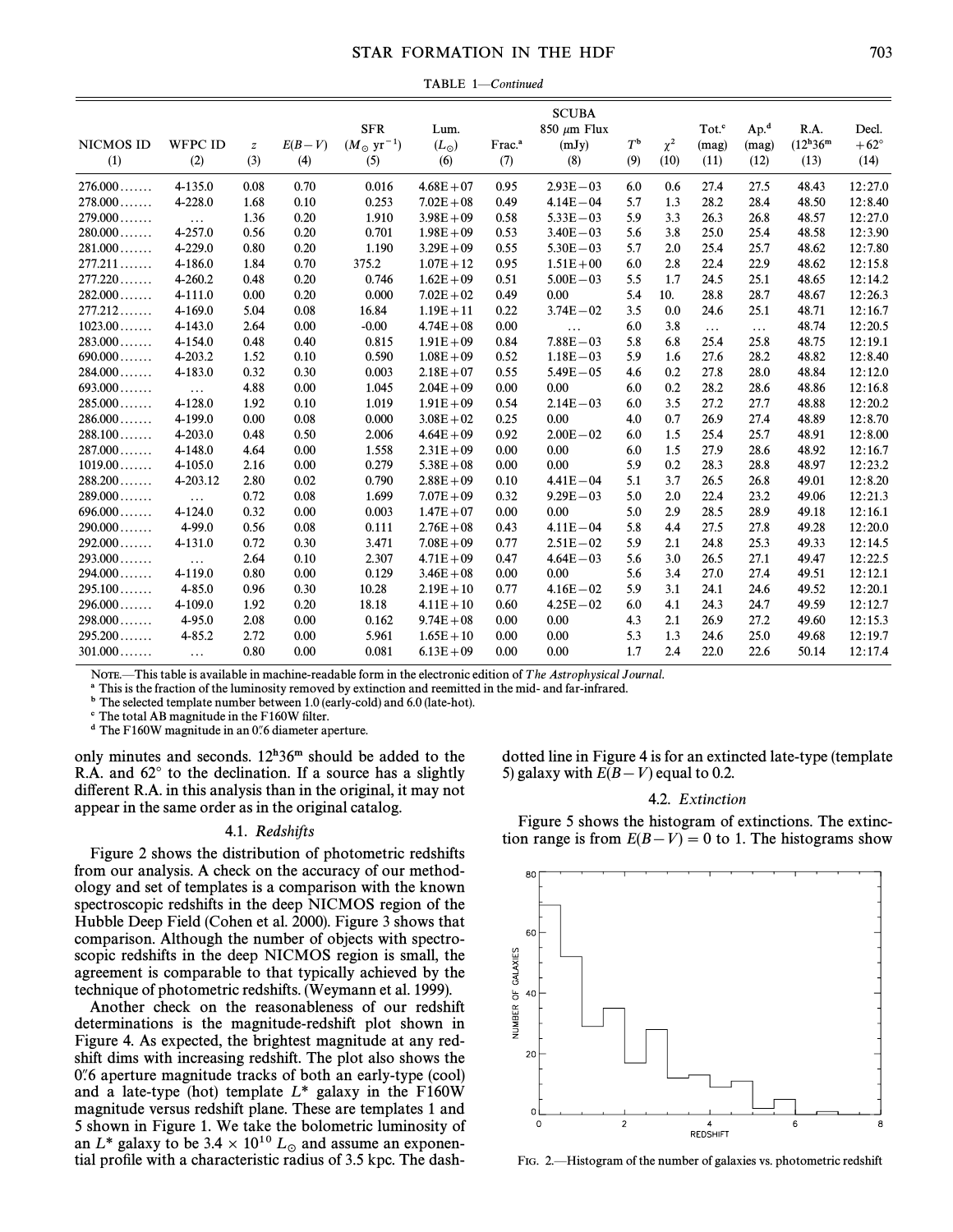TABLE 1—*Continued*

| NICMOS ID (1) | WFPC ID (2) | $z$ (3) | $E(B-V)$ (4) | SFR ($M_\odot$ yr$^{-1}$) (5) | Lum. ($L_\odot$) (6) | Frac.[a] (7) | SCUBA 850 μm Flux (mJy) (8) | $T$[b] (9) | $\chi^2$ (10) | Tot.[c] (mag) (11) | Ap.[d] (mag) (12) | R.A. (12[h]36[m]) (13) | Decl. +62° (14) |
|---|---|---|---|---|---|---|---|---|---|---|---|---|---|
| 276.000....... | 4-135.0 | 0.08 | 0.70 | 0.016 | 4.68E+07 | 0.95 | 2.93E−03 | 6.0 | 0.6 | 27.4 | 27.5 | 48.43 | 12:27.0 |
| 278.000....... | 4-228.0 | 1.68 | 0.10 | 0.253 | 7.02E+08 | 0.49 | 4.14E−04 | 5.7 | 1.3 | 28.2 | 28.4 | 48.50 | 12:8.40 |
| 279.000....... | ... | 1.36 | 0.20 | 1.910 | 3.98E+09 | 0.58 | 5.33E−03 | 5.9 | 3.3 | 26.3 | 26.8 | 48.57 | 12:27.0 |
| 280.000....... | 4-257.0 | 0.56 | 0.20 | 0.701 | 1.98E+09 | 0.53 | 3.40E−03 | 5.6 | 3.8 | 25.0 | 25.4 | 48.58 | 12:3.90 |
| 281.000....... | 4-229.0 | 0.80 | 0.20 | 1.190 | 3.29E+09 | 0.55 | 5.30E−03 | 5.7 | 2.0 | 25.4 | 25.7 | 48.62 | 12:7.80 |
| 277.211....... | 4-186.0 | 1.84 | 0.70 | 375.2 | 1.07E+12 | 0.95 | 1.51E+00 | 6.0 | 2.8 | 22.4 | 22.9 | 48.62 | 12:15.8 |
| 277.220....... | 4-260.2 | 0.48 | 0.20 | 0.746 | 1.62E+09 | 0.51 | 5.00E−03 | 5.5 | 1.7 | 24.5 | 25.1 | 48.65 | 12:14.2 |
| 282.000....... | 4-111.0 | 0.00 | 0.20 | 0.000 | 7.02E+02 | 0.49 | 0.00 | 5.4 | 10. | 28.8 | 28.7 | 48.67 | 12:26.3 |
| 277.212....... | 4-169.0 | 5.04 | 0.08 | 16.84 | 1.19E+11 | 0.22 | 3.74E−02 | 3.5 | 0.0 | 24.6 | 25.1 | 48.71 | 12:16.7 |
| 1023.00....... | 4-143.0 | 2.64 | 0.00 | -0.00 | 4.74E+08 | 0.00 | ... | 6.0 | 3.8 | ... | ... | 48.74 | 12:20.5 |
| 283.000....... | 4-154.0 | 0.48 | 0.40 | 0.815 | 1.91E+09 | 0.84 | 7.88E−03 | 5.8 | 6.8 | 25.4 | 25.8 | 48.75 | 12:19.1 |
| 690.000....... | 4-203.2 | 1.52 | 0.10 | 0.590 | 1.08E+09 | 0.52 | 1.18E−03 | 5.9 | 1.6 | 27.6 | 28.2 | 48.82 | 12:8.40 |
| 284.000....... | 4-183.0 | 0.32 | 0.30 | 0.003 | 2.18E+07 | 0.55 | 5.49E−05 | 4.6 | 0.2 | 27.8 | 28.0 | 48.84 | 12:12.0 |
| 693.000....... | ... | 4.88 | 0.00 | 1.045 | 2.04E+09 | 0.00 | 0.00 | 6.0 | 0.2 | 28.2 | 28.6 | 48.86 | 12:16.8 |
| 285.000....... | 4-128.0 | 1.92 | 0.10 | 1.019 | 1.91E+09 | 0.54 | 2.14E−03 | 6.0 | 3.5 | 27.2 | 27.7 | 48.88 | 12:20.2 |
| 286.000....... | 4-199.0 | 0.00 | 0.08 | 0.000 | 3.08E+02 | 0.25 | 0.00 | 4.0 | 0.7 | 26.9 | 27.4 | 48.89 | 12:8.70 |
| 288.100....... | 4-203.0 | 0.48 | 0.50 | 2.006 | 4.64E+09 | 0.92 | 2.00E−02 | 6.0 | 1.5 | 25.4 | 25.7 | 48.91 | 12:8.00 |
| 287.000....... | 4-148.0 | 4.64 | 0.00 | 1.558 | 2.31E+09 | 0.00 | 0.00 | 6.0 | 1.5 | 27.9 | 28.6 | 48.92 | 12:16.7 |
| 1019.00....... | 4-105.0 | 2.16 | 0.00 | 0.279 | 5.38E+08 | 0.00 | 0.00 | 5.9 | 0.2 | 28.3 | 28.8 | 48.97 | 12:23.2 |
| 288.200....... | 4-203.12 | 2.80 | 0.02 | 0.790 | 2.88E+09 | 0.10 | 4.41E−04 | 5.1 | 3.7 | 26.5 | 26.8 | 49.01 | 12:8.20 |
| 289.000....... | ... | 0.72 | 0.08 | 1.699 | 7.07E+09 | 0.32 | 9.29E−03 | 5.0 | 2.0 | 22.4 | 23.2 | 49.06 | 12:21.3 |
| 696.000....... | 4-124.0 | 0.32 | 0.00 | 0.003 | 1.47E+07 | 0.00 | 0.00 | 5.0 | 2.9 | 28.5 | 28.9 | 49.18 | 12:16.1 |
| 290.000....... | 4-99.0 | 0.56 | 0.08 | 0.111 | 2.76E+08 | 0.43 | 4.11E−04 | 5.8 | 4.4 | 27.5 | 27.8 | 49.28 | 12:20.0 |
| 292.000....... | 4-131.0 | 0.72 | 0.30 | 3.471 | 7.08E+09 | 0.77 | 2.51E−02 | 5.9 | 2.1 | 24.8 | 25.3 | 49.33 | 12:14.5 |
| 293.000....... | ... | 2.64 | 0.10 | 2.307 | 4.71E+09 | 0.47 | 4.64E−03 | 5.6 | 3.0 | 26.5 | 27.1 | 49.47 | 12:22.5 |
| 294.000....... | 4-119.0 | 0.80 | 0.00 | 0.129 | 3.46E+08 | 0.00 | 0.00 | 5.6 | 3.4 | 27.0 | 27.4 | 49.51 | 12:12.1 |
| 295.100....... | 4-85.0 | 0.96 | 0.30 | 10.28 | 2.19E+10 | 0.77 | 4.16E−02 | 5.9 | 3.1 | 24.1 | 24.6 | 49.52 | 12:20.1 |
| 296.000....... | 4-109.0 | 1.92 | 0.20 | 18.18 | 4.11E+10 | 0.60 | 4.25E−02 | 6.0 | 4.1 | 24.3 | 24.7 | 49.59 | 12:12.7 |
| 298.000....... | 4-95.0 | 2.08 | 0.00 | 0.162 | 9.74E+08 | 0.00 | 0.00 | 4.3 | 2.1 | 26.9 | 27.2 | 49.60 | 12:15.3 |
| 295.200....... | 4-85.2 | 2.72 | 0.00 | 5.961 | 1.65E+10 | 0.00 | 0.00 | 5.3 | 1.3 | 24.6 | 25.0 | 49.68 | 12:19.7 |
| 301.000....... | ... | 0.80 | 0.00 | 0.081 | 6.13E+09 | 0.00 | 0.00 | 1.7 | 2.4 | 22.0 | 22.6 | 50.14 | 12:17.4 |

NOTE.—This table is available in machine-readable form in the electronic edition of *The Astrophysical Journal*.

[a] This is the fraction of the luminosity removed by extinction and reemitted in the mid- and far-infrared.

[b] The selected template number between 1.0 (early-cold) and 6.0 (late-hot).

[c] The total AB magnitude in the F160W filter.

[d] The F160W magnitude in an 0".6 diameter aperture.

only minutes and seconds. $12^h36^m$ should be added to the R.A. and 62° to the declination. If a source has a slightly different R.A. in this analysis than in the original, it may not appear in the same order as in the original catalog.

### 4.1. *Redshifts*

Figure 2 shows the distribution of photometric redshifts from our analysis. A check on the accuracy of our methodology and set of templates is a comparison with the known spectroscopic redshifts in the deep NICMOS region of the Hubble Deep Field (Cohen et al. 2000). Figure 3 shows that comparison. Although the number of objects with spectroscopic redshifts in the deep NICMOS region is small, the agreement is comparable to that typically achieved by the technique of photometric redshifts. (Weymann et al. 1999).

Another check on the reasonableness of our redshift determinations is the magnitude-redshift plot shown in Figure 4. As expected, the brightest magnitude at any redshift dims with increasing redshift. The plot also shows the 0".6 aperture magnitude tracks of both an early-type (cool) and a late-type (hot) template $L^*$ galaxy in the F160W magnitude versus redshift plane. These are templates 1 and 5 shown in Figure 1. We take the bolometric luminosity of an $L^*$ galaxy to be $3.4 \times 10^{10}\ L_\odot$ and assume an exponential profile with a characteristic radius of 3.5 kpc. The dash-dotted line in Figure 4 is for an extincted late-type (template 5) galaxy with $E(B-V)$ equal to 0.2.

### 4.2. *Extinction*

Figure 5 shows the histogram of extinctions. The extinction range is from $E(B-V) = 0$ to 1. The histograms show

FIG. 2.—Histogram of the number of galaxies vs. photometric redshift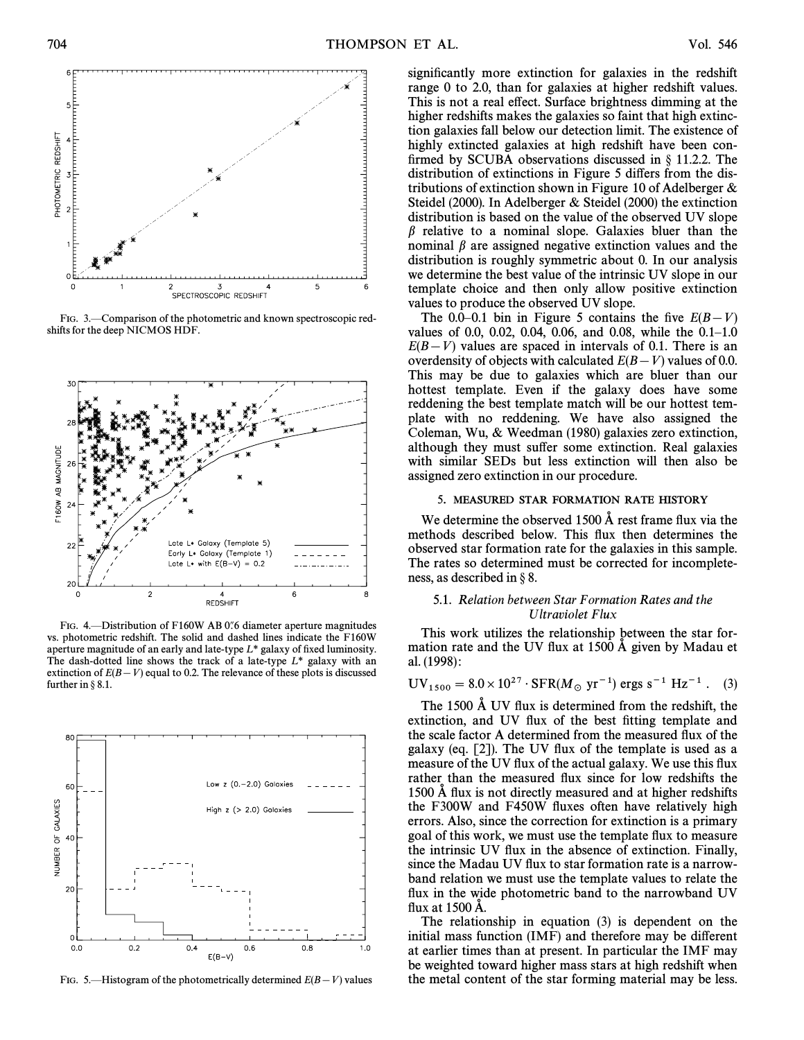FIG. 3.—Comparison of the photometric and known spectroscopic redshifts for the deep NICMOS HDF.

FIG. 4.—Distribution of F160W AB 0″.6 diameter aperture magnitudes vs. photometric redshift. The solid and dashed lines indicate the F160W aperture magnitude of an early and late-type $L^*$ galaxy of fixed luminosity. The dash-dotted line shows the track of a late-type $L^*$ galaxy with an extinction of $E(B-V)$ equal to 0.2. The relevance of these plots is discussed further in § 8.1.

FIG. 5.—Histogram of the photometrically determined $E(B-V)$ values

significantly more extinction for galaxies in the redshift range 0 to 2.0, than for galaxies at higher redshift values. This is not a real effect. Surface brightness dimming at the higher redshifts makes the galaxies so faint that high extinction galaxies fall below our detection limit. The existence of highly extincted galaxies at high redshift have been confirmed by SCUBA observations discussed in § 11.2.2. The distribution of extinctions in Figure 5 differs from the distributions of extinction shown in Figure 10 of Adelberger & Steidel (2000). In Adelberger & Steidel (2000) the extinction distribution is based on the value of the observed UV slope $\beta$ relative to a nominal slope. Galaxies bluer than the nominal $\beta$ are assigned negative extinction values and the distribution is roughly symmetric about 0. In our analysis we determine the best value of the intrinsic UV slope in our template choice and then only allow positive extinction values to produce the observed UV slope.

The 0.0–0.1 bin in Figure 5 contains the five $E(B-V)$ values of 0.0, 0.02, 0.04, 0.06, and 0.08, while the 0.1–1.0 $E(B-V)$ values are spaced in intervals of 0.1. There is an overdensity of objects with calculated $E(B-V)$ values of 0.0. This may be due to galaxies which are bluer than our hottest template. Even if the galaxy does have some reddening the best template match will be our hottest template with no reddening. We have also assigned the Coleman, Wu, & Weedman (1980) galaxies zero extinction, although they must suffer some extinction. Real galaxies with similar SEDs but less extinction will then also be assigned zero extinction in our procedure.

## 5. MEASURED STAR FORMATION RATE HISTORY

We determine the observed 1500 Å rest frame flux via the methods described below. This flux then determines the observed star formation rate for the galaxies in this sample. The rates so determined must be corrected for incompleteness, as described in § 8.

### 5.1. *Relation between Star Formation Rates and the Ultraviolet Flux*

This work utilizes the relationship between the star formation rate and the UV flux at 1500 Å given by Madau et al. (1998):

$$\mathrm{UV}_{1500} = 8.0 \times 10^{27} \cdot \mathrm{SFR}(M_{\odot}\ \mathrm{yr}^{-1})\ \mathrm{ergs\ s^{-1}\ Hz^{-1}}\ . \quad (3)$$

The 1500 Å UV flux is determined from the redshift, the extinction, and UV flux of the best fitting template and the scale factor A determined from the measured flux of the galaxy (eq. [2]). The UV flux of the template is used as a measure of the UV flux of the actual galaxy. We use this flux rather than the measured flux since for low redshifts the 1500 Å flux is not directly measured and at higher redshifts the F300W and F450W fluxes often have relatively high errors. Also, since the correction for extinction is a primary goal of this work, we must use the template flux to measure the intrinsic UV flux in the absence of extinction. Finally, since the Madau UV flux to star formation rate is a narrowband relation we must use the template values to relate the flux in the wide photometric band to the narrowband UV flux at 1500 Å.

The relationship in equation (3) is dependent on the initial mass function (IMF) and therefore may be different at earlier times than at present. In particular the IMF may be weighted toward higher mass stars at high redshift when the metal content of the star forming material may be less.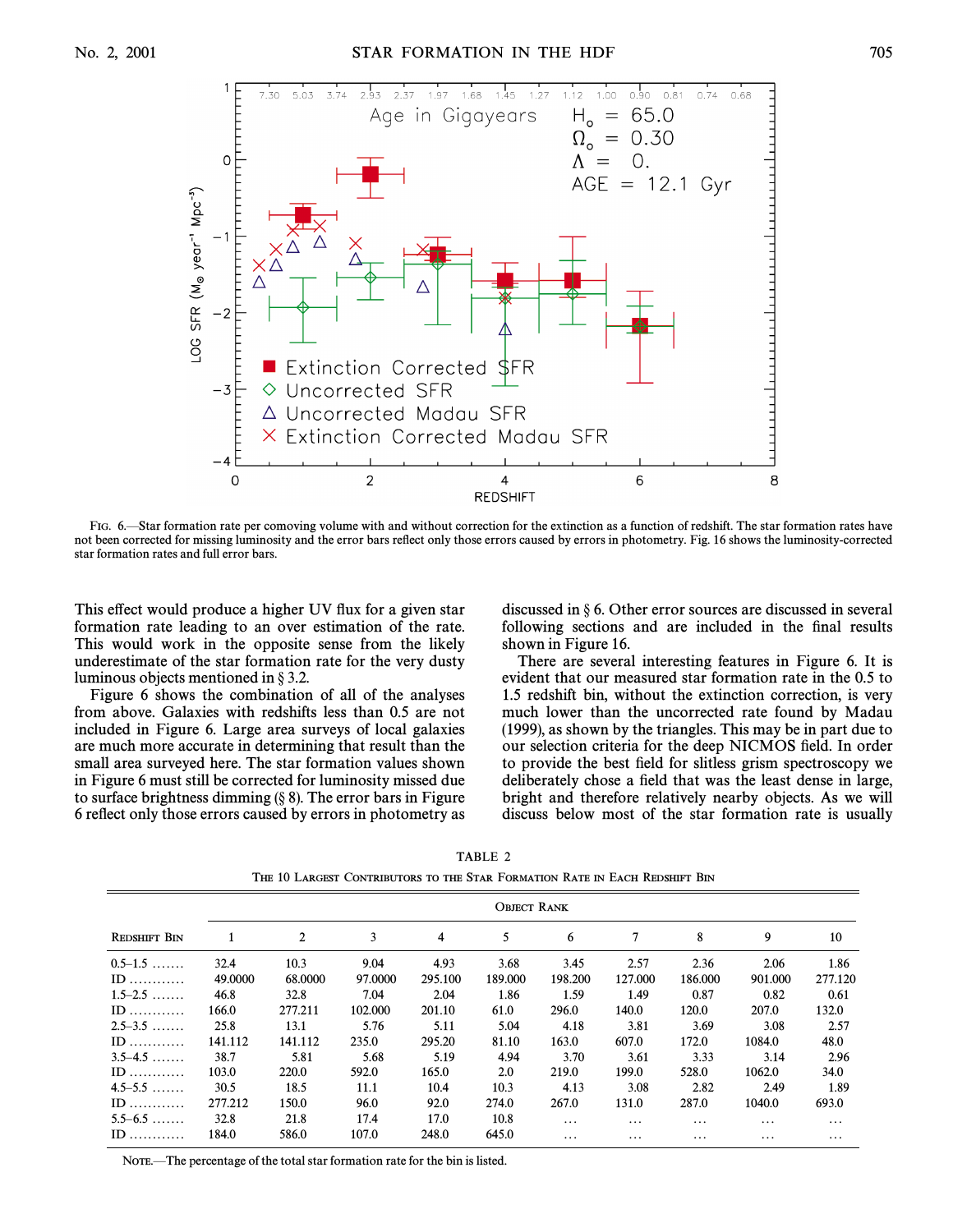FIG. 6.—Star formation rate per comoving volume with and without correction for the extinction as a function of redshift. The star formation rates have not been corrected for missing luminosity and the error bars reflect only those errors caused by errors in photometry. Fig. 16 shows the luminosity-corrected star formation rates and full error bars.

This effect would produce a higher UV flux for a given star formation rate leading to an over estimation of the rate. This would work in the opposite sense from the likely underestimate of the star formation rate for the very dusty luminous objects mentioned in § 3.2.

Figure 6 shows the combination of all of the analyses from above. Galaxies with redshifts less than 0.5 are not included in Figure 6. Large area surveys of local galaxies are much more accurate in determining that result than the small area surveyed here. The star formation values shown in Figure 6 must still be corrected for luminosity missed due to surface brightness dimming (§ 8). The error bars in Figure 6 reflect only those errors caused by errors in photometry as discussed in § 6. Other error sources are discussed in several following sections and are included in the final results shown in Figure 16.

There are several interesting features in Figure 6. It is evident that our measured star formation rate in the 0.5 to 1.5 redshift bin, without the extinction correction, is very much lower than the uncorrected rate found by Madau (1999), as shown by the triangles. This may be in part due to our selection criteria for the deep NICMOS field. In order to provide the best field for slitless grism spectroscopy we deliberately chose a field that was the least dense in large, bright and therefore relatively nearby objects. As we will discuss below most of the star formation rate is usually

TABLE 2

THE 10 LARGEST CONTRIBUTORS TO THE STAR FORMATION RATE IN EACH REDSHIFT BIN

| | OBJECT RANK | | | | | | | | | |
|---|---|---|---|---|---|---|---|---|---|---|
| REDSHIFT BIN | 1 | 2 | 3 | 4 | 5 | 6 | 7 | 8 | 9 | 10 |
| 0.5–1.5 ....... | 32.4 | 10.3 | 9.04 | 4.93 | 3.68 | 3.45 | 2.57 | 2.36 | 2.06 | 1.86 |
| ID ........... | 49.0000 | 68.0000 | 97.0000 | 295.100 | 189.000 | 198.200 | 127.000 | 186.000 | 901.000 | 277.120 |
| 1.5–2.5 ....... | 46.8 | 32.8 | 7.04 | 2.04 | 1.86 | 1.59 | 1.49 | 0.87 | 0.82 | 0.61 |
| ID ........... | 166.0 | 277.211 | 102.000 | 201.10 | 61.0 | 296.0 | 140.0 | 120.0 | 207.0 | 132.0 |
| 2.5–3.5 ....... | 25.8 | 13.1 | 5.76 | 5.11 | 5.04 | 4.18 | 3.81 | 3.69 | 3.08 | 2.57 |
| ID ........... | 141.112 | 141.112 | 235.0 | 295.20 | 81.10 | 163.0 | 607.0 | 172.0 | 1084.0 | 48.0 |
| 3.5–4.5 ....... | 38.7 | 5.81 | 5.68 | 5.19 | 4.94 | 3.70 | 3.61 | 3.33 | 3.14 | 2.96 |
| ID ........... | 103.0 | 220.0 | 592.0 | 165.0 | 2.0 | 219.0 | 199.0 | 528.0 | 1062.0 | 34.0 |
| 4.5–5.5 ....... | 30.5 | 18.5 | 11.1 | 10.4 | 10.3 | 4.13 | 3.08 | 2.82 | 2.49 | 1.89 |
| ID ........... | 277.212 | 150.0 | 96.0 | 92.0 | 274.0 | 267.0 | 131.0 | 287.0 | 1040.0 | 693.0 |
| 5.5–6.5 ....... | 32.8 | 21.8 | 17.4 | 17.0 | 10.8 | ... | ... | ... | ... | ... |
| ID ........... | 184.0 | 586.0 | 107.0 | 248.0 | 645.0 | ... | ... | ... | ... | ... |

NOTE.—The percentage of the total star formation rate for the bin is listed.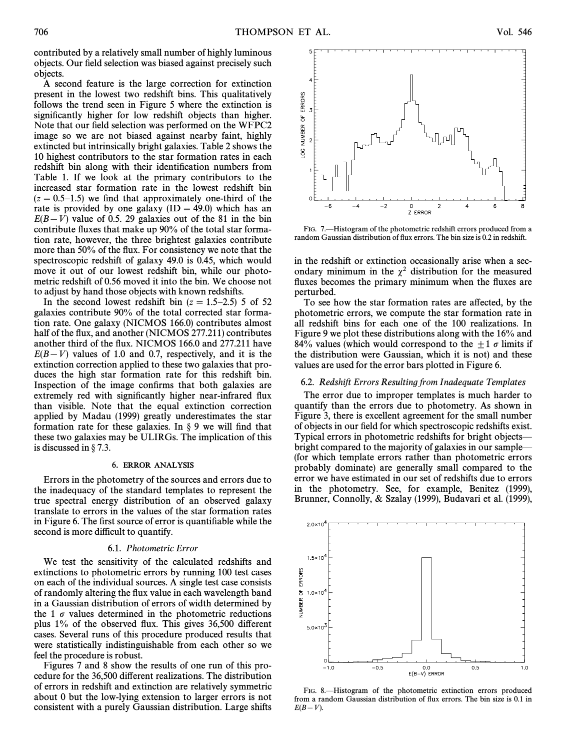contributed by a relatively small number of highly luminous objects. Our field selection was biased against precisely such objects.

A second feature is the large correction for extinction present in the lowest two redshift bins. This qualitatively follows the trend seen in Figure 5 where the extinction is significantly higher for low redshift objects than higher. Note that our field selection was performed on the WFPC2 image so we are not biased against nearby faint, highly extincted but intrinsically bright galaxies. Table 2 shows the 10 highest contributors to the star formation rates in each redshift bin along with their identification numbers from Table 1. If we look at the primary contributors to the increased star formation rate in the lowest redshift bin ($z = 0.5$–$1.5$) we find that approximately one-third of the rate is provided by one galaxy (ID = 49.0) which has an $E(B-V)$ value of 0.5. 29 galaxies out of the 81 in the bin contribute fluxes that make up 90% of the total star formation rate, however, the three brightest galaxies contribute more than 50% of the flux. For consistency we note that the spectroscopic redshift of galaxy 49.0 is 0.45, which would move it out of our lowest redshift bin, while our photometric redshift of 0.56 moved it into the bin. We choose not to adjust by hand those objects with known redshifts.

In the second lowest redshift bin ($z = 1.5$–$2.5$) 5 of 52 galaxies contribute 90% of the total corrected star formation rate. One galaxy (NICMOS 166.0) contributes almost half of the flux, and another (NICMOS 277.211) contributes another third of the flux. NICMOS 166.0 and 277.211 have $E(B-V)$ values of 1.0 and 0.7, respectively, and it is the extinction correction applied to these two galaxies that produces the high star formation rate for this redshift bin. Inspection of the image confirms that both galaxies are extremely red with significantly higher near-infrared flux than visible. Note that the equal extinction correction applied by Madau (1999) greatly underestimates the star formation rate for these galaxies. In § 9 we will find that these two galaxies may be ULIRGs. The implication of this is discussed in § 7.3.

## 6. ERROR ANALYSIS

Errors in the photometry of the sources and errors due to the inadequacy of the standard templates to represent the true spectral energy distribution of an observed galaxy translate to errors in the values of the star formation rates in Figure 6. The first source of error is quantifiable while the second is more difficult to quantify.

### 6.1. *Photometric Error*

We test the sensitivity of the calculated redshifts and extinctions to photometric errors by running 100 test cases on each of the individual sources. A single test case consists of randomly altering the flux value in each wavelength band in a Gaussian distribution of errors of width determined by the 1 $\sigma$ values determined in the photometric reductions plus 1% of the observed flux. This gives 36,500 different cases. Several runs of this procedure produced results that were statistically indistinguishable from each other so we feel the procedure is robust.

Figures 7 and 8 show the results of one run of this procedure for the 36,500 different realizations. The distribution of errors in redshift and extinction are relatively symmetric about 0 but the low-lying extension to larger errors is not consistent with a purely Gaussian distribution. Large shifts in the redshift or extinction occasionally arise when a secondary minimum in the $\chi^2$ distribution for the measured fluxes becomes the primary minimum when the fluxes are perturbed.

FIG. 7.—Histogram of the photometric redshift errors produced from a random Gaussian distribution of flux errors. The bin size is 0.2 in redshift.

To see how the star formation rates are affected, by the photometric errors, we compute the star formation rate in all redshift bins for each one of the 100 realizations. In Figure 9 we plot these distributions along with the 16% and 84% values (which would correspond to the $\pm 1$ $\sigma$ limits if the distribution were Gaussian, which it is not) and these values are used for the error bars plotted in Figure 6.

### 6.2. *Redshift Errors Resulting from Inadequate Templates*

The error due to improper templates is much harder to quantify than the errors due to photometry. As shown in Figure 3, there is excellent agreement for the small number of objects in our field for which spectroscopic redshifts exist. Typical errors in photometric redshifts for bright objects—bright compared to the majority of galaxies in our sample—(for which template errors rather than photometric errors probably dominate) are generally small compared to the error we have estimated in our set of redshifts due to errors in the photometry. See, for example, Benitez (1999), Brunner, Connolly, & Szalay (1999), Budavari et al. (1999),

FIG. 8.—Histogram of the photometric extinction errors produced from a random Gaussian distribution of flux errors. The bin size is 0.1 in $E(B-V)$.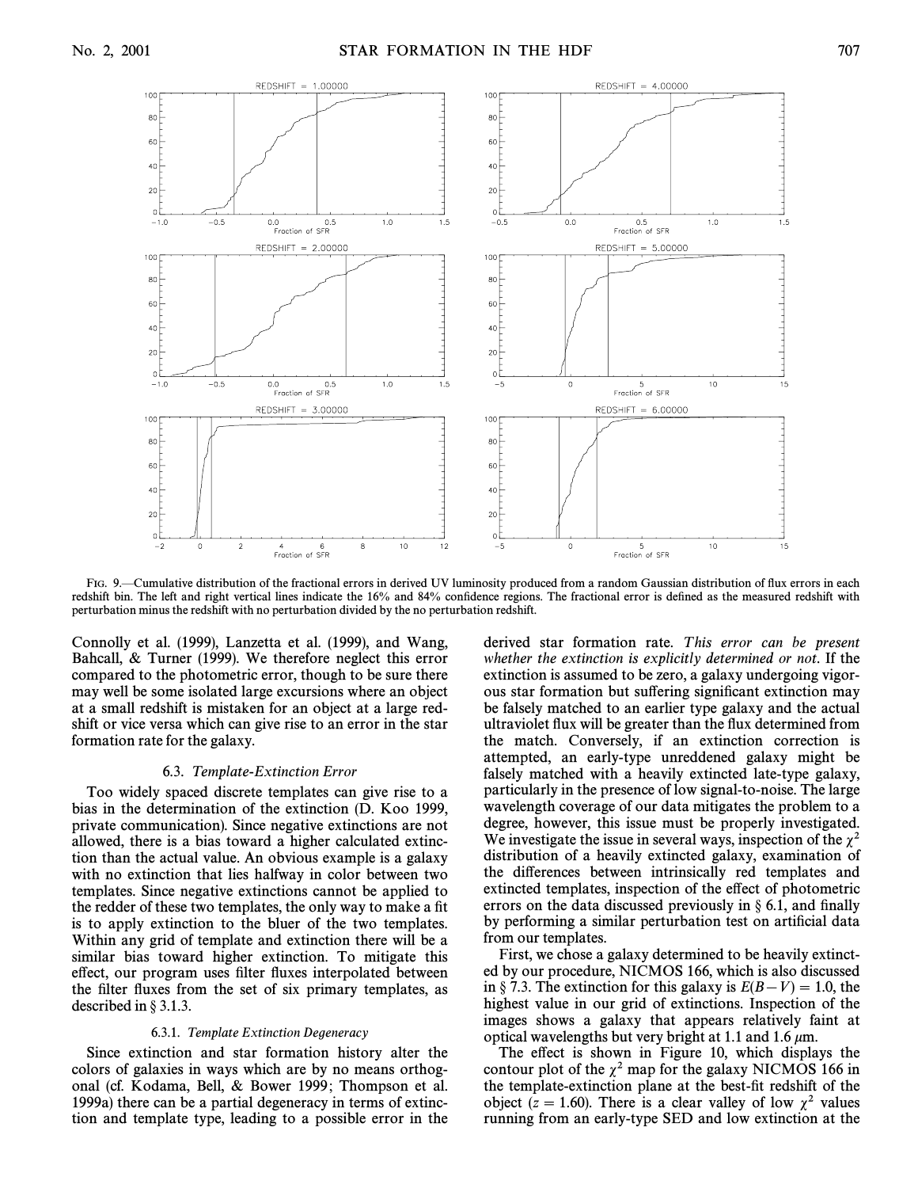FIG. 9.—Cumulative distribution of the fractional errors in derived UV luminosity produced from a random Gaussian distribution of flux errors in each redshift bin. The left and right vertical lines indicate the 16% and 84% confidence regions. The fractional error is defined as the measured redshift with perturbation minus the redshift with no perturbation divided by the no perturbation redshift.

Connolly et al. (1999), Lanzetta et al. (1999), and Wang, Bahcall, & Turner (1999). We therefore neglect this error compared to the photometric error, though to be sure there may well be some isolated large excursions where an object at a small redshift is mistaken for an object at a large redshift or vice versa which can give rise to an error in the star formation rate for the galaxy.

### 6.3. *Template-Extinction Error*

Too widely spaced discrete templates can give rise to a bias in the determination of the extinction (D. Koo 1999, private communication). Since negative extinctions are not allowed, there is a bias toward a higher calculated extinction than the actual value. An obvious example is a galaxy with no extinction that lies halfway in color between two templates. Since negative extinctions cannot be applied to the redder of these two templates, the only way to make a fit is to apply extinction to the bluer of the two templates. Within any grid of template and extinction there will be a similar bias toward higher extinction. To mitigate this effect, our program uses filter fluxes interpolated between the filter fluxes from the set of six primary templates, as described in § 3.1.3.

#### 6.3.1. *Template Extinction Degeneracy*

Since extinction and star formation history alter the colors of galaxies in ways which are by no means orthogonal (cf. Kodama, Bell, & Bower 1999; Thompson et al. 1999a) there can be a partial degeneracy in terms of extinction and template type, leading to a possible error in the derived star formation rate. *This error can be present whether the extinction is explicitly determined or not.* If the extinction is assumed to be zero, a galaxy undergoing vigorous star formation but suffering significant extinction may be falsely matched to an earlier type galaxy and the actual ultraviolet flux will be greater than the flux determined from the match. Conversely, if an extinction correction is attempted, an early-type unreddened galaxy might be falsely matched with a heavily extincted late-type galaxy, particularly in the presence of low signal-to-noise. The large wavelength coverage of our data mitigates the problem to a degree, however, this issue must be properly investigated. We investigate the issue in several ways, inspection of the $\chi^2$ distribution of a heavily extincted galaxy, examination of the differences between intrinsically red templates and extincted templates, inspection of the effect of photometric errors on the data discussed previously in § 6.1, and finally by performing a similar perturbation test on artificial data from our templates.

First, we chose a galaxy determined to be heavily extincted by our procedure, NICMOS 166, which is also discussed in § 7.3. The extinction for this galaxy is $E(B-V) = 1.0$, the highest value in our grid of extinctions. Inspection of the images shows a galaxy that appears relatively faint at optical wavelengths but very bright at 1.1 and 1.6 $\mu$m.

The effect is shown in Figure 10, which displays the contour plot of the $\chi^2$ map for the galaxy NICMOS 166 in the template-extinction plane at the best-fit redshift of the object ($z = 1.60$). There is a clear valley of low $\chi^2$ values running from an early-type SED and low extinction at the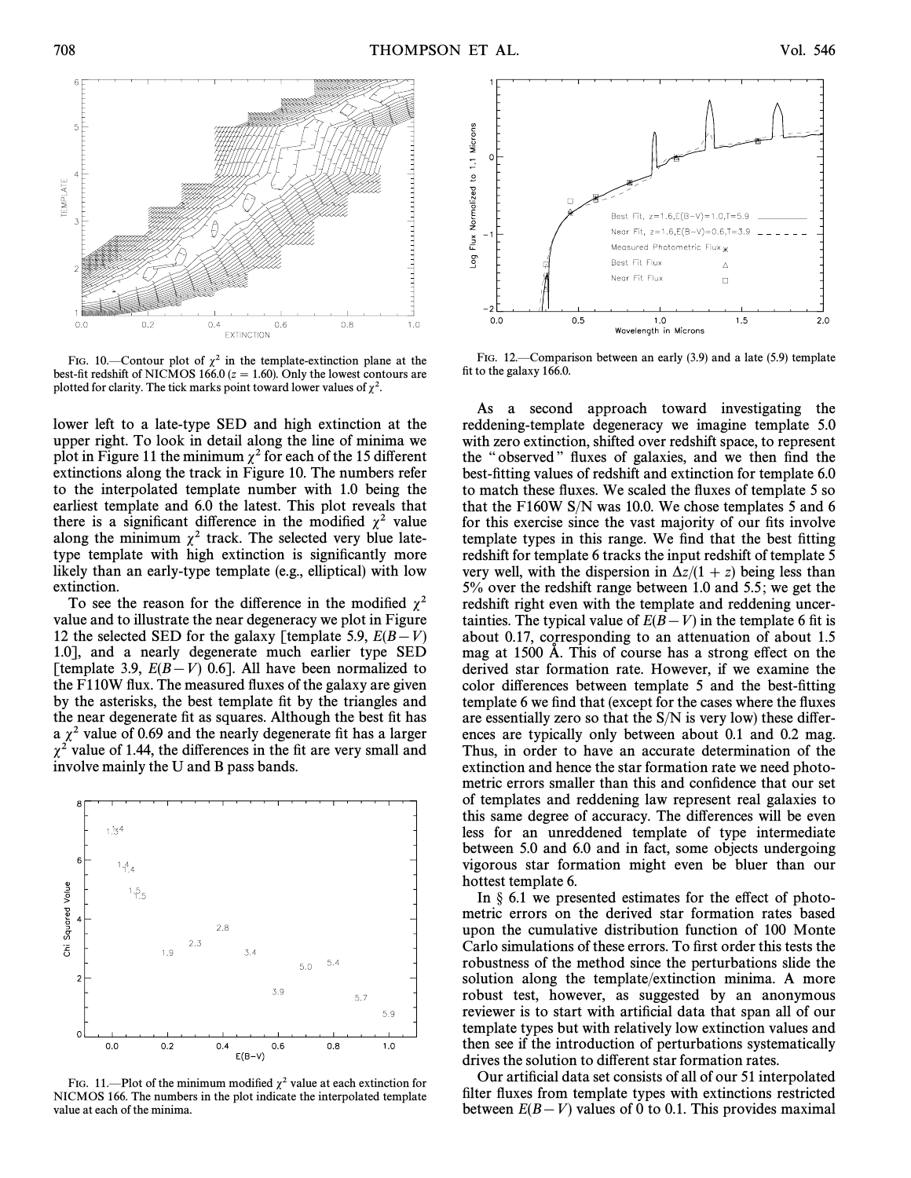FIG. 10.—Contour plot of $\chi^2$ in the template-extinction plane at the best-fit redshift of NICMOS 166.0 ($z = 1.60$). Only the lowest contours are plotted for clarity. The tick marks point toward lower values of $\chi^2$.

lower left to a late-type SED and high extinction at the upper right. To look in detail along the line of minima we plot in Figure 11 the minimum $\chi^2$ for each of the 15 different extinctions along the track in Figure 10. The numbers refer to the interpolated template number with 1.0 being the earliest template and 6.0 the latest. This plot reveals that there is a significant difference in the modified $\chi^2$ value along the minimum $\chi^2$ track. The selected very blue late-type template with high extinction is significantly more likely than an early-type template (e.g., elliptical) with low extinction.

To see the reason for the difference in the modified $\chi^2$ value and to illustrate the near degeneracy we plot in Figure 12 the selected SED for the galaxy [template 5.9, $E(B-V)$ 1.0], and a nearly degenerate much earlier type SED [template 3.9, $E(B-V)$ 0.6]. All have been normalized to the F110W flux. The measured fluxes of the galaxy are given by the asterisks, the best template fit by the triangles and the near degenerate fit as squares. Although the best fit has a $\chi^2$ value of 0.69 and the nearly degenerate fit has a larger $\chi^2$ value of 1.44, the differences in the fit are very small and involve mainly the U and B pass bands.

FIG. 11.—Plot of the minimum modified $\chi^2$ value at each extinction for NICMOS 166. The numbers in the plot indicate the interpolated template value at each of the minima.

FIG. 12.—Comparison between an early (3.9) and a late (5.9) template fit to the galaxy 166.0.

As a second approach toward investigating the reddening-template degeneracy we imagine template 5.0 with zero extinction, shifted over redshift space, to represent the "observed" fluxes of galaxies, and we then find the best-fitting values of redshift and extinction for template 6.0 to match these fluxes. We scaled the fluxes of template 5 so that the F160W S/N was 10.0. We chose templates 5 and 6 for this exercise since the vast majority of our fits involve template types in this range. We find that the best fitting redshift for template 6 tracks the input redshift of template 5 very well, with the dispersion in $\Delta z/(1 + z)$ being less than 5% over the redshift range between 1.0 and 5.5; we get the redshift right even with the template and reddening uncertainties. The typical value of $E(B-V)$ in the template 6 fit is about 0.17, corresponding to an attenuation of about 1.5 mag at 1500 Å. This of course has a strong effect on the derived star formation rate. However, if we examine the color differences between template 5 and the best-fitting template 6 we find that (except for the cases where the fluxes are essentially zero so that the S/N is very low) these differences are typically only between about 0.1 and 0.2 mag. Thus, in order to have an accurate determination of the extinction and hence the star formation rate we need photometric errors smaller than this and confidence that our set of templates and reddening law represent real galaxies to this same degree of accuracy. The differences will be even less for an unreddened template of type intermediate between 5.0 and 6.0 and in fact, some objects undergoing vigorous star formation might even be bluer than our hottest template 6.

In § 6.1 we presented estimates for the effect of photometric errors on the derived star formation rates based upon the cumulative distribution function of 100 Monte Carlo simulations of these errors. To first order this tests the robustness of the method since the perturbations slide the solution along the template/extinction minima. A more robust test, however, as suggested by an anonymous reviewer is to start with artificial data that span all of our template types but with relatively low extinction values and then see if the introduction of perturbations systematically drives the solution to different star formation rates.

Our artificial data set consists of all of our 51 interpolated filter fluxes from template types with extinctions restricted between $E(B-V)$ values of 0 to 0.1. This provides maximal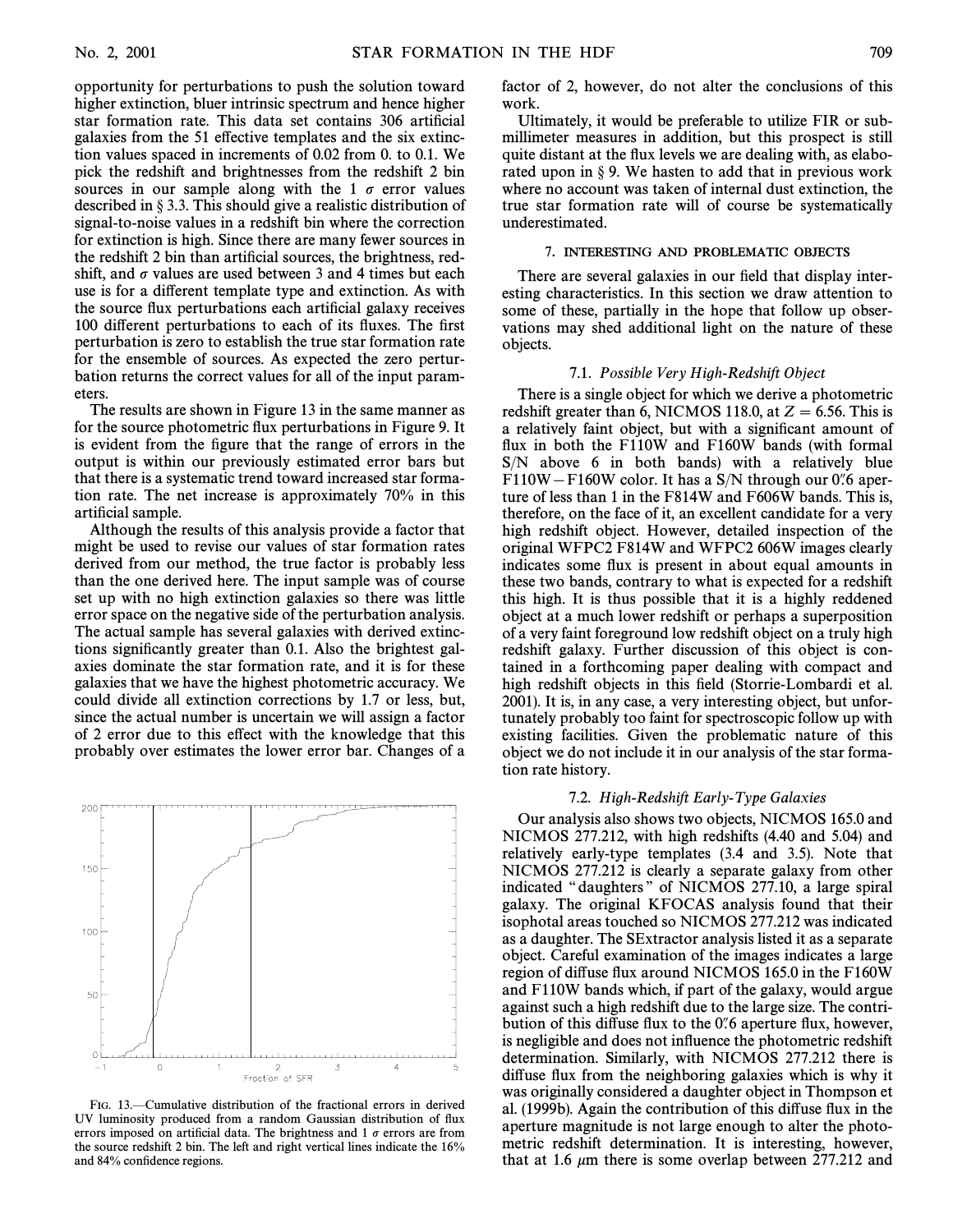opportunity for perturbations to push the solution toward higher extinction, bluer intrinsic spectrum and hence higher star formation rate. This data set contains 306 artificial galaxies from the 51 effective templates and the six extinction values spaced in increments of 0.02 from 0. to 0.1. We pick the redshift and brightnesses from the redshift 2 bin sources in our sample along with the 1 $\sigma$ error values described in § 3.3. This should give a realistic distribution of signal-to-noise values in a redshift bin where the correction for extinction is high. Since there are many fewer sources in the redshift 2 bin than artificial sources, the brightness, redshift, and $\sigma$ values are used between 3 and 4 times but each use is for a different template type and extinction. As with the source flux perturbations each artificial galaxy receives 100 different perturbations to each of its fluxes. The first perturbation is zero to establish the true star formation rate for the ensemble of sources. As expected the zero perturbation returns the correct values for all of the input parameters.

The results are shown in Figure 13 in the same manner as for the source photometric flux perturbations in Figure 9. It is evident from the figure that the range of errors in the output is within our previously estimated error bars but that there is a systematic trend toward increased star formation rate. The net increase is approximately 70% in this artificial sample.

Although the results of this analysis provide a factor that might be used to revise our values of star formation rates derived from our method, the true factor is probably less than the one derived here. The input sample was of course set up with no high extinction galaxies so there was little error space on the negative side of the perturbation analysis. The actual sample has several galaxies with derived extinctions significantly greater than 0.1. Also the brightest galaxies dominate the star formation rate, and it is for these galaxies that we have the highest photometric accuracy. We could divide all extinction corrections by 1.7 or less, but, since the actual number is uncertain we will assign a factor of 2 error due to this effect with the knowledge that this probably over estimates the lower error bar. Changes of a factor of 2, however, do not alter the conclusions of this work.

FIG. 13.—Cumulative distribution of the fractional errors in derived UV luminosity produced from a random Gaussian distribution of flux errors imposed on artificial data. The brightness and 1 $\sigma$ errors are from the source redshift 2 bin. The left and right vertical lines indicate the 16% and 84% confidence regions.

Ultimately, it would be preferable to utilize FIR or submillimeter measures in addition, but this prospect is still quite distant at the flux levels we are dealing with, as elaborated upon in § 9. We hasten to add that in previous work where no account was taken of internal dust extinction, the true star formation rate will of course be systematically underestimated.

## 7. INTERESTING AND PROBLEMATIC OBJECTS

There are several galaxies in our field that display interesting characteristics. In this section we draw attention to some of these, partially in the hope that follow up observations may shed additional light on the nature of these objects.

### 7.1. *Possible Very High-Redshift Object*

There is a single object for which we derive a photometric redshift greater than 6, NICMOS 118.0, at $Z = 6.56$. This is a relatively faint object, but with a significant amount of flux in both the F110W and F160W bands (with formal S/N above 6 in both bands) with a relatively blue F110W − F160W color. It has a S/N through our 0″.6 aperture of less than 1 in the F814W and F606W bands. This is, therefore, on the face of it, an excellent candidate for a very high redshift object. However, detailed inspection of the original WFPC2 F814W and WFPC2 606W images clearly indicates some flux is present in about equal amounts in these two bands, contrary to what is expected for a redshift this high. It is thus possible that it is a highly reddened object at a much lower redshift or perhaps a superposition of a very faint foreground low redshift object on a truly high redshift galaxy. Further discussion of this object is contained in a forthcoming paper dealing with compact and high redshift objects in this field (Storrie-Lombardi et al. 2001). It is, in any case, a very interesting object, but unfortunately probably too faint for spectroscopic follow up with existing facilities. Given the problematic nature of this object we do not include it in our analysis of the star formation rate history.

### 7.2. *High-Redshift Early-Type Galaxies*

Our analysis also shows two objects, NICMOS 165.0 and NICMOS 277.212, with high redshifts (4.40 and 5.04) and relatively early-type templates (3.4 and 3.5). Note that NICMOS 277.212 is clearly a separate galaxy from other indicated "daughters" of NICMOS 277.10, a large spiral galaxy. The original KFOCAS analysis found that their isophotal areas touched so NICMOS 277.212 was indicated as a daughter. The SExtractor analysis listed it as a separate object. Careful examination of the images indicates a large region of diffuse flux around NICMOS 165.0 in the F160W and F110W bands which, if part of the galaxy, would argue against such a high redshift due to the large size. The contribution of this diffuse flux to the 0″.6 aperture flux, however, is negligible and does not influence the photometric redshift determination. Similarly, with NICMOS 277.212 there is diffuse flux from the neighboring galaxies which is why it was originally considered a daughter object in Thompson et al. (1999b). Again the contribution of this diffuse flux in the aperture magnitude is not large enough to alter the photometric redshift determination. It is interesting, however, that at 1.6 $\mu$m there is some overlap between 277.212 and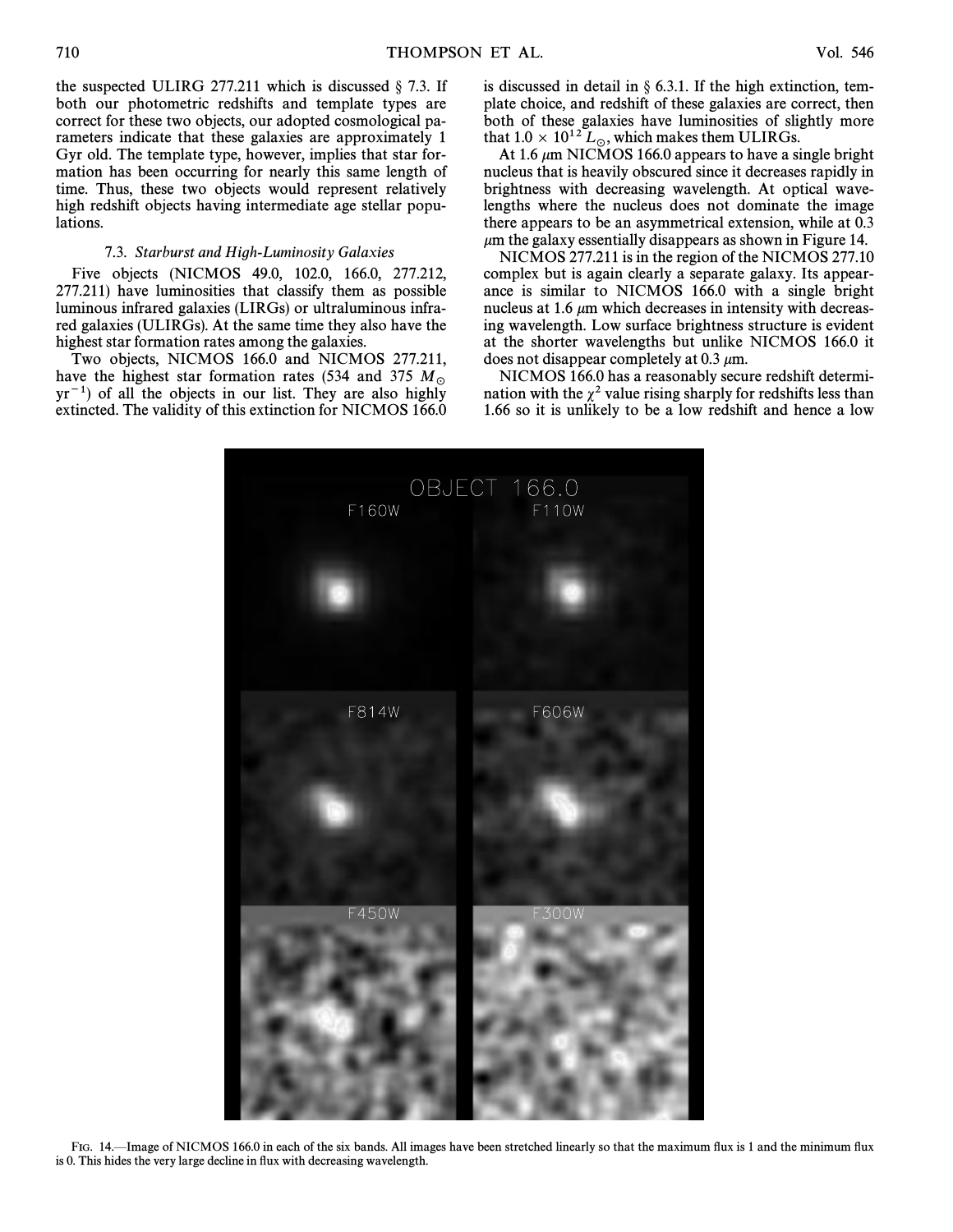the suspected ULIRG 277.211 which is discussed § 7.3. If both our photometric redshifts and template types are correct for these two objects, our adopted cosmological parameters indicate that these galaxies are approximately 1 Gyr old. The template type, however, implies that star formation has been occurring for nearly this same length of time. Thus, these two objects would represent relatively high redshift objects having intermediate age stellar populations.

### 7.3. *Starburst and High-Luminosity Galaxies*

Five objects (NICMOS 49.0, 102.0, 166.0, 277.212, 277.211) have luminosities that classify them as possible luminous infrared galaxies (LIRGs) or ultraluminous infrared galaxies (ULIRGs). At the same time they also have the highest star formation rates among the galaxies.

Two objects, NICMOS 166.0 and NICMOS 277.211, have the highest star formation rates (534 and 375 $M_{\odot}$ $\mathrm{yr}^{-1}$) of all the objects in our list. They are also highly extincted. The validity of this extinction for NICMOS 166.0 is discussed in detail in § 6.3.1. If the high extinction, template choice, and redshift of these galaxies are correct, then both of these galaxies have luminosities of slightly more that $1.0 \times 10^{12}\ L_{\odot}$, which makes them ULIRGs.

At 1.6 $\mu$m NICMOS 166.0 appears to have a single bright nucleus that is heavily obscured since it decreases rapidly in brightness with decreasing wavelength. At optical wavelengths where the nucleus does not dominate the image there appears to be an asymmetrical extension, while at 0.3 $\mu$m the galaxy essentially disappears as shown in Figure 14.

NICMOS 277.211 is in the region of the NICMOS 277.10 complex but is again clearly a separate galaxy. Its appearance is similar to NICMOS 166.0 with a single bright nucleus at 1.6 $\mu$m which decreases in intensity with decreasing wavelength. Low surface brightness structure is evident at the shorter wavelengths but unlike NICMOS 166.0 it does not disappear completely at 0.3 $\mu$m.

NICMOS 166.0 has a reasonably secure redshift determination with the $\chi^2$ value rising sharply for redshifts less than 1.66 so it is unlikely to be a low redshift and hence a low

Fig. 14.—Image of NICMOS 166.0 in each of the six bands. All images have been stretched linearly so that the maximum flux is 1 and the minimum flux is 0. This hides the very large decline in flux with decreasing wavelength.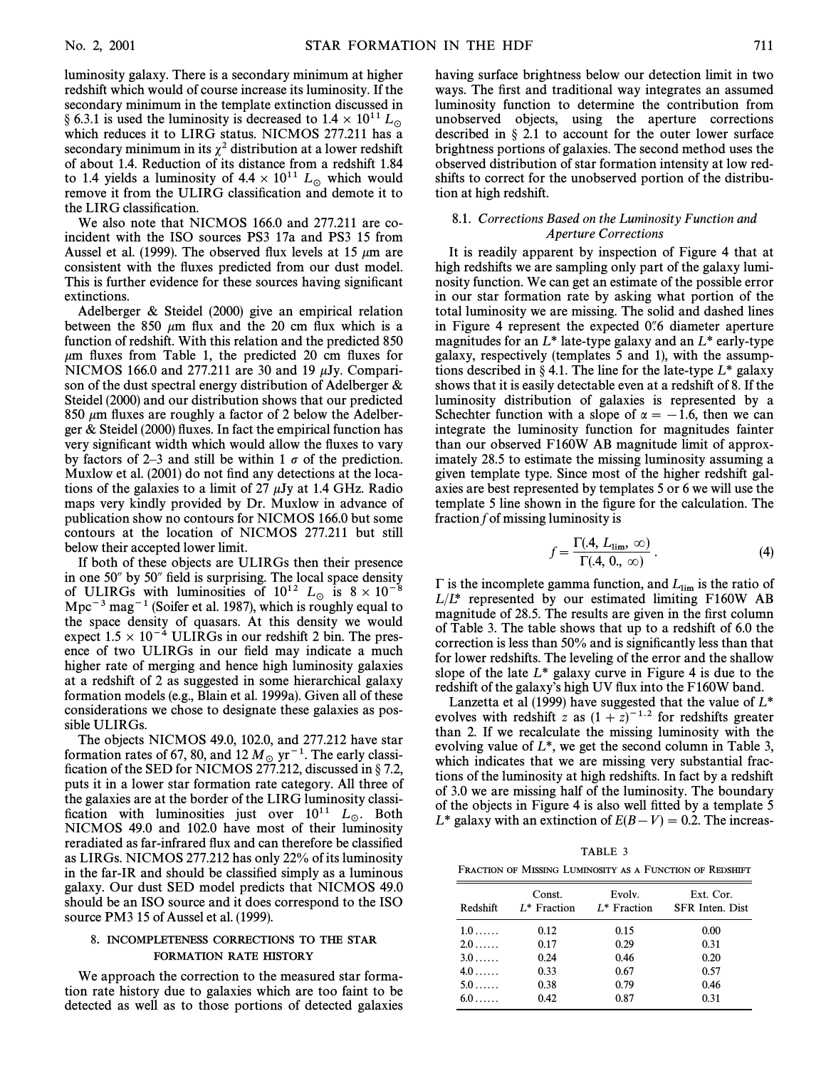luminosity galaxy. There is a secondary minimum at higher redshift which would of course increase its luminosity. If the secondary minimum in the template extinction discussed in § 6.3.1 is used the luminosity is decreased to $1.4 \times 10^{11}\ L_{\odot}$ which reduces it to LIRG status. NICMOS 277.211 has a secondary minimum in its $\chi^2$ distribution at a lower redshift of about 1.4. Reduction of its distance from a redshift 1.84 to 1.4 yields a luminosity of $4.4 \times 10^{11}\ L_{\odot}$ which would remove it from the ULIRG classification and demote it to the LIRG classification.

We also note that NICMOS 166.0 and 277.211 are coincident with the ISO sources PS3 17a and PS3 15 from Aussel et al. (1999). The observed flux levels at 15 $\mu$m are consistent with the fluxes predicted from our dust model. This is further evidence for these sources having significant extinctions.

Adelberger & Steidel (2000) give an empirical relation between the 850 $\mu$m flux and the 20 cm flux which is a function of redshift. With this relation and the predicted 850 $\mu$m fluxes from Table 1, the predicted 20 cm fluxes for NICMOS 166.0 and 277.211 are 30 and 19 $\mu$Jy. Comparison of the dust spectral energy distribution of Adelberger & Steidel (2000) and our distribution shows that our predicted 850 $\mu$m fluxes are roughly a factor of 2 below the Adelberger & Steidel (2000) fluxes. In fact the empirical function has very significant width which would allow the fluxes to vary by factors of 2–3 and still be within 1 $\sigma$ of the prediction. Muxlow et al. (2001) do not find any detections at the locations of the galaxies to a limit of 27 $\mu$Jy at 1.4 GHz. Radio maps very kindly provided by Dr. Muxlow in advance of publication show no contours for NICMOS 166.0 but some contours at the location of NICMOS 277.211 but still below their accepted lower limit.

If both of these objects are ULIRGs then their presence in one 50″ by 50″ field is surprising. The local space density of ULIRGs with luminosities of $10^{12}\ L_{\odot}$ is $8 \times 10^{-8}$ Mpc$^{-3}$ mag$^{-1}$ (Soifer et al. 1987), which is roughly equal to the space density of quasars. At this density we would expect $1.5 \times 10^{-4}$ ULIRGs in our redshift 2 bin. The presence of two ULIRGs in our field may indicate a much higher rate of merging and hence high luminosity galaxies at a redshift of 2 as suggested in some hierarchical galaxy formation models (e.g., Blain et al. 1999a). Given all of these considerations we chose to designate these galaxies as possible ULIRGs.

The objects NICMOS 49.0, 102.0, and 277.212 have star formation rates of 67, 80, and 12 $M_{\odot}$ yr$^{-1}$. The early classification of the SED for NICMOS 277.212, discussed in § 7.2, puts it in a lower star formation rate category. All three of the galaxies are at the border of the LIRG luminosity classification with luminosities just over $10^{11}\ L_{\odot}$. Both NICMOS 49.0 and 102.0 have most of their luminosity reradiated as far-infrared flux and can therefore be classified as LIRGs. NICMOS 277.212 has only 22% of its luminosity in the far-IR and should be classified simply as a luminous galaxy. Our dust SED model predicts that NICMOS 49.0 should be an ISO source and it does correspond to the ISO source PM3 15 of Aussel et al. (1999).

## 8. INCOMPLETENESS CORRECTIONS TO THE STAR FORMATION RATE HISTORY

We approach the correction to the measured star formation rate history due to galaxies which are too faint to be detected as well as to those portions of detected galaxies having surface brightness below our detection limit in two ways. The first and traditional way integrates an assumed luminosity function to determine the contribution from unobserved objects, using the aperture corrections described in § 2.1 to account for the outer lower surface brightness portions of galaxies. The second method uses the observed distribution of star formation intensity at low redshifts to correct for the unobserved portion of the distribution at high redshift.

### 8.1. *Corrections Based on the Luminosity Function and Aperture Corrections*

It is readily apparent by inspection of Figure 4 that at high redshifts we are sampling only part of the galaxy luminosity function. We can get an estimate of the possible error in our star formation rate by asking what portion of the total luminosity we are missing. The solid and dashed lines in Figure 4 represent the expected 0″.6 diameter aperture magnitudes for an $L^*$ late-type galaxy and an $L^*$ early-type galaxy, respectively (templates 5 and 1), with the assumptions described in § 4.1. The line for the late-type $L^*$ galaxy shows that it is easily detectable even at a redshift of 8. If the luminosity distribution of galaxies is represented by a Schechter function with a slope of $\alpha = -1.6$, then we can integrate the luminosity function for magnitudes fainter than our observed F160W AB magnitude limit of approximately 28.5 to estimate the missing luminosity assuming a given template type. Since most of the higher redshift galaxies are best represented by templates 5 or 6 we will use the template 5 line shown in the figure for the calculation. The fraction $f$ of missing luminosity is

$$f = \frac{\Gamma(.4, L_{\rm lim}, \infty)}{\Gamma(.4, 0., \infty)} . \quad (4)$$

$\Gamma$ is the incomplete gamma function, and $L_{\rm lim}$ is the ratio of $L/L^*$ represented by our estimated limiting F160W AB magnitude of 28.5. The results are given in the first column of Table 3. The table shows that up to a redshift of 6.0 the correction is less than 50% and is significantly less than that for lower redshifts. The leveling of the error and the shallow slope of the late $L^*$ galaxy curve in Figure 4 is due to the redshift of the galaxy's high UV flux into the F160W band.

Lanzetta et al (1999) have suggested that the value of $L^*$ evolves with redshift $z$ as $(1 + z)^{-1.2}$ for redshifts greater than 2. If we recalculate the missing luminosity with the evolving value of $L^*$, we get the second column in Table 3, which indicates that we are missing very substantial fractions of the luminosity at high redshifts. In fact by a redshift of 3.0 we are missing half of the luminosity. The boundary of the objects in Figure 4 is also well fitted by a template 5 $L^*$ galaxy with an extinction of $E(B-V) = 0.2$. The increas-

TABLE 3

FRACTION OF MISSING LUMINOSITY AS A FUNCTION OF REDSHIFT

| Redshift | Const. $L^*$ Fraction | Evolv. $L^*$ Fraction | Ext. Cor. SFR Inten. Dist |
|---|---|---|---|
| 1.0 ...... | 0.12 | 0.15 | 0.00 |
| 2.0 ...... | 0.17 | 0.29 | 0.31 |
| 3.0 ...... | 0.24 | 0.46 | 0.20 |
| 4.0 ...... | 0.33 | 0.67 | 0.57 |
| 5.0 ...... | 0.38 | 0.79 | 0.46 |
| 6.0 ...... | 0.42 | 0.87 | 0.31 |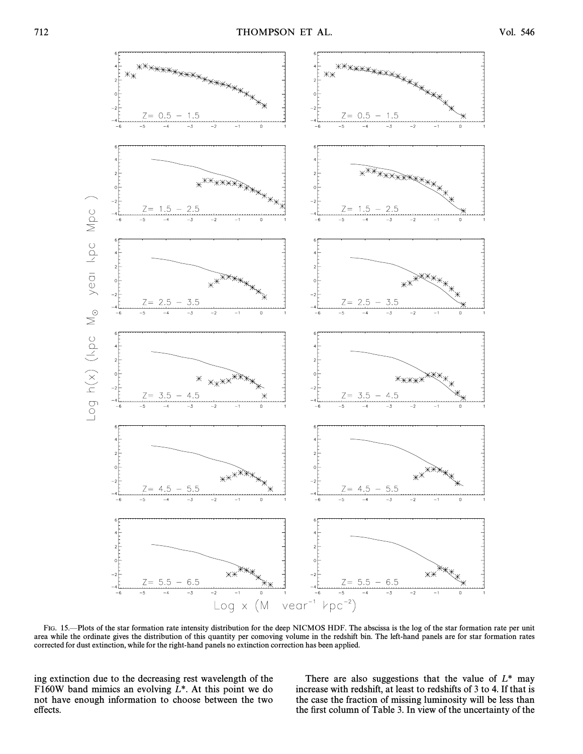FIG. 15.—Plots of the star formation rate intensity distribution for the deep NICMOS HDF. The abscissa is the log of the star formation rate per unit area while the ordinate gives the distribution of this quantity per comoving volume in the redshift bin. The left-hand panels are for star formation rates corrected for dust extinction, while for the right-hand panels no extinction correction has been applied.

ing extinction due to the decreasing rest wavelength of the F160W band mimics an evolving $L^{*}$. At this point we do not have enough information to choose between the two effects.

There are also suggestions that the value of $L^{*}$ may increase with redshift, at least to redshifts of 3 to 4. If that is the case the fraction of missing luminosity will be less than the first column of Table 3. In view of the uncertainty of the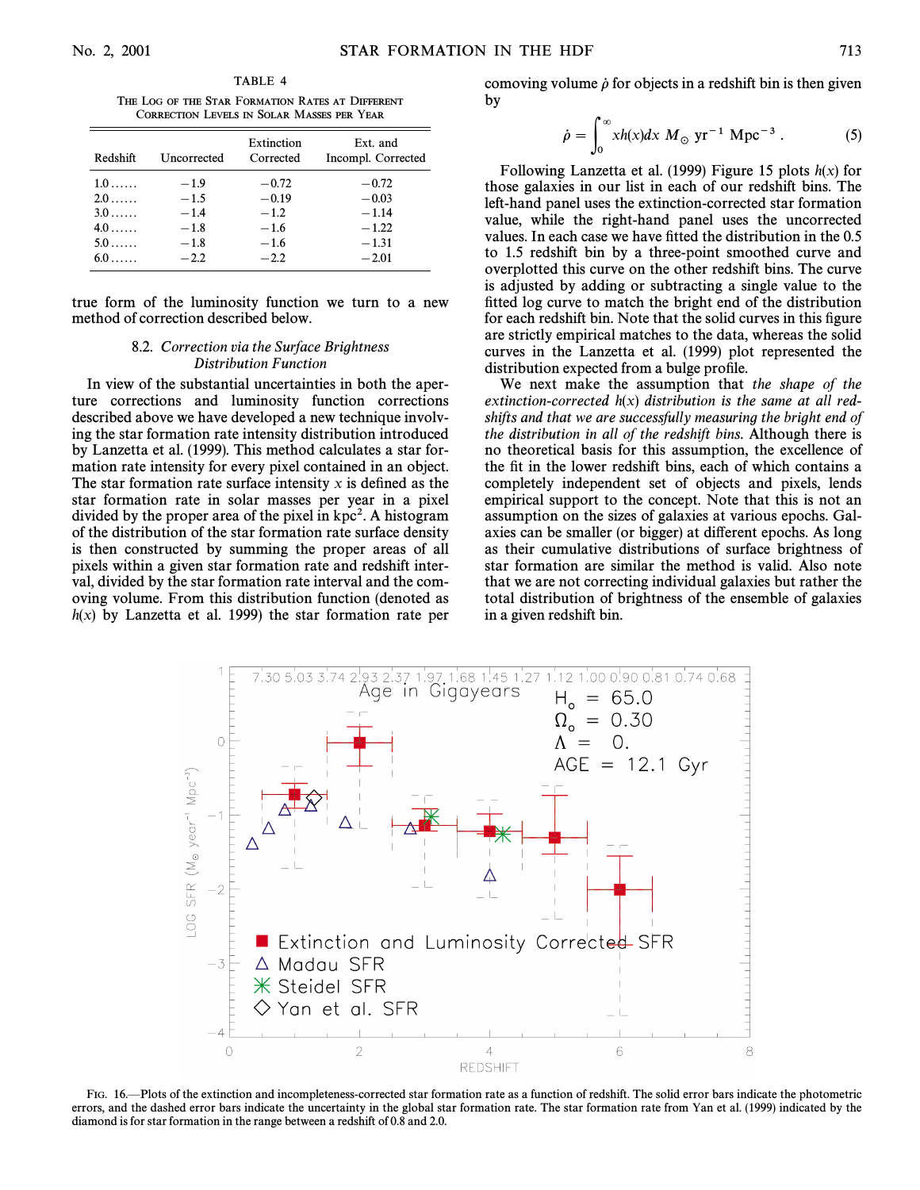TABLE 4

THE LOG OF THE STAR FORMATION RATES AT DIFFERENT CORRECTION LEVELS IN SOLAR MASSES PER YEAR

| Redshift | Uncorrected | Extinction Corrected | Ext. and Incompl. Corrected |
|---|---|---|---|
| 1.0 ...... | −1.9 | −0.72 | −0.72 |
| 2.0 ...... | −1.5 | −0.19 | −0.03 |
| 3.0 ...... | −1.4 | −1.2 | −1.14 |
| 4.0 ...... | −1.8 | −1.6 | −1.22 |
| 5.0 ...... | −1.8 | −1.6 | −1.31 |
| 6.0 ...... | −2.2 | −2.2 | −2.01 |

true form of the luminosity function we turn to a new method of correction described below.

### 8.2. *Correction via the Surface Brightness Distribution Function*

In view of the substantial uncertainties in both the aperture corrections and luminosity function corrections described above we have developed a new technique involving the star formation rate intensity distribution introduced by Lanzetta et al. (1999). This method calculates a star formation rate intensity for every pixel contained in an object. The star formation rate surface intensity $x$ is defined as the star formation rate in solar masses per year in a pixel divided by the proper area of the pixel in $\mathrm{kpc}^2$. A histogram of the distribution of the star formation rate surface density is then constructed by summing the proper areas of all pixels within a given star formation rate and redshift interval, divided by the star formation rate interval and the comoving volume. From this distribution function (denoted as $h(x)$ by Lanzetta et al. 1999) the star formation rate per comoving volume $\dot{\rho}$ for objects in a redshift bin is then given by

$$\dot{\rho} = \int_0^\infty x h(x) dx \ M_\odot \ \mathrm{yr}^{-1} \ \mathrm{Mpc}^{-3} \ . \quad (5)$$

Following Lanzetta et al. (1999) Figure 15 plots $h(x)$ for those galaxies in our list in each of our redshift bins. The left-hand panel uses the extinction-corrected star formation value, while the right-hand panel uses the uncorrected values. In each case we have fitted the distribution in the 0.5 to 1.5 redshift bin by a three-point smoothed curve and overplotted this curve on the other redshift bins. The curve is adjusted by adding or subtracting a single value to the fitted log curve to match the bright end of the distribution for each redshift bin. Note that the solid curves in this figure are strictly empirical matches to the data, whereas the solid curves in the Lanzetta et al. (1999) plot represented the distribution expected from a bulge profile.

We next make the assumption that *the shape of the extinction-corrected $h(x)$ distribution is the same at all redshifts and that we are successfully measuring the bright end of the distribution in all of the redshift bins.* Although there is no theoretical basis for this assumption, the excellence of the fit in the lower redshift bins, each of which contains a completely independent set of objects and pixels, lends empirical support to the concept. Note that this is not an assumption on the sizes of galaxies at various epochs. Galaxies can be smaller (or bigger) at different epochs. As long as their cumulative distributions of surface brightness of star formation are similar the method is valid. Also note that we are not correcting individual galaxies but rather the total distribution of brightness of the ensemble of galaxies in a given redshift bin.

FIG. 16.—Plots of the extinction and incompleteness-corrected star formation rate as a function of redshift. The solid error bars indicate the photometric errors, and the dashed error bars indicate the uncertainty in the global star formation rate. The star formation rate from Yan et al. (1999) indicated by the diamond is for star formation in the range between a redshift of 0.8 and 2.0.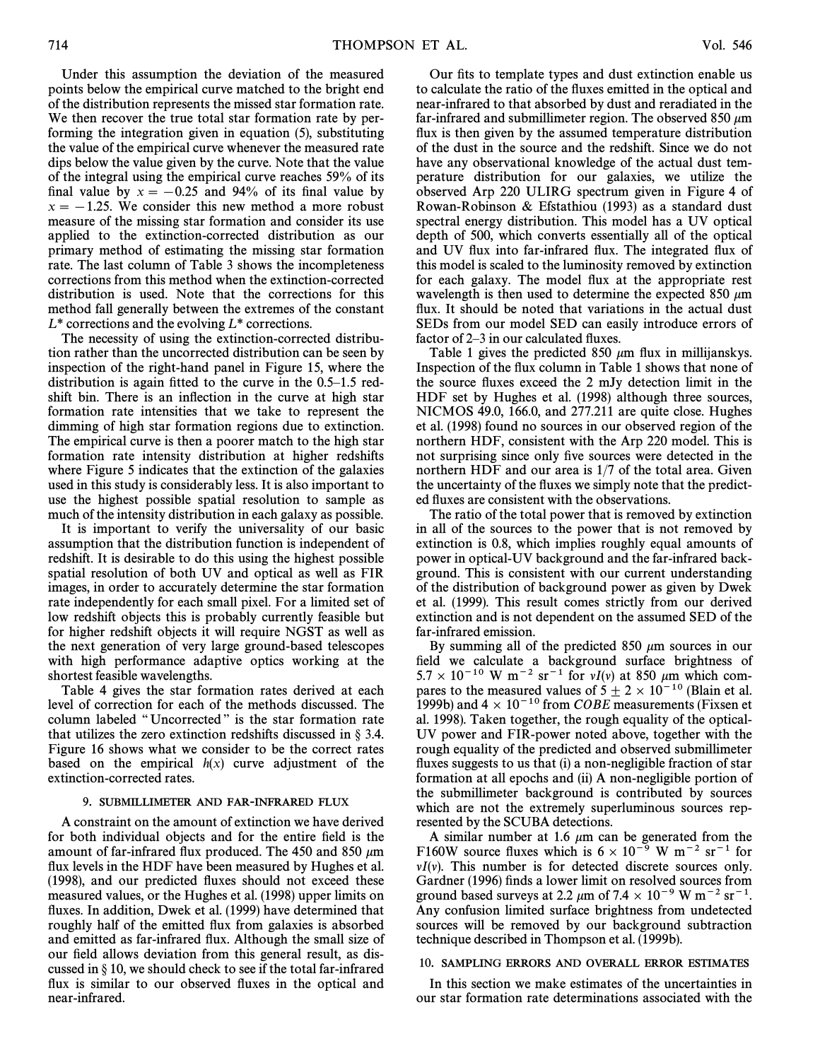Under this assumption the deviation of the measured points below the empirical curve matched to the bright end of the distribution represents the missed star formation rate. We then recover the true total star formation rate by performing the integration given in equation (5), substituting the value of the empirical curve whenever the measured rate dips below the value given by the curve. Note that the value of the integral using the empirical curve reaches 59% of its final value by $x = -0.25$ and 94% of its final value by $x = -1.25$. We consider this new method a more robust measure of the missing star formation and consider its use applied to the extinction-corrected distribution as our primary method of estimating the missing star formation rate. The last column of Table 3 shows the incompleteness corrections from this method when the extinction-corrected distribution is used. Note that the corrections for this method fall generally between the extremes of the constant $L^*$ corrections and the evolving $L^*$ corrections.

The necessity of using the extinction-corrected distribution rather than the uncorrected distribution can be seen by inspection of the right-hand panel in Figure 15, where the distribution is again fitted to the curve in the 0.5–1.5 redshift bin. There is an inflection in the curve at high star formation rate intensities that we take to represent the dimming of high star formation regions due to extinction. The empirical curve is then a poorer match to the high star formation rate intensity distribution at higher redshifts where Figure 5 indicates that the extinction of the galaxies used in this study is considerably less. It is also important to use the highest possible spatial resolution to sample as much of the intensity distribution in each galaxy as possible.

It is important to verify the universality of our basic assumption that the distribution function is independent of redshift. It is desirable to do this using the highest possible spatial resolution of both UV and optical as well as FIR images, in order to accurately determine the star formation rate independently for each small pixel. For a limited set of low redshift objects this is probably currently feasible but for higher redshift objects it will require NGST as well as the next generation of very large ground-based telescopes with high performance adaptive optics working at the shortest feasible wavelengths.

Table 4 gives the star formation rates derived at each level of correction for each of the methods discussed. The column labeled "Uncorrected" is the star formation rate that utilizes the zero extinction redshifts discussed in § 3.4. Figure 16 shows what we consider to be the correct rates based on the empirical $h(x)$ curve adjustment of the extinction-corrected rates.

## 9. SUBMILLIMETER AND FAR-INFRARED FLUX

A constraint on the amount of extinction we have derived for both individual objects and for the entire field is the amount of far-infrared flux produced. The 450 and 850 $\mu$m flux levels in the HDF have been measured by Hughes et al. (1998), and our predicted fluxes should not exceed these measured values, or the Hughes et al. (1998) upper limits on fluxes. In addition, Dwek et al. (1999) have determined that roughly half of the emitted flux from galaxies is absorbed and emitted as far-infrared flux. Although the small size of our field allows deviation from this general result, as discussed in § 10, we should check to see if the total far-infrared flux is similar to our observed fluxes in the optical and near-infrared.

Our fits to template types and dust extinction enable us to calculate the ratio of the fluxes emitted in the optical and near-infrared to that absorbed by dust and reradiated in the far-infrared and submillimeter region. The observed 850 $\mu$m flux is then given by the assumed temperature distribution of the dust in the source and the redshift. Since we do not have any observational knowledge of the actual dust temperature distribution for our galaxies, we utilize the observed Arp 220 ULIRG spectrum given in Figure 4 of Rowan-Robinson & Efstathiou (1993) as a standard dust spectral energy distribution. This model has a UV optical depth of 500, which converts essentially all of the optical and UV flux into far-infrared flux. The integrated flux of this model is scaled to the luminosity removed by extinction for each galaxy. The model flux at the appropriate rest wavelength is then used to determine the expected 850 $\mu$m flux. It should be noted that variations in the actual dust SEDs from our model SED can easily introduce errors of factor of 2–3 in our calculated fluxes.

Table 1 gives the predicted 850 $\mu$m flux in millijanskys. Inspection of the flux column in Table 1 shows that none of the source fluxes exceed the 2 mJy detection limit in the HDF set by Hughes et al. (1998) although three sources, NICMOS 49.0, 166.0, and 277.211 are quite close. Hughes et al. (1998) found no sources in our observed region of the northern HDF, consistent with the Arp 220 model. This is not surprising since only five sources were detected in the northern HDF and our area is 1/7 of the total area. Given the uncertainty of the fluxes we simply note that the predicted fluxes are consistent with the observations.

The ratio of the total power that is removed by extinction in all of the sources to the power that is not removed by extinction is 0.8, which implies roughly equal amounts of power in optical-UV background and the far-infrared background. This is consistent with our current understanding of the distribution of background power as given by Dwek et al. (1999). This result comes strictly from our derived extinction and is not dependent on the assumed SED of the far-infrared emission.

By summing all of the predicted 850 $\mu$m sources in our field we calculate a background surface brightness of $5.7 \times 10^{-10}$ W m$^{-2}$ sr$^{-1}$ for $\nu I(\nu)$ at 850 $\mu$m which compares to the measured values of $5 \pm 2 \times 10^{-10}$ (Blain et al. 1999b) and $4 \times 10^{-10}$ from *COBE* measurements (Fixsen et al. 1998). Taken together, the rough equality of the optical-UV power and FIR-power noted above, together with the rough equality of the predicted and observed submillimeter fluxes suggests to us that (i) a non-negligible fraction of star formation at all epochs and (ii) A non-negligible portion of the submillimeter background is contributed by sources which are not the extremely superluminous sources represented by the SCUBA detections.

A similar number at 1.6 $\mu$m can be generated from the F160W source fluxes which is $6 \times 10^{-9}$ W m$^{-2}$ sr$^{-1}$ for $\nu I(\nu)$. This number is for detected discrete sources only. Gardner (1996) finds a lower limit on resolved sources from ground based surveys at 2.2 $\mu$m of $7.4 \times 10^{-9}$ W m$^{-2}$ sr$^{-1}$. Any confusion limited surface brightness from undetected sources will be removed by our background subtraction technique described in Thompson et al. (1999b).

## 10. SAMPLING ERRORS AND OVERALL ERROR ESTIMATES

In this section we make estimates of the uncertainties in our star formation rate determinations associated with the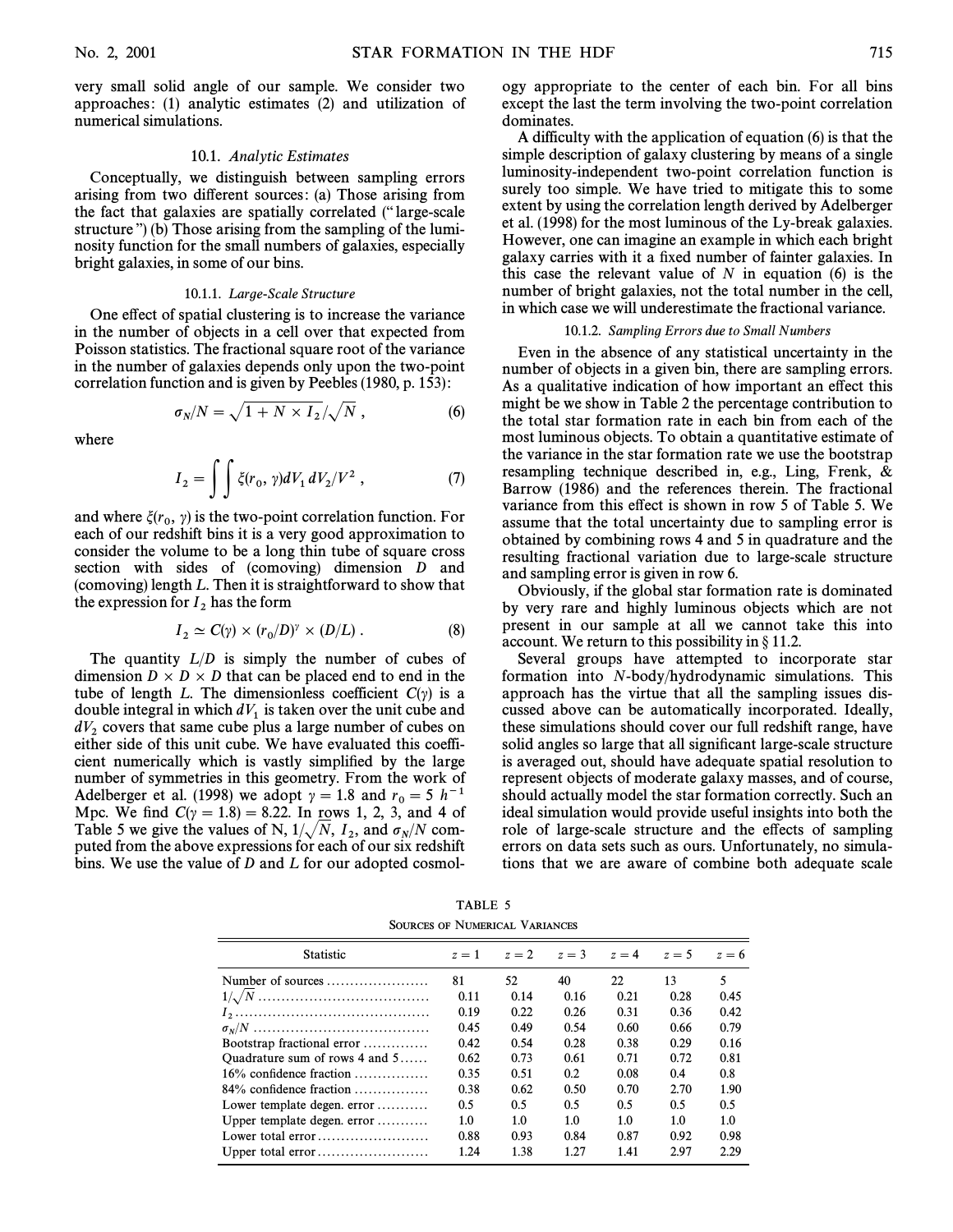very small solid angle of our sample. We consider two approaches: (1) analytic estimates (2) and utilization of numerical simulations.

### 10.1. *Analytic Estimates*

Conceptually, we distinguish between sampling errors arising from two different sources: (a) Those arising from the fact that galaxies are spatially correlated ("large-scale structure") (b) Those arising from the sampling of the luminosity function for the small numbers of galaxies, especially bright galaxies, in some of our bins.

#### 10.1.1. *Large-Scale Structure*

One effect of spatial clustering is to increase the variance in the number of objects in a cell over that expected from Poisson statistics. The fractional square root of the variance in the number of galaxies depends only upon the two-point correlation function and is given by Peebles (1980, p. 153):

$$\sigma_N/N = \sqrt{1 + N \times I_2}/\sqrt{N}\ , \tag{6}$$

where

$$I_2 = \int\int \xi(r_0, \gamma) dV_1\, dV_2/V^2\ , \tag{7}$$

and where $\xi(r_0, \gamma)$ is the two-point correlation function. For each of our redshift bins it is a very good approximation to consider the volume to be a long thin tube of square cross section with sides of (comoving) dimension $D$ and (comoving) length $L$. Then it is straightforward to show that the expression for $I_2$ has the form

$$I_2 \simeq C(\gamma) \times (r_0/D)^{\gamma} \times (D/L)\ . \tag{8}$$

The quantity $L/D$ is simply the number of cubes of dimension $D \times D \times D$ that can be placed end to end in the tube of length $L$. The dimensionless coefficient $C(\gamma)$ is a double integral in which $dV_1$ is taken over the unit cube and $dV_2$ covers that same cube plus a large number of cubes on either side of this unit cube. We have evaluated this coefficient numerically which is vastly simplified by the large number of symmetries in this geometry. From the work of Adelberger et al. (1998) we adopt $\gamma = 1.8$ and $r_0 = 5\ h^{-1}$ Mpc. We find $C(\gamma = 1.8) = 8.22$. In rows 1, 2, 3, and 4 of Table 5 we give the values of N, $1/\sqrt{N}$, $I_2$, and $\sigma_N/N$ computed from the above expressions for each of our six redshift bins. We use the value of $D$ and $L$ for our adopted cosmology appropriate to the center of each bin. For all bins except the last the term involving the two-point correlation dominates.

A difficulty with the application of equation (6) is that the simple description of galaxy clustering by means of a single luminosity-independent two-point correlation function is surely too simple. We have tried to mitigate this to some extent by using the correlation length derived by Adelberger et al. (1998) for the most luminous of the Ly-break galaxies. However, one can imagine an example in which each bright galaxy carries with it a fixed number of fainter galaxies. In this case the relevant value of $N$ in equation (6) is the number of bright galaxies, not the total number in the cell, in which case we will underestimate the fractional variance.

#### 10.1.2. *Sampling Errors due to Small Numbers*

Even in the absence of any statistical uncertainty in the number of objects in a given bin, there are sampling errors. As a qualitative indication of how important an effect this might be we show in Table 2 the percentage contribution to the total star formation rate in each bin from each of the most luminous objects. To obtain a quantitative estimate of the variance in the star formation rate we use the bootstrap resampling technique described in, e.g., Ling, Frenk, & Barrow (1986) and the references therein. The fractional variance from this effect is shown in row 5 of Table 5. We assume that the total uncertainty due to sampling error is obtained by combining rows 4 and 5 in quadrature and the resulting fractional variation due to large-scale structure and sampling error is given in row 6.

Obviously, if the global star formation rate is dominated by very rare and highly luminous objects which are not present in our sample at all we cannot take this into account. We return to this possibility in § 11.2.

Several groups have attempted to incorporate star formation into N-body/hydrodynamic simulations. This approach has the virtue that all the sampling issues discussed above can be automatically incorporated. Ideally, these simulations should cover our full redshift range, have solid angles so large that all significant large-scale structure is averaged out, should have adequate spatial resolution to represent objects of moderate galaxy masses, and of course, should actually model the star formation correctly. Such an ideal simulation would provide useful insights into both the role of large-scale structure and the effects of sampling errors on data sets such as ours. Unfortunately, no simulations that we are aware of combine both adequate scale

TABLE 5

SOURCES OF NUMERICAL VARIANCES

| Statistic | $z = 1$ | $z = 2$ | $z = 3$ | $z = 4$ | $z = 5$ | $z = 6$ |
|---|---|---|---|---|---|---|
| Number of sources | 81 | 52 | 40 | 22 | 13 | 5 |
| $1/\sqrt{N}$ | 0.11 | 0.14 | 0.16 | 0.21 | 0.28 | 0.45 |
| $I_2$ | 0.19 | 0.22 | 0.26 | 0.31 | 0.36 | 0.42 |
| $\sigma_N/N$ | 0.45 | 0.49 | 0.54 | 0.60 | 0.66 | 0.79 |
| Bootstrap fractional error | 0.42 | 0.54 | 0.28 | 0.38 | 0.29 | 0.16 |
| Quadrature sum of rows 4 and 5 | 0.62 | 0.73 | 0.61 | 0.71 | 0.72 | 0.81 |
| 16% confidence fraction | 0.35 | 0.51 | 0.2 | 0.08 | 0.4 | 0.8 |
| 84% confidence fraction | 0.38 | 0.62 | 0.50 | 0.70 | 2.70 | 1.90 |
| Lower template degen. error | 0.5 | 0.5 | 0.5 | 0.5 | 0.5 | 0.5 |
| Upper template degen. error | 1.0 | 1.0 | 1.0 | 1.0 | 1.0 | 1.0 |
| Lower total error | 0.88 | 0.93 | 0.84 | 0.87 | 0.92 | 0.98 |
| Upper total error | 1.24 | 1.38 | 1.27 | 1.41 | 2.97 | 2.29 |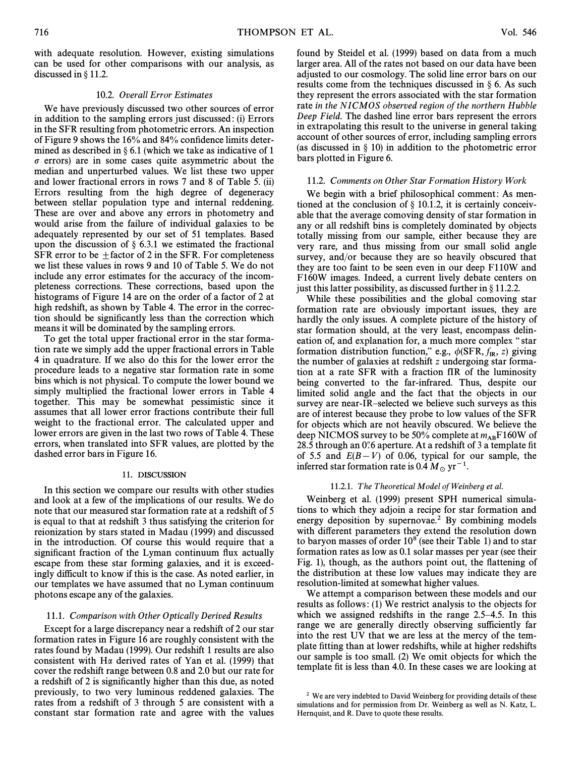with adequate resolution. However, existing simulations can be used for other comparisons with our analysis, as discussed in § 11.2.

### 10.2. *Overall Error Estimates*

We have previously discussed two other sources of error in addition to the sampling errors just discussed: (i) Errors in the SFR resulting from photometric errors. An inspection of Figure 9 shows the 16% and 84% confidence limits determined as described in § 6.1 (which we take as indicative of 1 $\sigma$ errors) are in some cases quite asymmetric about the median and unperturbed values. We list these two upper and lower fractional errors in rows 7 and 8 of Table 5. (ii) Errors resulting from the high degree of degeneracy between stellar population type and internal reddening. These are over and above any errors in photometry and would arise from the failure of individual galaxies to be adequately represented by our set of 51 templates. Based upon the discussion of § 6.3.1 we estimated the fractional SFR error to be $\pm$factor of 2 in the SFR. For completeness we list these values in rows 9 and 10 of Table 5. We do not include any error estimates for the accuracy of the incompleteness corrections. These corrections, based upon the histograms of Figure 14 are on the order of a factor of 2 at high redshift, as shown by Table 4. The error in the correction should be significantly less than the correction which means it will be dominated by the sampling errors.

To get the total upper fractional error in the star formation rate we simply add the upper fractional errors in Table 4 in quadrature. If we also do this for the lower error the procedure leads to a negative star formation rate in some bins which is not physical. To compute the lower bound we simply multiplied the fractional lower errors in Table 4 together. This may be somewhat pessimistic since it assumes that all lower error fractions contribute their full weight to the fractional error. The calculated upper and lower errors are given in the last two rows of Table 4. These errors, when translated into SFR values, are plotted by the dashed error bars in Figure 16.

## 11. DISCUSSION

In this section we compare our results with other studies and look at a few of the implications of our results. We do note that our measured star formation rate at a redshift of 5 is equal to that at redshift 3 thus satisfying the criterion for reionization by stars stated in Madau (1999) and discussed in the introduction. Of course this would require that a significant fraction of the Lyman continuum flux actually escape from these star forming galaxies, and it is exceedingly difficult to know if this is the case. As noted earlier, in our templates we have assumed that no Lyman continuum photons escape any of the galaxies.

### 11.1. *Comparison with Other Optically Derived Results*

Except for a large discrepancy near a redshift of 2 our star formation rates in Figure 16 are roughly consistent with the rates found by Madau (1999). Our redshift 1 results are also consistent with H$\alpha$ derived rates of Yan et al. (1999) that cover the redshift range between 0.8 and 2.0 but our rate for a redshift of 2 is significantly higher than this due, as noted previously, to two very luminous reddened galaxies. The rates from a redshift of 3 through 5 are consistent with a constant star formation rate and agree with the values found by Steidel et al. (1999) based on data from a much larger area. All of the rates not based on our data have been adjusted to our cosmology. The solid line error bars on our results come from the techniques discussed in § 6. As such they represent the errors associated with the star formation rate *in the NICMOS observed region of the northern Hubble Deep Field*. The dashed line error bars represent the errors in extrapolating this result to the universe in general taking account of other sources of error, including sampling errors (as discussed in § 10) in addition to the photometric error bars plotted in Figure 6.

### 11.2. *Comments on Other Star Formation History Work*

We begin with a brief philosophical comment: As mentioned at the conclusion of § 10.1.2, it is certainly conceivable that the average comoving density of star formation in any or all redshift bins is completely dominated by objects totally missing from our sample, either because they are very rare, and thus missing from our small solid angle survey, and/or because they are so heavily obscured that they are too faint to be seen even in our deep F110W and F160W images. Indeed, a current lively debate centers on just this latter possibility, as discussed further in § 11.2.2.

While these possibilities and the global comoving star formation rate are obviously important issues, they are hardly the only issues. A complete picture of the history of star formation should, at the very least, encompass delineation of, and explanation for, a much more complex "star formation distribution function," e.g., $\phi(\mathrm{SFR}, f_{\mathrm{IR}}, z)$ giving the number of galaxies at redshift $z$ undergoing star formation at a rate SFR with a fraction fIR of the luminosity being converted to the far-infrared. Thus, despite our limited solid angle and the fact that the objects in our survey are near-IR–selected we believe such surveys as this are of interest because they probe to low values of the SFR for objects which are not heavily obscured. We believe the deep NICMOS survey to be 50% complete at $m_{\mathrm{AB}}$F160W of 28.5 through an 0''.6 aperture. At a redshift of 3 a template fit of 5.5 and $E(B-V)$ of 0.06, typical for our sample, the inferred star formation rate is 0.4 $M_\odot$ yr$^{-1}$.

#### 11.2.1. *The Theoretical Model of Weinberg et al.*

Weinberg et al. (1999) present SPH numerical simulations to which they adjoin a recipe for star formation and energy deposition by supernovae.[2] By combining models with different parameters they extend the resolution down to baryon masses of order $10^8$ (see their Table 1) and to star formation rates as low as 0.1 solar masses per year (see their Fig. 1), though, as the authors point out, the flattening of the distribution at these low values may indicate they are resolution-limited at somewhat higher values.

We attempt a comparison between these models and our results as follows: (1) We restrict analysis to the objects for which we assigned redshifts in the range 2.5–4.5. In this range we are generally directly observing sufficiently far into the rest UV that we are less at the mercy of the template fitting than at lower redshifts, while at higher redshifts our sample is too small. (2) We omit objects for which the template fit is less than 4.0. In these cases we are looking at

[2] We are very indebted to David Weinberg for providing details of these simulations and for permission from Dr. Weinberg as well as N. Katz, L. Hernquist, and R. Dave to quote these results.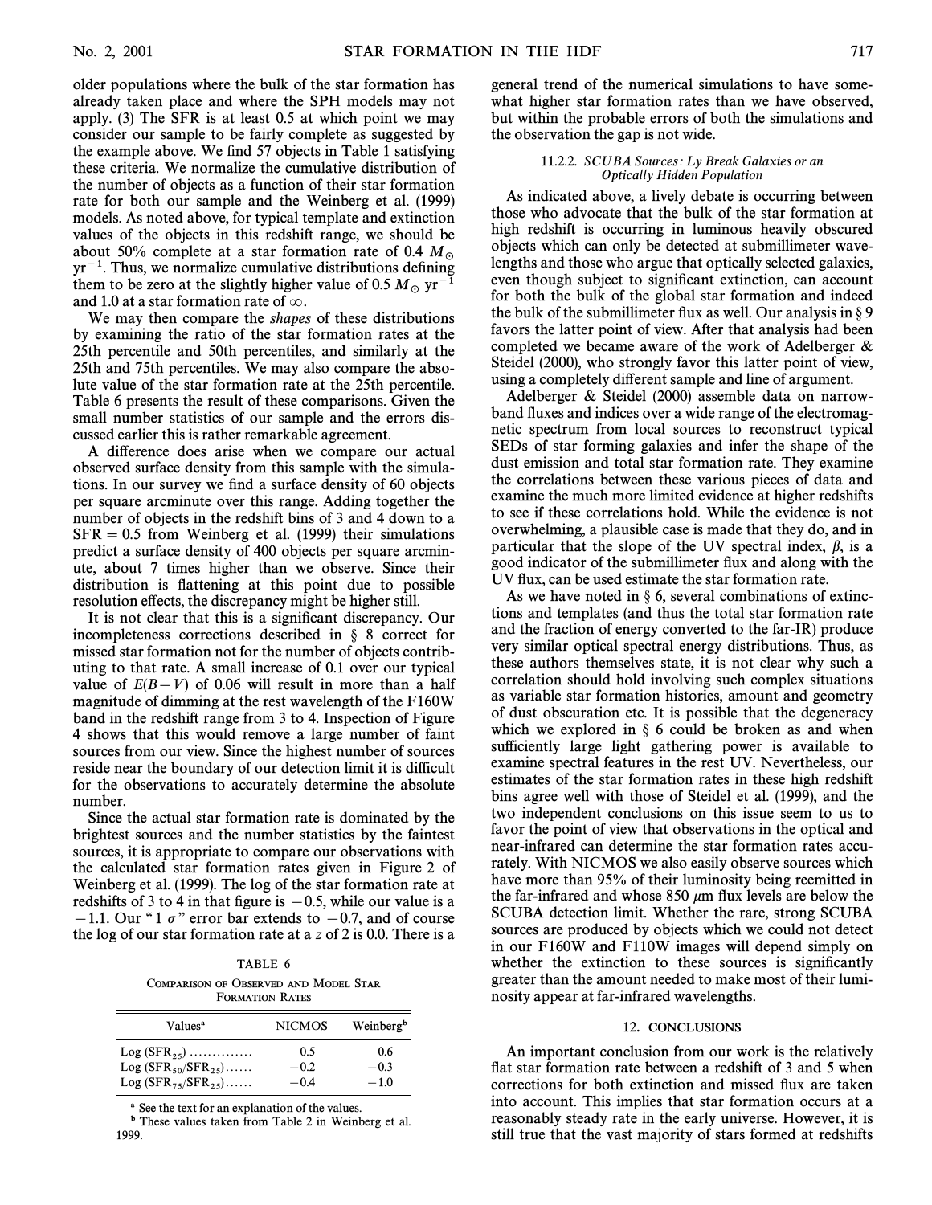older populations where the bulk of the star formation has already taken place and where the SPH models may not apply. (3) The SFR is at least 0.5 at which point we may consider our sample to be fairly complete as suggested by the example above. We find 57 objects in Table 1 satisfying these criteria. We normalize the cumulative distribution of the number of objects as a function of their star formation rate for both our sample and the Weinberg et al. (1999) models. As noted above, for typical template and extinction values of the objects in this redshift range, we should be about 50% complete at a star formation rate of 0.4 $M_\odot$ yr$^{-1}$. Thus, we normalize cumulative distributions defining them to be zero at the slightly higher value of 0.5 $M_\odot$ yr$^{-1}$ and 1.0 at a star formation rate of $\infty$.

We may then compare the *shapes* of these distributions by examining the ratio of the star formation rates at the 25th percentile and 50th percentiles, and similarly at the 25th and 75th percentiles. We may also compare the absolute value of the star formation rate at the 25th percentile. Table 6 presents the result of these comparisons. Given the small number statistics of our sample and the errors discussed earlier this is rather remarkable agreement.

A difference does arise when we compare our actual observed surface density from this sample with the simulations. In our survey we find a surface density of 60 objects per square arcminute over this range. Adding together the number of objects in the redshift bins of 3 and 4 down to a SFR = 0.5 from Weinberg et al. (1999) their simulations predict a surface density of 400 objects per square arcminute, about 7 times higher than we observe. Since their distribution is flattening at this point due to possible resolution effects, the discrepancy might be higher still.

It is not clear that this is a significant discrepancy. Our incompleteness corrections described in § 8 correct for missed star formation not for the number of objects contributing to that rate. A small increase of 0.1 over our typical value of $E(B-V)$ of 0.06 will result in more than a half magnitude of dimming at the rest wavelength of the F160W band in the redshift range from 3 to 4. Inspection of Figure 4 shows that this would remove a large number of faint sources from our view. Since the highest number of sources reside near the boundary of our detection limit it is difficult for the observations to accurately determine the absolute number.

Since the actual star formation rate is dominated by the brightest sources and the number statistics by the faintest sources, it is appropriate to compare our observations with the calculated star formation rates given in Figure 2 of Weinberg et al. (1999). The log of the star formation rate at redshifts of 3 to 4 in that figure is $-0.5$, while our value is a $-1.1$. Our "1 $\sigma$" error bar extends to $-0.7$, and of course the log of our star formation rate at a $z$ of 2 is 0.0. There is a general trend of the numerical simulations to have somewhat higher star formation rates than we have observed, but within the probable errors of both the simulations and the observation the gap is not wide.

TABLE 6

Comparison of Observed and Model Star Formation Rates

| Values[a] | NICMOS | Weinberg[b] |
|---|---|---|
| Log ($SFR_{25}$) .............. | 0.5 | 0.6 |
| Log ($SFR_{50}/SFR_{25}$)...... | −0.2 | −0.3 |
| Log ($SFR_{75}/SFR_{25}$)...... | −0.4 | −1.0 |

[a] See the text for an explanation of the values.

[b] These values taken from Table 2 in Weinberg et al. 1999.

#### 11.2.2. *SCUBA Sources: Ly Break Galaxies or an Optically Hidden Population*

As indicated above, a lively debate is occurring between those who advocate that the bulk of the star formation at high redshift is occurring in luminous heavily obscured objects which can only be detected at submillimeter wavelengths and those who argue that optically selected galaxies, even though subject to significant extinction, can account for both the bulk of the global star formation and indeed the bulk of the submillimeter flux as well. Our analysis in § 9 favors the latter point of view. After that analysis had been completed we became aware of the work of Adelberger & Steidel (2000), who strongly favor this latter point of view, using a completely different sample and line of argument.

Adelberger & Steidel (2000) assemble data on narrowband fluxes and indices over a wide range of the electromagnetic spectrum from local sources to reconstruct typical SEDs of star forming galaxies and infer the shape of the dust emission and total star formation rate. They examine the correlations between these various pieces of data and examine the much more limited evidence at higher redshifts to see if these correlations hold. While the evidence is not overwhelming, a plausible case is made that they do, and in particular that the slope of the UV spectral index, $\beta$, is a good indicator of the submillimeter flux and along with the UV flux, can be used estimate the star formation rate.

As we have noted in § 6, several combinations of extinctions and templates (and thus the total star formation rate and the fraction of energy converted to the far-IR) produce very similar optical spectral energy distributions. Thus, as these authors themselves state, it is not clear why such a correlation should hold involving such complex situations as variable star formation histories, amount and geometry of dust obscuration etc. It is possible that the degeneracy which we explored in § 6 could be broken as and when sufficiently large light gathering power is available to examine spectral features in the rest UV. Nevertheless, our estimates of the star formation rates in these high redshift bins agree well with those of Steidel et al. (1999), and the two independent conclusions on this issue seem to us to favor the point of view that observations in the optical and near-infrared can determine the star formation rates accurately. With NICMOS we also easily observe sources which have more than 95% of their luminosity being reemitted in the far-infrared and whose 850 $\mu$m flux levels are below the SCUBA detection limit. Whether the rare, strong SCUBA sources are produced by objects which we could not detect in our F160W and F110W images will depend simply on whether the extinction to these sources is significantly greater than the amount needed to make most of their luminosity appear at far-infrared wavelengths.

## 12. CONCLUSIONS

An important conclusion from our work is the relatively flat star formation rate between a redshift of 3 and 5 when corrections for both extinction and missed flux are taken into account. This implies that star formation occurs at a reasonably steady rate in the early universe. However, it is still true that the vast majority of stars formed at redshifts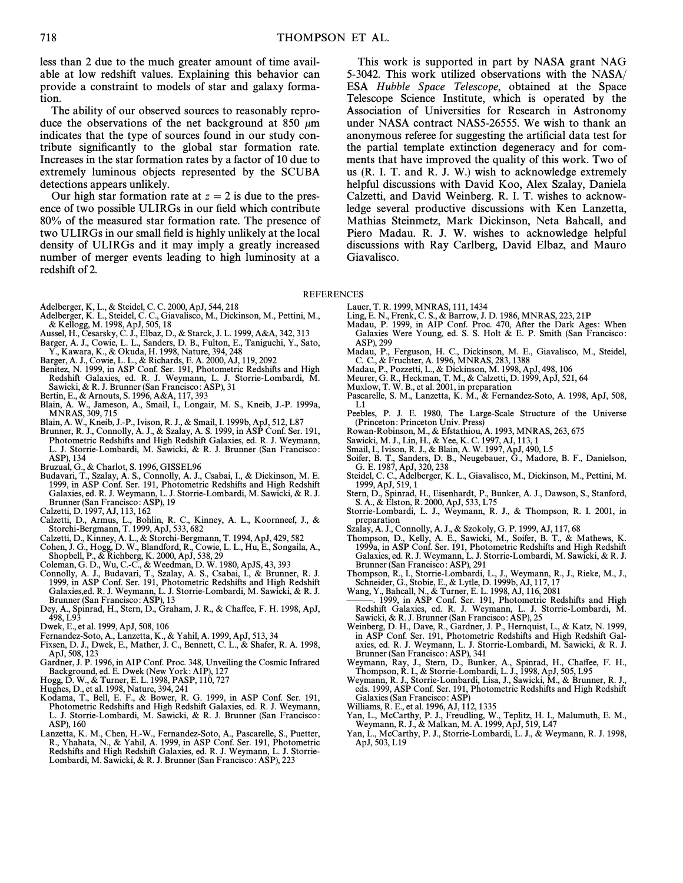less than 2 due to the much greater amount of time available at low redshift values. Explaining this behavior can provide a constraint to models of star and galaxy formation.

The ability of our observed sources to reasonably reproduce the observations of the net background at 850 $\mu$m indicates that the type of sources found in our study contribute significantly to the global star formation rate. Increases in the star formation rates by a factor of 10 due to extremely luminous objects represented by the SCUBA detections appears unlikely.

Our high star formation rate at $z = 2$ is due to the presence of two possible ULIRGs in our field which contribute 80% of the measured star formation rate. The presence of two ULIRGs in our small field is highly unlikely at the local density of ULIRGs and it may imply a greatly increased number of merger events leading to high luminosity at a redshift of 2.

This work is supported in part by NASA grant NAG 5-3042. This work utilized observations with the NASA/ESA *Hubble Space Telescope*, obtained at the Space Telescope Science Institute, which is operated by the Association of Universities for Research in Astronomy under NASA contract NAS5-26555. We wish to thank an anonymous referee for suggesting the artificial data test for the partial template extinction degeneracy and for comments that have improved the quality of this work. Two of us (R. I. T. and R. J. W.) wish to acknowledge extremely helpful discussions with David Koo, Alex Szalay, Daniela Calzetti, and David Weinberg. R. I. T. wishes to acknowledge several productive discussions with Ken Lanzetta, Mathias Steinmetz, Mark Dickinson, Neta Bahcall, and Piero Madau. R. J. W. wishes to acknowledge helpful discussions with Ray Carlberg, David Elbaz, and Mauro Giavalisco.

## REFERENCES

Adelberger, K, L., & Steidel, C. C. 2000, ApJ, 544, 218
Adelberger, K. L., Steidel, C. C., Giavalisco, M., Dickinson, M., Pettini, M., & Kellogg, M. 1998, ApJ, 505, 18
Aussel, H., Cesarsky, C. J., Elbaz, D., & Starck, J. L. 1999, A&A, 342, 313
Barger, A. J., Cowie, L. L., Sanders, D. B., Fulton, E., Taniguchi, Y., Sato, Y., Kawara, K., & Okuda, H. 1998, Nature, 394, 248
Barger, A. J., Cowie, L. L., & Richards, E. A. 2000, AJ, 119, 2092
Benitez, N. 1999, in ASP Conf. Ser. 191, Photometric Redshifts and High Redshift Galaxies, ed. R. J. Weymann, L. J. Storrie-Lombardi, M. Sawicki, & R. J. Brunner (San Francisco: ASP), 31
Bertin, E., & Arnouts, S. 1996, A&A, 117, 393
Blain, A. W., Jameson, A., Smail, I., Longair, M. S., Kneib, J.-P. 1999a, MNRAS, 309, 715
Blain, A. W., Kneib, J.-P., Ivison, R. J., & Smail, I. 1999b, ApJ, 512, L87
Brunner, R. J., Connolly, A. J., & Szalay, A. S. 1999, in ASP Conf. Ser. 191, Photometric Redshifts and High Redshift Galaxies, ed. R. J. Weymann, L. J. Storrie-Lombardi, M. Sawicki, & R. J. Brunner (San Francisco: ASP), 134
Bruzual, G., & Charlot, S. 1996, GISSEL96
Budavari, T., Szalay, A. S., Connolly, A. J., Csabai, I., & Dickinson, M. E. 1999, in ASP Conf. Ser. 191, Photometric Redshifts and High Redshift Galaxies, ed. R. J. Weymann, L. J. Storrie-Lombardi M. Sawicki, & R. J. Brunner (San Francisco: ASP), 19
Calzetti, D. 1997, AJ, 113, 162
Calzetti, D., Armus, L., Bohlin, R. C., Kinney, A. L., Koornneef, J., & Storchi-Bergmann, T. 1999, ApJ, 533, 682
Calzetti, D., Kinney, A. L., & Storchi-Bergmann, T. 1994, ApJ, 429, 582
Cohen, J. G., Hogg, D. W., Blandford, R., Cowie, L. L., Hu, E., Songaila, A., Shopbell, P., & Richberg, K. 2000, ApJ, 538, 29
Coleman, G. D., Wu, C.-C., & Weedman, D. W. 1980, ApJS, 43, 393
Connolly, A. J., Budavari, T., Szalay, A. S., Csabai, I., & Brunner, R. J. 1999, in ASP Conf. Ser. 191, Photometric Redshifts and High Redshift Galaxies,ed. R. J. Weymann, L. J. Storrie-Lombardi, M. Sawicki, & R. J. Brunner (San Francisco: ASP), 13
Dey, A., Spinrad, H., Stern, D., Graham, J. R., & Chaffee, F. H. 1998, ApJ, 498, L93
Dwek, E., et al. 1999, ApJ, 508, 106
Fernandez-Soto, A., Lanzetta, K., & Yahil, A. 1999, ApJ, 513, 34
Fixsen, D. J., Dwek, E., Mather, J. C., Bennett, C. L., & Shafer, R. A. 1998, ApJ, 508, 123
Gardner, J. P. 1996, in AIP Conf. Proc. 348, Unveiling the Cosmic Infrared Background, ed. E. Dwek (New York: AIP), 127
Hogg, D. W., & Turner, E. L. 1998, PASP, 110, 727
Hughes, D., et al. 1998, Nature, 394, 241
Kodama, T., Bell, E. F., & Bower, R. G. 1999, in ASP Conf. Ser. 191, Photometric Redshifts and High Redshift Galaxies, ed. R. J. Weymann, L. J. Storrie-Lombardi, M. Sawicki, & R. J. Brunner (San Francisco: ASP), 160
Lanzetta, K. M., Chen, H.-W., Fernandez-Soto, A., Pascarelle, S., Puetter, R., Yhahata, N., & Yahil, A. 1999, in ASP Conf. Ser. 191, Photometric Redshifts and High Redshift Galaxies, ed. R. J. Weymann, L. J. Storrie-Lombardi, M. Sawicki, & R. J. Brunner (San Francisco: ASP), 223
Lauer, T. R. 1999, MNRAS, 111, 1434
Ling, E. N., Frenk, C. S., & Barrow, J. D. 1986, MNRAS, 223, 21P
Madau, P. 1999, in AIP Conf. Proc. 470, After the Dark Ages: When Galaxies Were Young, ed. S. S. Holt & E. P. Smith (San Francisco: ASP), 299
Madau, P., Ferguson, H. C., Dickinson, M. E., Giavalisco, M., Steidel, C. C., & Fruchter, A. 1996, MNRAS, 283, 1388
Madau, P., Pozzetti, L., & Dickinson, M. 1998, ApJ, 498, 106
Meurer, G. R., Heckman, T. M., & Calzetti, D. 1999, ApJ, 521, 64
Muxlow, T. W. B., et al. 2001, in preparation
Pascarelle, S. M., Lanzetta, K. M., & Fernandez-Soto, A. 1998, ApJ, 508, L1
Peebles, P. J. E. 1980, The Large-Scale Structure of the Universe (Princeton: Princeton Univ. Press)
Rowan-Robinson, M., & Efstathiou, A. 1993, MNRAS, 263, 675
Sawicki, M. J., Lin, H., & Yee, K. C. 1997, AJ, 113, 1
Smail, I., Ivison, R. J., & Blain, A. W. 1997, ApJ, 490, L5
Soifer, B. T., Sanders, D. B., Neugebauer, G., Madore, B. F., Danielson, G. E. 1987, ApJ, 320, 238
Steidel, C. C., Adelberger, K. L., Giavalisco, M., Dickinson, M., Pettini, M. 1999, ApJ, 519, 1
Stern, D., Spinrad, H., Eisenhardt, P., Bunker, A. J., Dawson, S., Stanford, S. A., & Elston, R. 2000, ApJ, 533, L75
Storrie-Lombardi, L. J., Weymann, R. J., & Thompson, R. I. 2001, in preparation
Szalay, A. J., Connolly, A. J., & Szokoly, G. P. 1999, AJ, 117, 68
Thompson, D., Kelly, A. E., Sawicki, M., Soifer, B. T., & Mathews, K. 1999a, in ASP Conf. Ser. 191, Photometric Redshifts and High Redshift Galaxies, ed. R. J. Weymann, L. J. Storrie-Lombardi, M. Sawicki, & R. J. Brunner (San Francisco: ASP), 291
Thompson, R., I., Storrie-Lombardi, L., J., Weymann, R., J., Rieke, M., J., Schneider, G., Stobie, E., & Lytle, D. 1999b, AJ, 117, 17
Wang, Y., Bahcall, N., & Turner, E. L. 1998, AJ, 116, 2081
———. 1999, in ASP Conf. Ser. 191, Photometric Redshifts and High Redshift Galaxies, ed. R. J. Weymann, L. J. Storrie-Lombardi, M. Sawicki, & R. J. Brunner (San Francisco: ASP), 25
Weinberg, D. H., Dave, R., Gardner, J. P., Hernquist, L., & Katz, N. 1999, in ASP Conf. Ser. 191, Photometric Redshifts and High Redshift Galaxies, ed. R. J. Weymann, L. J. Storrie-Lombardi, M. Sawicki, & R. J. Brunner (San Francisco: ASP), 341
Weymann, Ray, J., Stern, D., Bunker, A., Spinrad, H., Chaffee, F. H., Thompson, R. I., & Storrie-Lombardi, L. J., 1998, ApJ, 505, L95
Weymann, R. J., Storrie-Lombardi, Lisa, J., Sawicki, M., & Brunner, R. J., eds. 1999, ASP Conf. Ser. 191, Photometric Redshifts and High Redshift Galaxies (San Francisco: ASP)
Williams, R. E., et al. 1996, AJ, 112, 1335
Yan, L., McCarthy, P. J., Freudling, W., Teplitz, H. I., Malumuth, E. M., Weymann, R. J., & Malkan, M. A. 1999, ApJ, 519, L47
Yan, L., McCarthy, P. J., Storrie-Lombardi, L. J., & Weymann, R. J. 1998, ApJ, 503, L19